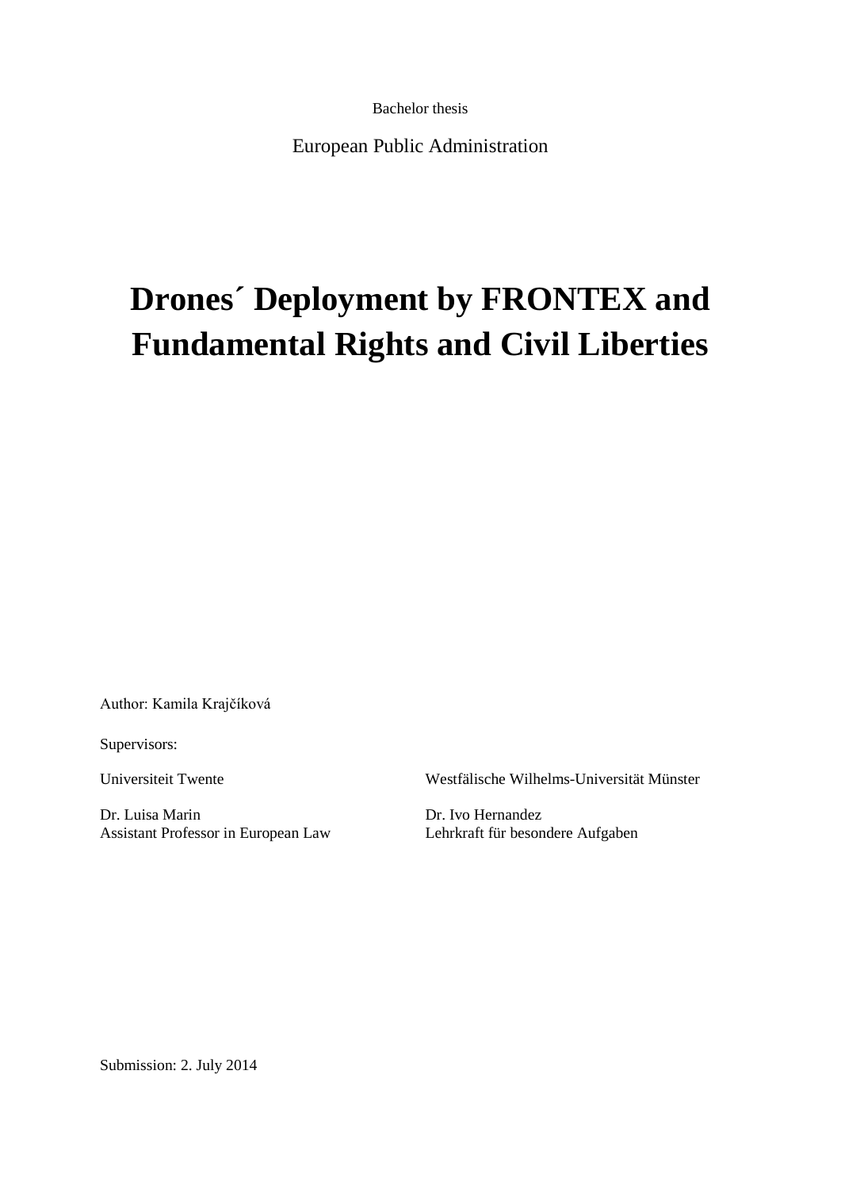Bachelor thesis

European Public Administration

# Drones´ Deployment by FRONTEX and Fundamental Rights and Civil Liberties

Author: Kamila Krajčíková

Supervisors:

Universiteit Twente

Dr. Luisa Marin
Assistant Professor in European Law

Westfälische Wilhelms-Universität Münster

Dr. Ivo Hernandez
Lehrkraft für besondere Aufgaben

Submission: 2. July 2014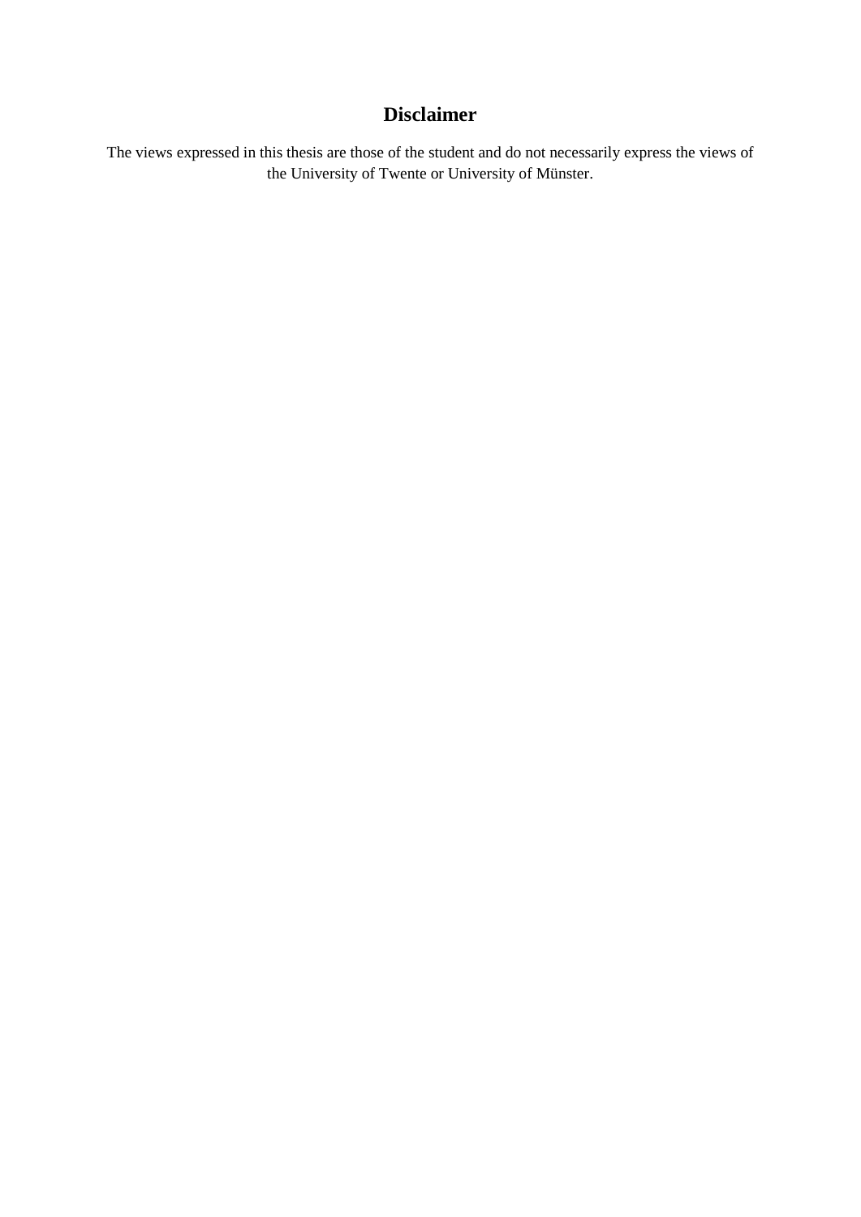# Disclaimer

The views expressed in this thesis are those of the student and do not necessarily express the views of the University of Twente or University of Münster.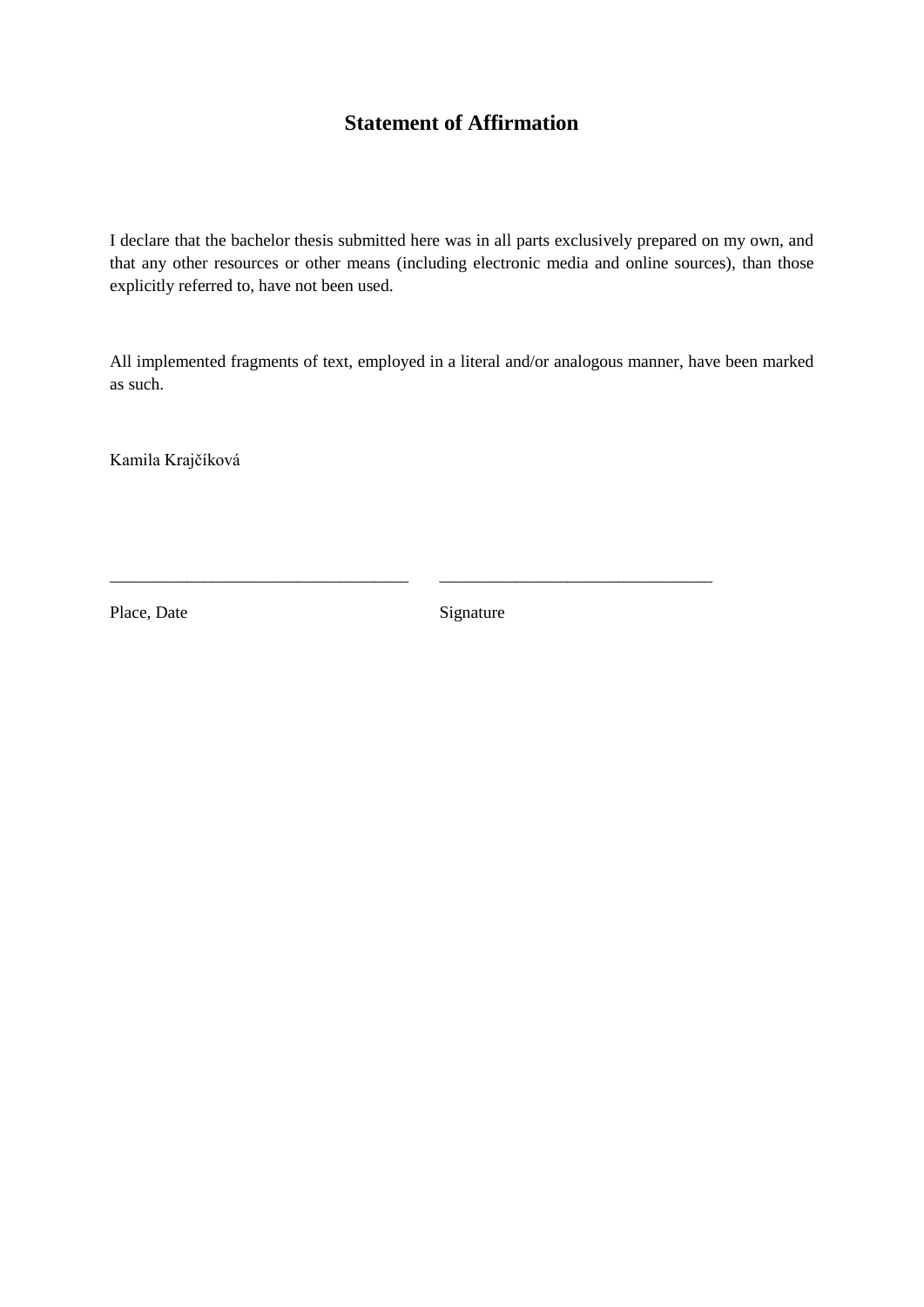# Statement of Affirmation

I declare that the bachelor thesis submitted here was in all parts exclusively prepared on my own, and that any other resources or other means (including electronic media and online sources), than those explicitly referred to, have not been used.

All implemented fragments of text, employed in a literal and/or analogous manner, have been marked as such.

Kamila Krajčíková

___________________________________ ________________________________

Place, Date Signature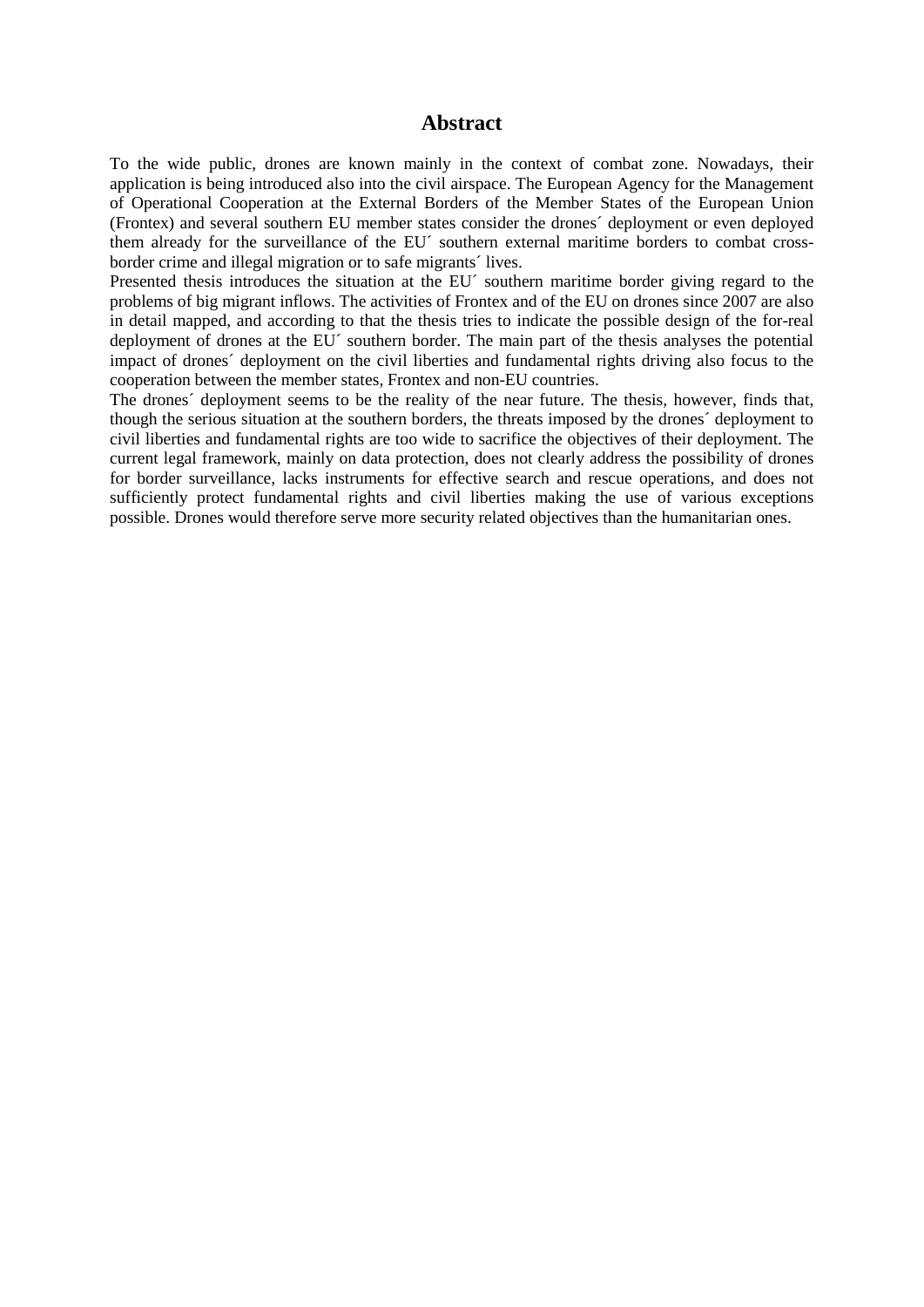# Abstract

To the wide public, drones are known mainly in the context of combat zone. Nowadays, their application is being introduced also into the civil airspace. The European Agency for the Management of Operational Cooperation at the External Borders of the Member States of the European Union (Frontex) and several southern EU member states consider the drones´ deployment or even deployed them already for the surveillance of the EU´ southern external maritime borders to combat cross-border crime and illegal migration or to safe migrants´ lives.

Presented thesis introduces the situation at the EU´ southern maritime border giving regard to the problems of big migrant inflows. The activities of Frontex and of the EU on drones since 2007 are also in detail mapped, and according to that the thesis tries to indicate the possible design of the for-real deployment of drones at the EU´ southern border. The main part of the thesis analyses the potential impact of drones´ deployment on the civil liberties and fundamental rights driving also focus to the cooperation between the member states, Frontex and non-EU countries.

The drones´ deployment seems to be the reality of the near future. The thesis, however, finds that, though the serious situation at the southern borders, the threats imposed by the drones´ deployment to civil liberties and fundamental rights are too wide to sacrifice the objectives of their deployment. The current legal framework, mainly on data protection, does not clearly address the possibility of drones for border surveillance, lacks instruments for effective search and rescue operations, and does not sufficiently protect fundamental rights and civil liberties making the use of various exceptions possible. Drones would therefore serve more security related objectives than the humanitarian ones.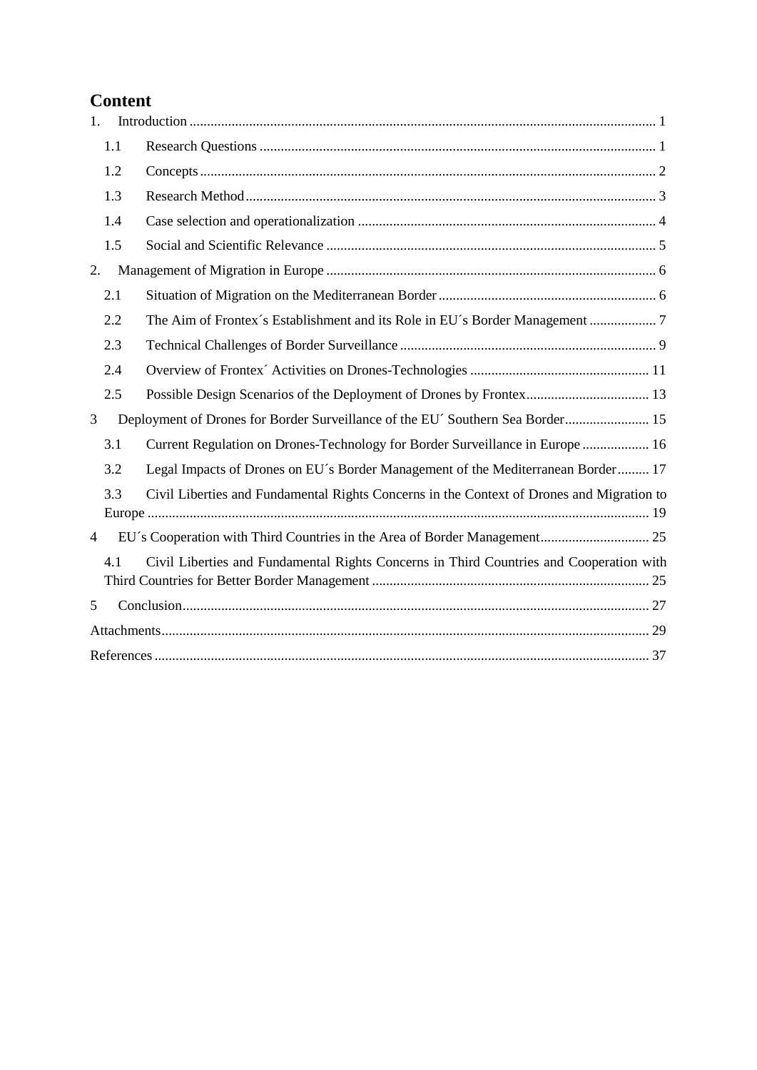# Content

1. Introduction ..... 1
   - 1.1 Research Questions ..... 1
   - 1.2 Concepts ..... 2
   - 1.3 Research Method ..... 3
   - 1.4 Case selection and operationalization ..... 4
   - 1.5 Social and Scientific Relevance ..... 5
2. Management of Migration in Europe ..... 6
   - 2.1 Situation of Migration on the Mediterranean Border ..... 6
   - 2.2 The Aim of Frontex´s Establishment and its Role in EU´s Border Management ..... 7
   - 2.3 Technical Challenges of Border Surveillance ..... 9
   - 2.4 Overview of Frontex´ Activities on Drones-Technologies ..... 11
   - 2.5 Possible Design Scenarios of the Deployment of Drones by Frontex ..... 13
3 Deployment of Drones for Border Surveillance of the EU´ Southern Sea Border ..... 15
   - 3.1 Current Regulation on Drones-Technology for Border Surveillance in Europe ..... 16
   - 3.2 Legal Impacts of Drones on EU´s Border Management of the Mediterranean Border ..... 17
   - 3.3 Civil Liberties and Fundamental Rights Concerns in the Context of Drones and Migration to Europe ..... 19
4 EU´s Cooperation with Third Countries in the Area of Border Management ..... 25
   - 4.1 Civil Liberties and Fundamental Rights Concerns in Third Countries and Cooperation with Third Countries for Better Border Management ..... 25
5 Conclusion ..... 27

Attachments ..... 29

References ..... 37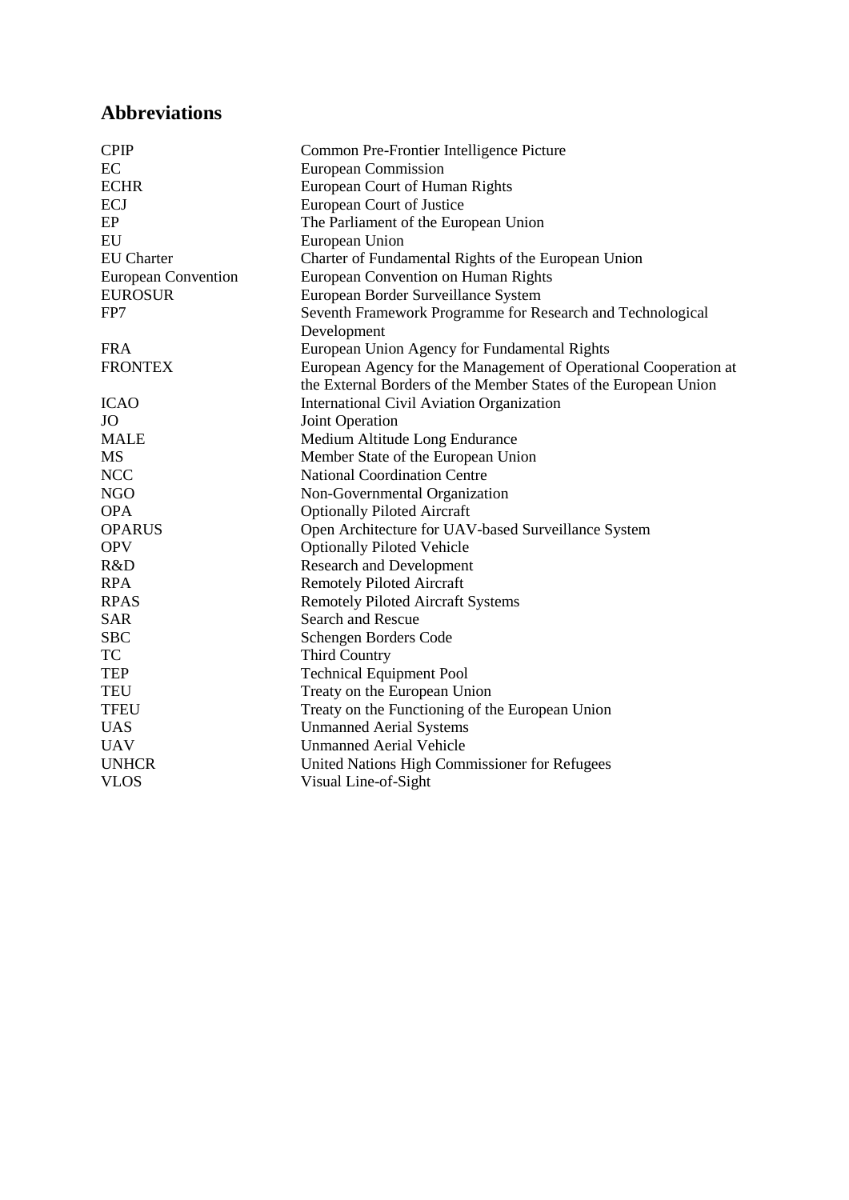## Abbreviations

| | |
|---|---|
| CPIP | Common Pre-Frontier Intelligence Picture |
| EC | European Commission |
| ECHR | European Court of Human Rights |
| ECJ | European Court of Justice |
| EP | The Parliament of the European Union |
| EU | European Union |
| EU Charter | Charter of Fundamental Rights of the European Union |
| European Convention | European Convention on Human Rights |
| EUROSUR | European Border Surveillance System |
| FP7 | Seventh Framework Programme for Research and Technological Development |
| FRA | European Union Agency for Fundamental Rights |
| FRONTEX | European Agency for the Management of Operational Cooperation at the External Borders of the Member States of the European Union |
| ICAO | International Civil Aviation Organization |
| JO | Joint Operation |
| MALE | Medium Altitude Long Endurance |
| MS | Member State of the European Union |
| NCC | National Coordination Centre |
| NGO | Non-Governmental Organization |
| OPA | Optionally Piloted Aircraft |
| OPARUS | Open Architecture for UAV-based Surveillance System |
| OPV | Optionally Piloted Vehicle |
| R&D | Research and Development |
| RPA | Remotely Piloted Aircraft |
| RPAS | Remotely Piloted Aircraft Systems |
| SAR | Search and Rescue |
| SBC | Schengen Borders Code |
| TC | Third Country |
| TEP | Technical Equipment Pool |
| TEU | Treaty on the European Union |
| TFEU | Treaty on the Functioning of the European Union |
| UAS | Unmanned Aerial Systems |
| UAV | Unmanned Aerial Vehicle |
| UNHCR | United Nations High Commissioner for Refugees |
| VLOS | Visual Line-of-Sight |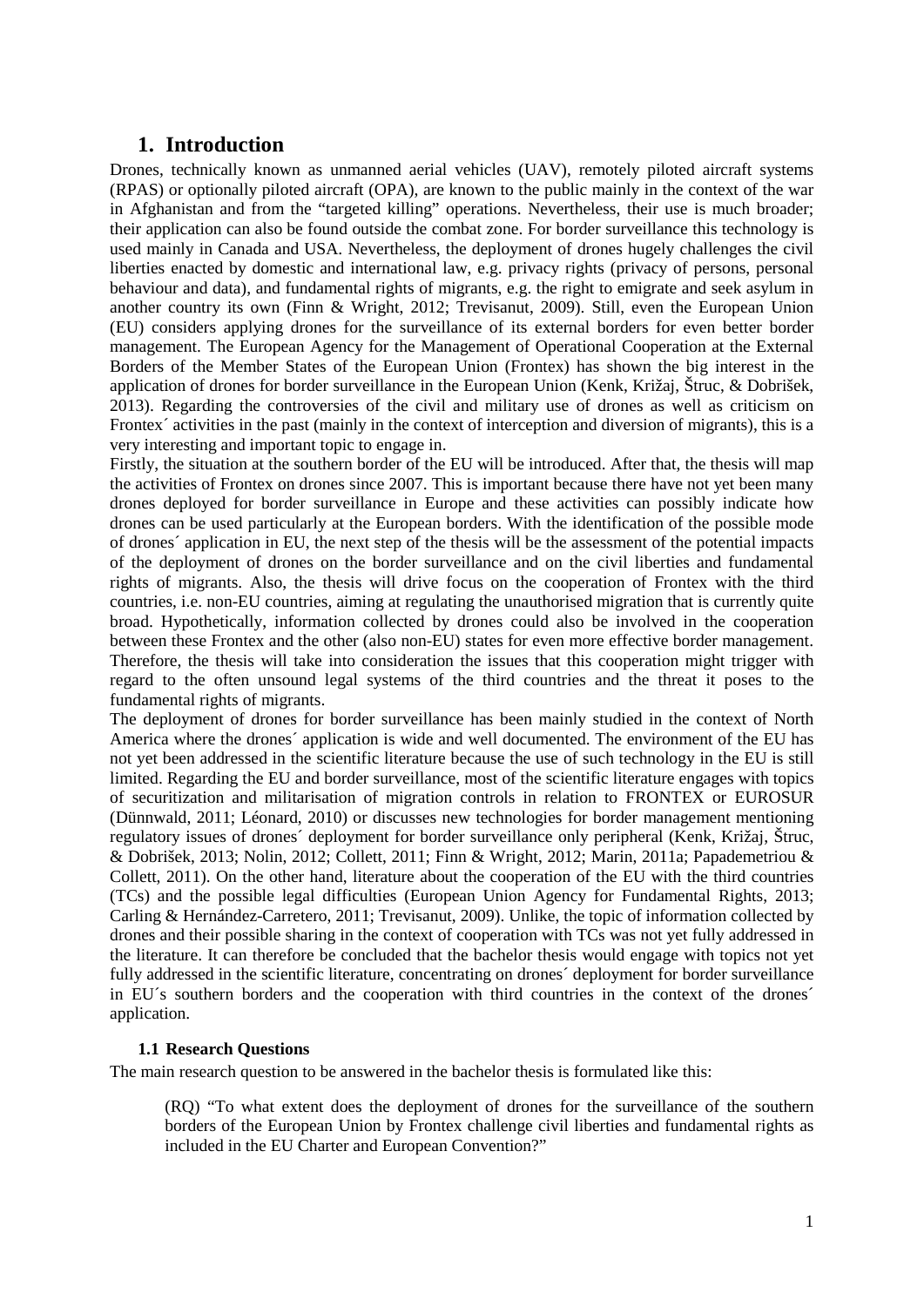# 1. Introduction

Drones, technically known as unmanned aerial vehicles (UAV), remotely piloted aircraft systems (RPAS) or optionally piloted aircraft (OPA), are known to the public mainly in the context of the war in Afghanistan and from the "targeted killing" operations. Nevertheless, their use is much broader; their application can also be found outside the combat zone. For border surveillance this technology is used mainly in Canada and USA. Nevertheless, the deployment of drones hugely challenges the civil liberties enacted by domestic and international law, e.g. privacy rights (privacy of persons, personal behaviour and data), and fundamental rights of migrants, e.g. the right to emigrate and seek asylum in another country its own (Finn & Wright, 2012; Trevisanut, 2009). Still, even the European Union (EU) considers applying drones for the surveillance of its external borders for even better border management. The European Agency for the Management of Operational Cooperation at the External Borders of the Member States of the European Union (Frontex) has shown the big interest in the application of drones for border surveillance in the European Union (Kenk, Križaj, Štruc, & Dobrišek, 2013). Regarding the controversies of the civil and military use of drones as well as criticism on Frontex´ activities in the past (mainly in the context of interception and diversion of migrants), this is a very interesting and important topic to engage in.

Firstly, the situation at the southern border of the EU will be introduced. After that, the thesis will map the activities of Frontex on drones since 2007. This is important because there have not yet been many drones deployed for border surveillance in Europe and these activities can possibly indicate how drones can be used particularly at the European borders. With the identification of the possible mode of drones´ application in EU, the next step of the thesis will be the assessment of the potential impacts of the deployment of drones on the border surveillance and on the civil liberties and fundamental rights of migrants. Also, the thesis will drive focus on the cooperation of Frontex with the third countries, i.e. non-EU countries, aiming at regulating the unauthorised migration that is currently quite broad. Hypothetically, information collected by drones could also be involved in the cooperation between these Frontex and the other (also non-EU) states for even more effective border management. Therefore, the thesis will take into consideration the issues that this cooperation might trigger with regard to the often unsound legal systems of the third countries and the threat it poses to the fundamental rights of migrants.

The deployment of drones for border surveillance has been mainly studied in the context of North America where the drones´ application is wide and well documented. The environment of the EU has not yet been addressed in the scientific literature because the use of such technology in the EU is still limited. Regarding the EU and border surveillance, most of the scientific literature engages with topics of securitization and militarisation of migration controls in relation to FRONTEX or EUROSUR (Dünnwald, 2011; Léonard, 2010) or discusses new technologies for border management mentioning regulatory issues of drones´ deployment for border surveillance only peripheral (Kenk, Križaj, Štruc, & Dobrišek, 2013; Nolin, 2012; Collett, 2011; Finn & Wright, 2012; Marin, 2011a; Papademetriou & Collett, 2011). On the other hand, literature about the cooperation of the EU with the third countries (TCs) and the possible legal difficulties (European Union Agency for Fundamental Rights, 2013; Carling & Hernández-Carretero, 2011; Trevisanut, 2009). Unlike, the topic of information collected by drones and their possible sharing in the context of cooperation with TCs was not yet fully addressed in the literature. It can therefore be concluded that the bachelor thesis would engage with topics not yet fully addressed in the scientific literature, concentrating on drones´ deployment for border surveillance in EU´s southern borders and the cooperation with third countries in the context of the drones´ application.

## 1.1 Research Questions

The main research question to be answered in the bachelor thesis is formulated like this:

> (RQ) "To what extent does the deployment of drones for the surveillance of the southern borders of the European Union by Frontex challenge civil liberties and fundamental rights as included in the EU Charter and European Convention?"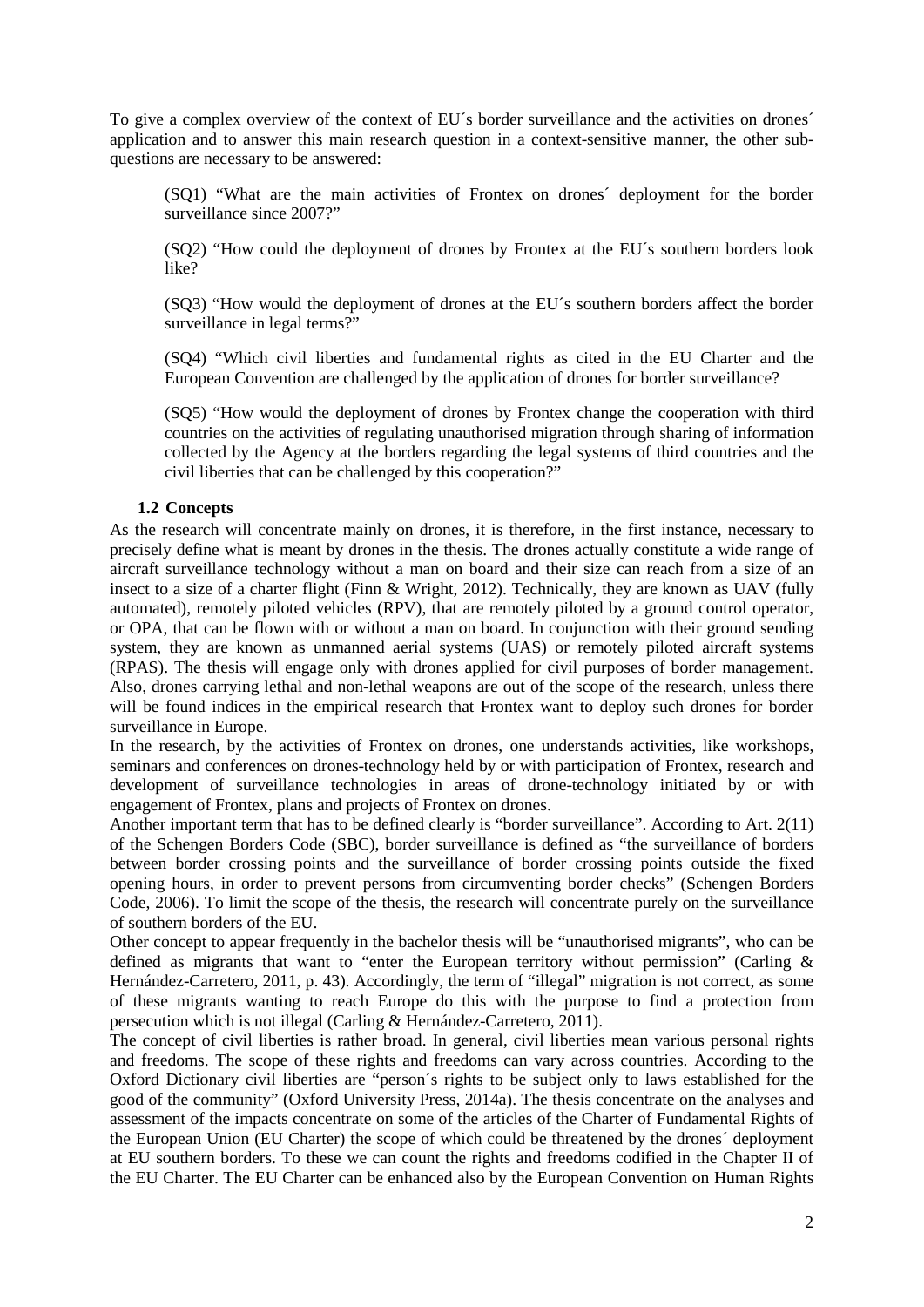To give a complex overview of the context of EU´s border surveillance and the activities on drones´ application and to answer this main research question in a context-sensitive manner, the other sub-questions are necessary to be answered:

> (SQ1) "What are the main activities of Frontex on drones´ deployment for the border surveillance since 2007?"
>
> (SQ2) "How could the deployment of drones by Frontex at the EU´s southern borders look like?
>
> (SQ3) "How would the deployment of drones at the EU´s southern borders affect the border surveillance in legal terms?"
>
> (SQ4) "Which civil liberties and fundamental rights as cited in the EU Charter and the European Convention are challenged by the application of drones for border surveillance?
>
> (SQ5) "How would the deployment of drones by Frontex change the cooperation with third countries on the activities of regulating unauthorised migration through sharing of information collected by the Agency at the borders regarding the legal systems of third countries and the civil liberties that can be challenged by this cooperation?"

### 1.2 Concepts

As the research will concentrate mainly on drones, it is therefore, in the first instance, necessary to precisely define what is meant by drones in the thesis. The drones actually constitute a wide range of aircraft surveillance technology without a man on board and their size can reach from a size of an insect to a size of a charter flight (Finn & Wright, 2012). Technically, they are known as UAV (fully automated), remotely piloted vehicles (RPV), that are remotely piloted by a ground control operator, or OPA, that can be flown with or without a man on board. In conjunction with their ground sending system, they are known as unmanned aerial systems (UAS) or remotely piloted aircraft systems (RPAS). The thesis will engage only with drones applied for civil purposes of border management. Also, drones carrying lethal and non-lethal weapons are out of the scope of the research, unless there will be found indices in the empirical research that Frontex want to deploy such drones for border surveillance in Europe.

In the research, by the activities of Frontex on drones, one understands activities, like workshops, seminars and conferences on drones-technology held by or with participation of Frontex, research and development of surveillance technologies in areas of drone-technology initiated by or with engagement of Frontex, plans and projects of Frontex on drones.

Another important term that has to be defined clearly is "border surveillance". According to Art. 2(11) of the Schengen Borders Code (SBC), border surveillance is defined as "the surveillance of borders between border crossing points and the surveillance of border crossing points outside the fixed opening hours, in order to prevent persons from circumventing border checks" (Schengen Borders Code, 2006). To limit the scope of the thesis, the research will concentrate purely on the surveillance of southern borders of the EU.

Other concept to appear frequently in the bachelor thesis will be "unauthorised migrants", who can be defined as migrants that want to "enter the European territory without permission" (Carling & Hernández-Carretero, 2011, p. 43). Accordingly, the term of "illegal" migration is not correct, as some of these migrants wanting to reach Europe do this with the purpose to find a protection from persecution which is not illegal (Carling & Hernández-Carretero, 2011).

The concept of civil liberties is rather broad. In general, civil liberties mean various personal rights and freedoms. The scope of these rights and freedoms can vary across countries. According to the Oxford Dictionary civil liberties are "person´s rights to be subject only to laws established for the good of the community" (Oxford University Press, 2014a). The thesis concentrate on the analyses and assessment of the impacts concentrate on some of the articles of the Charter of Fundamental Rights of the European Union (EU Charter) the scope of which could be threatened by the drones´ deployment at EU southern borders. To these we can count the rights and freedoms codified in the Chapter II of the EU Charter. The EU Charter can be enhanced also by the European Convention on Human Rights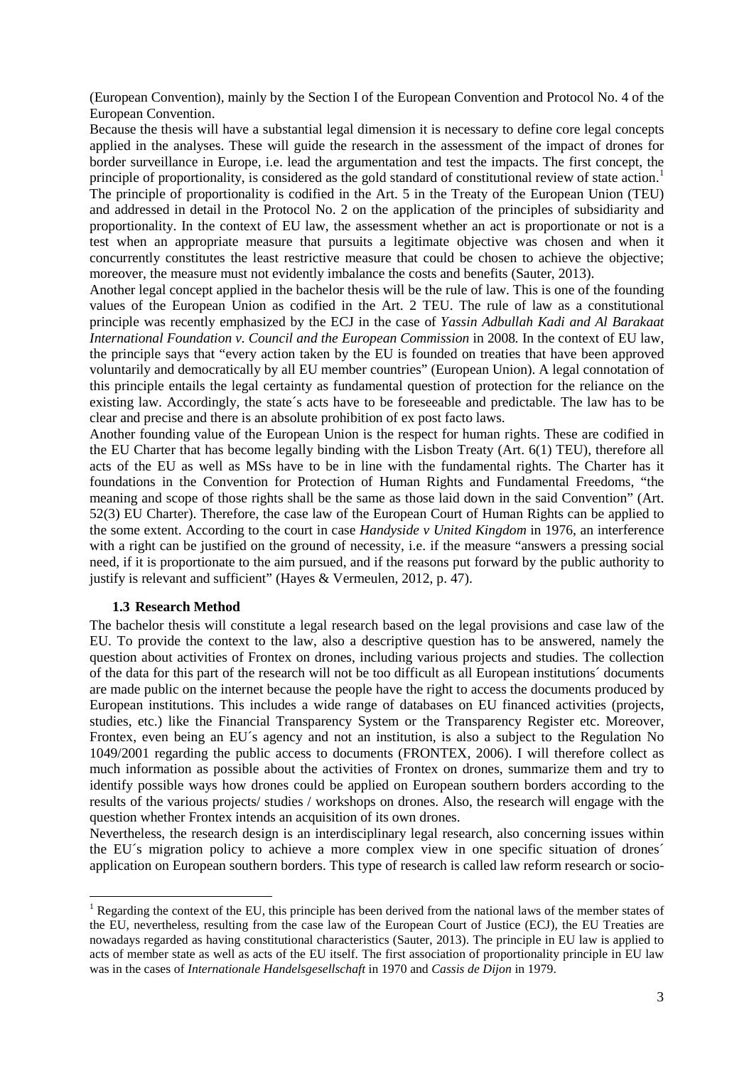(European Convention), mainly by the Section I of the European Convention and Protocol No. 4 of the European Convention.

Because the thesis will have a substantial legal dimension it is necessary to define core legal concepts applied in the analyses. These will guide the research in the assessment of the impact of drones for border surveillance in Europe, i.e. lead the argumentation and test the impacts. The first concept, the principle of proportionality, is considered as the gold standard of constitutional review of state action.[1] The principle of proportionality is codified in the Art. 5 in the Treaty of the European Union (TEU) and addressed in detail in the Protocol No. 2 on the application of the principles of subsidiarity and proportionality. In the context of EU law, the assessment whether an act is proportionate or not is a test when an appropriate measure that pursuits a legitimate objective was chosen and when it concurrently constitutes the least restrictive measure that could be chosen to achieve the objective; moreover, the measure must not evidently imbalance the costs and benefits (Sauter, 2013).

Another legal concept applied in the bachelor thesis will be the rule of law. This is one of the founding values of the European Union as codified in the Art. 2 TEU. The rule of law as a constitutional principle was recently emphasized by the ECJ in the case of *Yassin Adbullah Kadi and Al Barakaat International Foundation v. Council and the European Commission* in 2008. In the context of EU law, the principle says that "every action taken by the EU is founded on treaties that have been approved voluntarily and democratically by all EU member countries" (European Union). A legal connotation of this principle entails the legal certainty as fundamental question of protection for the reliance on the existing law. Accordingly, the state´s acts have to be foreseeable and predictable. The law has to be clear and precise and there is an absolute prohibition of ex post facto laws.

Another founding value of the European Union is the respect for human rights. These are codified in the EU Charter that has become legally binding with the Lisbon Treaty (Art. 6(1) TEU), therefore all acts of the EU as well as MSs have to be in line with the fundamental rights. The Charter has it foundations in the Convention for Protection of Human Rights and Fundamental Freedoms, "the meaning and scope of those rights shall be the same as those laid down in the said Convention" (Art. 52(3) EU Charter). Therefore, the case law of the European Court of Human Rights can be applied to the some extent. According to the court in case *Handyside v United Kingdom* in 1976, an interference with a right can be justified on the ground of necessity, i.e. if the measure "answers a pressing social need, if it is proportionate to the aim pursued, and if the reasons put forward by the public authority to justify is relevant and sufficient" (Hayes & Vermeulen, 2012, p. 47).

### 1.3 Research Method

The bachelor thesis will constitute a legal research based on the legal provisions and case law of the EU. To provide the context to the law, also a descriptive question has to be answered, namely the question about activities of Frontex on drones, including various projects and studies. The collection of the data for this part of the research will not be too difficult as all European institutions´ documents are made public on the internet because the people have the right to access the documents produced by European institutions. This includes a wide range of databases on EU financed activities (projects, studies, etc.) like the Financial Transparency System or the Transparency Register etc. Moreover, Frontex, even being an EU´s agency and not an institution, is also a subject to the Regulation No 1049/2001 regarding the public access to documents (FRONTEX, 2006). I will therefore collect as much information as possible about the activities of Frontex on drones, summarize them and try to identify possible ways how drones could be applied on European southern borders according to the results of the various projects/ studies / workshops on drones. Also, the research will engage with the question whether Frontex intends an acquisition of its own drones.

Nevertheless, the research design is an interdisciplinary legal research, also concerning issues within the EU´s migration policy to achieve a more complex view in one specific situation of drones´ application on European southern borders. This type of research is called law reform research or socio-

---

[1] Regarding the context of the EU, this principle has been derived from the national laws of the member states of the EU, nevertheless, resulting from the case law of the European Court of Justice (ECJ), the EU Treaties are nowadays regarded as having constitutional characteristics (Sauter, 2013). The principle in EU law is applied to acts of member state as well as acts of the EU itself. The first association of proportionality principle in EU law was in the cases of *Internationale Handelsgesellschaft* in 1970 and *Cassis de Dijon* in 1979.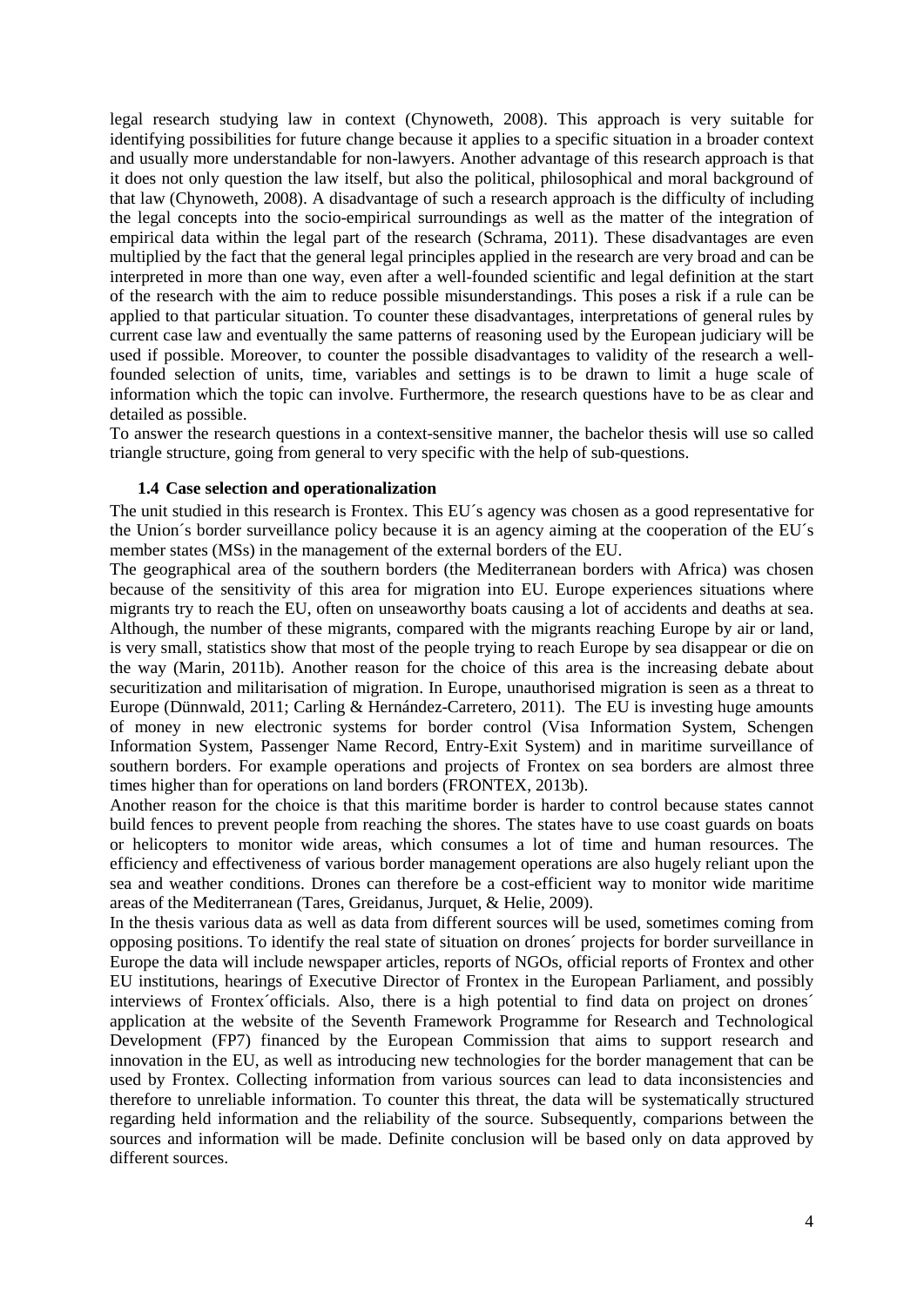legal research studying law in context (Chynoweth, 2008). This approach is very suitable for identifying possibilities for future change because it applies to a specific situation in a broader context and usually more understandable for non-lawyers. Another advantage of this research approach is that it does not only question the law itself, but also the political, philosophical and moral background of that law (Chynoweth, 2008). A disadvantage of such a research approach is the difficulty of including the legal concepts into the socio-empirical surroundings as well as the matter of the integration of empirical data within the legal part of the research (Schrama, 2011). These disadvantages are even multiplied by the fact that the general legal principles applied in the research are very broad and can be interpreted in more than one way, even after a well-founded scientific and legal definition at the start of the research with the aim to reduce possible misunderstandings. This poses a risk if a rule can be applied to that particular situation. To counter these disadvantages, interpretations of general rules by current case law and eventually the same patterns of reasoning used by the European judiciary will be used if possible. Moreover, to counter the possible disadvantages to validity of the research a well-founded selection of units, time, variables and settings is to be drawn to limit a huge scale of information which the topic can involve. Furthermore, the research questions have to be as clear and detailed as possible.

To answer the research questions in a context-sensitive manner, the bachelor thesis will use so called triangle structure, going from general to very specific with the help of sub-questions.

### 1.4 Case selection and operationalization

The unit studied in this research is Frontex. This EU´s agency was chosen as a good representative for the Union´s border surveillance policy because it is an agency aiming at the cooperation of the EU´s member states (MSs) in the management of the external borders of the EU.

The geographical area of the southern borders (the Mediterranean borders with Africa) was chosen because of the sensitivity of this area for migration into EU. Europe experiences situations where migrants try to reach the EU, often on unseaworthy boats causing a lot of accidents and deaths at sea. Although, the number of these migrants, compared with the migrants reaching Europe by air or land, is very small, statistics show that most of the people trying to reach Europe by sea disappear or die on the way (Marin, 2011b). Another reason for the choice of this area is the increasing debate about securitization and militarisation of migration. In Europe, unauthorised migration is seen as a threat to Europe (Dünnwald, 2011; Carling & Hernández-Carretero, 2011). The EU is investing huge amounts of money in new electronic systems for border control (Visa Information System, Schengen Information System, Passenger Name Record, Entry-Exit System) and in maritime surveillance of southern borders. For example operations and projects of Frontex on sea borders are almost three times higher than for operations on land borders (FRONTEX, 2013b).

Another reason for the choice is that this maritime border is harder to control because states cannot build fences to prevent people from reaching the shores. The states have to use coast guards on boats or helicopters to monitor wide areas, which consumes a lot of time and human resources. The efficiency and effectiveness of various border management operations are also hugely reliant upon the sea and weather conditions. Drones can therefore be a cost-efficient way to monitor wide maritime areas of the Mediterranean (Tares, Greidanus, Jurquet, & Helie, 2009).

In the thesis various data as well as data from different sources will be used, sometimes coming from opposing positions. To identify the real state of situation on drones´ projects for border surveillance in Europe the data will include newspaper articles, reports of NGOs, official reports of Frontex and other EU institutions, hearings of Executive Director of Frontex in the European Parliament, and possibly interviews of Frontex´officials. Also, there is a high potential to find data on project on drones´ application at the website of the Seventh Framework Programme for Research and Technological Development (FP7) financed by the European Commission that aims to support research and innovation in the EU, as well as introducing new technologies for the border management that can be used by Frontex. Collecting information from various sources can lead to data inconsistencies and therefore to unreliable information. To counter this threat, the data will be systematically structured regarding held information and the reliability of the source. Subsequently, comparions between the sources and information will be made. Definite conclusion will be based only on data approved by different sources.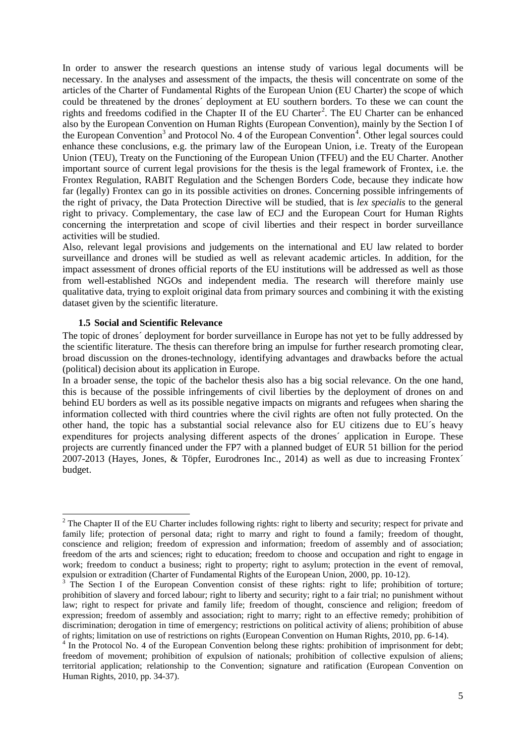In order to answer the research questions an intense study of various legal documents will be necessary. In the analyses and assessment of the impacts, the thesis will concentrate on some of the articles of the Charter of Fundamental Rights of the European Union (EU Charter) the scope of which could be threatened by the drones´ deployment at EU southern borders. To these we can count the rights and freedoms codified in the Chapter II of the EU Charter[2]. The EU Charter can be enhanced also by the European Convention on Human Rights (European Convention), mainly by the Section I of the European Convention[3] and Protocol No. 4 of the European Convention[4]. Other legal sources could enhance these conclusions, e.g. the primary law of the European Union, i.e. Treaty of the European Union (TEU), Treaty on the Functioning of the European Union (TFEU) and the EU Charter. Another important source of current legal provisions for the thesis is the legal framework of Frontex, i.e. the Frontex Regulation, RABIT Regulation and the Schengen Borders Code, because they indicate how far (legally) Frontex can go in its possible activities on drones. Concerning possible infringements of the right of privacy, the Data Protection Directive will be studied, that is *lex specialis* to the general right to privacy. Complementary, the case law of ECJ and the European Court for Human Rights concerning the interpretation and scope of civil liberties and their respect in border surveillance activities will be studied.

Also, relevant legal provisions and judgements on the international and EU law related to border surveillance and drones will be studied as well as relevant academic articles. In addition, for the impact assessment of drones official reports of the EU institutions will be addressed as well as those from well-established NGOs and independent media. The research will therefore mainly use qualitative data, trying to exploit original data from primary sources and combining it with the existing dataset given by the scientific literature.

### 1.5 Social and Scientific Relevance

The topic of drones´ deployment for border surveillance in Europe has not yet to be fully addressed by the scientific literature. The thesis can therefore bring an impulse for further research promoting clear, broad discussion on the drones-technology, identifying advantages and drawbacks before the actual (political) decision about its application in Europe.

In a broader sense, the topic of the bachelor thesis also has a big social relevance. On the one hand, this is because of the possible infringements of civil liberties by the deployment of drones on and behind EU borders as well as its possible negative impacts on migrants and refugees when sharing the information collected with third countries where the civil rights are often not fully protected. On the other hand, the topic has a substantial social relevance also for EU citizens due to EU´s heavy expenditures for projects analysing different aspects of the drones´ application in Europe. These projects are currently financed under the FP7 with a planned budget of EUR 51 billion for the period 2007-2013 (Hayes, Jones, & Töpfer, Eurodrones Inc., 2014) as well as due to increasing Frontex´ budget.

---

[2] The Chapter II of the EU Charter includes following rights: right to liberty and security; respect for private and family life; protection of personal data; right to marry and right to found a family; freedom of thought, conscience and religion; freedom of expression and information; freedom of assembly and of association; freedom of the arts and sciences; right to education; freedom to choose and occupation and right to engage in work; freedom to conduct a business; right to property; right to asylum; protection in the event of removal, expulsion or extradition (Charter of Fundamental Rights of the European Union, 2000, pp. 10-12).

[3] The Section I of the European Convention consist of these rights: right to life; prohibition of torture; prohibition of slavery and forced labour; right to liberty and security; right to a fair trial; no punishment without law; right to respect for private and family life; freedom of thought, conscience and religion; freedom of expression; freedom of assembly and association; right to marry; right to an effective remedy; prohibition of discrimination; derogation in time of emergency; restrictions on political activity of aliens; prohibition of abuse of rights; limitation on use of restrictions on rights (European Convention on Human Rights, 2010, pp. 6-14).

[4] In the Protocol No. 4 of the European Convention belong these rights: prohibition of imprisonment for debt; freedom of movement; prohibition of expulsion of nationals; prohibition of collective expulsion of aliens; territorial application; relationship to the Convention; signature and ratification (European Convention on Human Rights, 2010, pp. 34-37).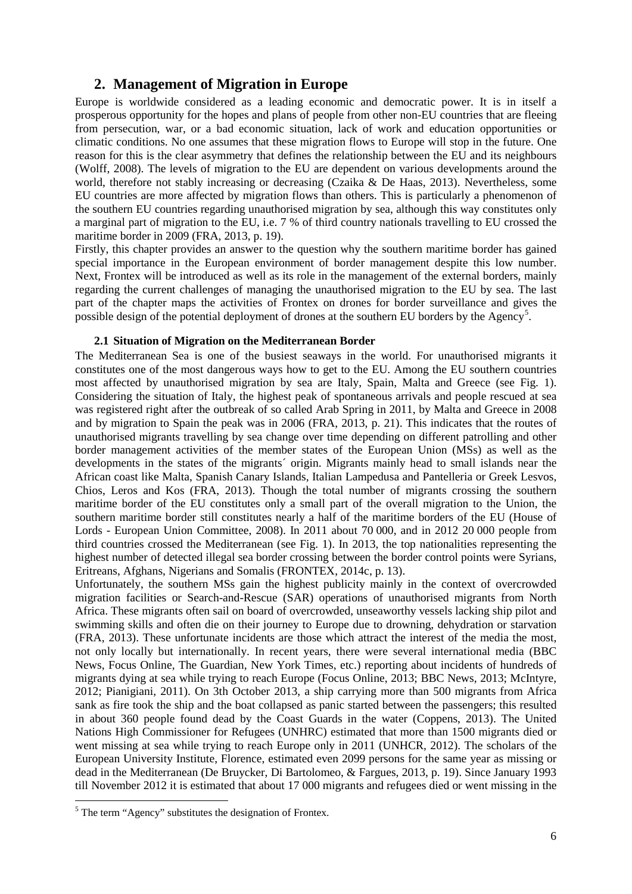## 2. Management of Migration in Europe

Europe is worldwide considered as a leading economic and democratic power. It is in itself a prosperous opportunity for the hopes and plans of people from other non-EU countries that are fleeing from persecution, war, or a bad economic situation, lack of work and education opportunities or climatic conditions. No one assumes that these migration flows to Europe will stop in the future. One reason for this is the clear asymmetry that defines the relationship between the EU and its neighbours (Wolff, 2008). The levels of migration to the EU are dependent on various developments around the world, therefore not stably increasing or decreasing (Czaika & De Haas, 2013). Nevertheless, some EU countries are more affected by migration flows than others. This is particularly a phenomenon of the southern EU countries regarding unauthorised migration by sea, although this way constitutes only a marginal part of migration to the EU, i.e. 7 % of third country nationals travelling to EU crossed the maritime border in 2009 (FRA, 2013, p. 19).

Firstly, this chapter provides an answer to the question why the southern maritime border has gained special importance in the European environment of border management despite this low number. Next, Frontex will be introduced as well as its role in the management of the external borders, mainly regarding the current challenges of managing the unauthorised migration to the EU by sea. The last part of the chapter maps the activities of Frontex on drones for border surveillance and gives the possible design of the potential deployment of drones at the southern EU borders by the Agency[5].

### 2.1 Situation of Migration on the Mediterranean Border

The Mediterranean Sea is one of the busiest seaways in the world. For unauthorised migrants it constitutes one of the most dangerous ways how to get to the EU. Among the EU southern countries most affected by unauthorised migration by sea are Italy, Spain, Malta and Greece (see Fig. 1). Considering the situation of Italy, the highest peak of spontaneous arrivals and people rescued at sea was registered right after the outbreak of so called Arab Spring in 2011, by Malta and Greece in 2008 and by migration to Spain the peak was in 2006 (FRA, 2013, p. 21). This indicates that the routes of unauthorised migrants travelling by sea change over time depending on different patrolling and other border management activities of the member states of the European Union (MSs) as well as the developments in the states of the migrants´ origin. Migrants mainly head to small islands near the African coast like Malta, Spanish Canary Islands, Italian Lampedusa and Pantelleria or Greek Lesvos, Chios, Leros and Kos (FRA, 2013). Though the total number of migrants crossing the southern maritime border of the EU constitutes only a small part of the overall migration to the Union, the southern maritime border still constitutes nearly a half of the maritime borders of the EU (House of Lords - European Union Committee, 2008). In 2011 about 70 000, and in 2012 20 000 people from third countries crossed the Mediterranean (see Fig. 1). In 2013, the top nationalities representing the highest number of detected illegal sea border crossing between the border control points were Syrians, Eritreans, Afghans, Nigerians and Somalis (FRONTEX, 2014c, p. 13).

Unfortunately, the southern MSs gain the highest publicity mainly in the context of overcrowded migration facilities or Search-and-Rescue (SAR) operations of unauthorised migrants from North Africa. These migrants often sail on board of overcrowded, unseaworthy vessels lacking ship pilot and swimming skills and often die on their journey to Europe due to drowning, dehydration or starvation (FRA, 2013). These unfortunate incidents are those which attract the interest of the media the most, not only locally but internationally. In recent years, there were several international media (BBC News, Focus Online, The Guardian, New York Times, etc.) reporting about incidents of hundreds of migrants dying at sea while trying to reach Europe (Focus Online, 2013; BBC News, 2013; McIntyre, 2012; Pianigiani, 2011). On 3th October 2013, a ship carrying more than 500 migrants from Africa sank as fire took the ship and the boat collapsed as panic started between the passengers; this resulted in about 360 people found dead by the Coast Guards in the water (Coppens, 2013). The United Nations High Commissioner for Refugees (UNHRC) estimated that more than 1500 migrants died or went missing at sea while trying to reach Europe only in 2011 (UNHCR, 2012). The scholars of the European University Institute, Florence, estimated even 2099 persons for the same year as missing or dead in the Mediterranean (De Bruycker, Di Bartolomeo, & Fargues, 2013, p. 19). Since January 1993 till November 2012 it is estimated that about 17 000 migrants and refugees died or went missing in the

[5] The term "Agency" substitutes the designation of Frontex.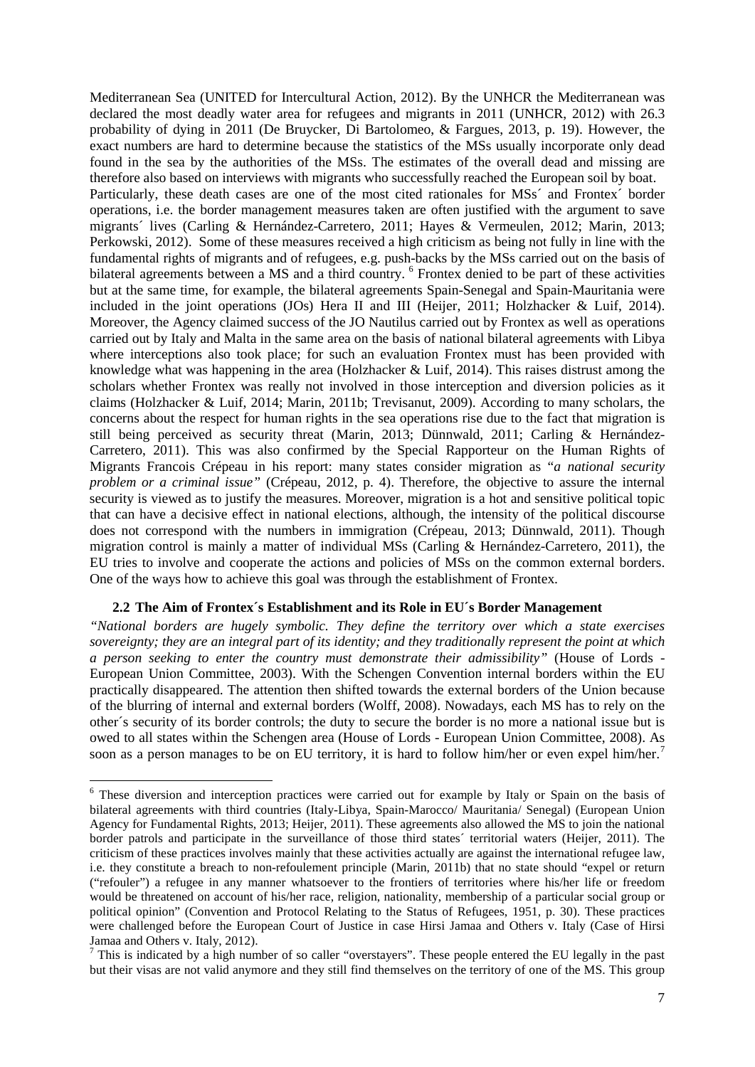Mediterranean Sea (UNITED for Intercultural Action, 2012). By the UNHCR the Mediterranean was declared the most deadly water area for refugees and migrants in 2011 (UNHCR, 2012) with 26.3 probability of dying in 2011 (De Bruycker, Di Bartolomeo, & Fargues, 2013, p. 19). However, the exact numbers are hard to determine because the statistics of the MSs usually incorporate only dead found in the sea by the authorities of the MSs. The estimates of the overall dead and missing are therefore also based on interviews with migrants who successfully reached the European soil by boat.

Particularly, these death cases are one of the most cited rationales for MSs´ and Frontex´ border operations, i.e. the border management measures taken are often justified with the argument to save migrants´ lives (Carling & Hernández-Carretero, 2011; Hayes & Vermeulen, 2012; Marin, 2013; Perkowski, 2012). Some of these measures received a high criticism as being not fully in line with the fundamental rights of migrants and of refugees, e.g. push-backs by the MSs carried out on the basis of bilateral agreements between a MS and a third country. [6] Frontex denied to be part of these activities but at the same time, for example, the bilateral agreements Spain-Senegal and Spain-Mauritania were included in the joint operations (JOs) Hera II and III (Heijer, 2011; Holzhacker & Luif, 2014). Moreover, the Agency claimed success of the JO Nautilus carried out by Frontex as well as operations carried out by Italy and Malta in the same area on the basis of national bilateral agreements with Libya where interceptions also took place; for such an evaluation Frontex must has been provided with knowledge what was happening in the area (Holzhacker & Luif, 2014). This raises distrust among the scholars whether Frontex was really not involved in those interception and diversion policies as it claims (Holzhacker & Luif, 2014; Marin, 2011b; Trevisanut, 2009). According to many scholars, the concerns about the respect for human rights in the sea operations rise due to the fact that migration is still being perceived as security threat (Marin, 2013; Dünnwald, 2011; Carling & Hernández-Carretero, 2011). This was also confirmed by the Special Rapporteur on the Human Rights of Migrants Francois Crépeau in his report: many states consider migration as "*a national security problem or a criminal issue"* (Crépeau, 2012, p. 4). Therefore, the objective to assure the internal security is viewed as to justify the measures. Moreover, migration is a hot and sensitive political topic that can have a decisive effect in national elections, although, the intensity of the political discourse does not correspond with the numbers in immigration (Crépeau, 2013; Dünnwald, 2011). Though migration control is mainly a matter of individual MSs (Carling & Hernández-Carretero, 2011), the EU tries to involve and cooperate the actions and policies of MSs on the common external borders. One of the ways how to achieve this goal was through the establishment of Frontex.

### 2.2 The Aim of Frontex´s Establishment and its Role in EU´s Border Management

*"National borders are hugely symbolic. They define the territory over which a state exercises sovereignty; they are an integral part of its identity; and they traditionally represent the point at which a person seeking to enter the country must demonstrate their admissibility"* (House of Lords - European Union Committee, 2003). With the Schengen Convention internal borders within the EU practically disappeared. The attention then shifted towards the external borders of the Union because of the blurring of internal and external borders (Wolff, 2008). Nowadays, each MS has to rely on the other´s security of its border controls; the duty to secure the border is no more a national issue but is owed to all states within the Schengen area (House of Lords - European Union Committee, 2008). As soon as a person manages to be on EU territory, it is hard to follow him/her or even expel him/her.[7]

---

[6] These diversion and interception practices were carried out for example by Italy or Spain on the basis of bilateral agreements with third countries (Italy-Libya, Spain-Marocco/ Mauritania/ Senegal) (European Union Agency for Fundamental Rights, 2013; Heijer, 2011). These agreements also allowed the MS to join the national border patrols and participate in the surveillance of those third states´ territorial waters (Heijer, 2011). The criticism of these practices involves mainly that these activities actually are against the international refugee law, i.e. they constitute a breach to non-refoulement principle (Marin, 2011b) that no state should "expel or return ("refouler") a refugee in any manner whatsoever to the frontiers of territories where his/her life or freedom would be threatened on account of his/her race, religion, nationality, membership of a particular social group or political opinion" (Convention and Protocol Relating to the Status of Refugees, 1951, p. 30). These practices were challenged before the European Court of Justice in case Hirsi Jamaa and Others v. Italy (Case of Hirsi Jamaa and Others v. Italy, 2012).

[7] This is indicated by a high number of so caller "overstayers". These people entered the EU legally in the past but their visas are not valid anymore and they still find themselves on the territory of one of the MS. This group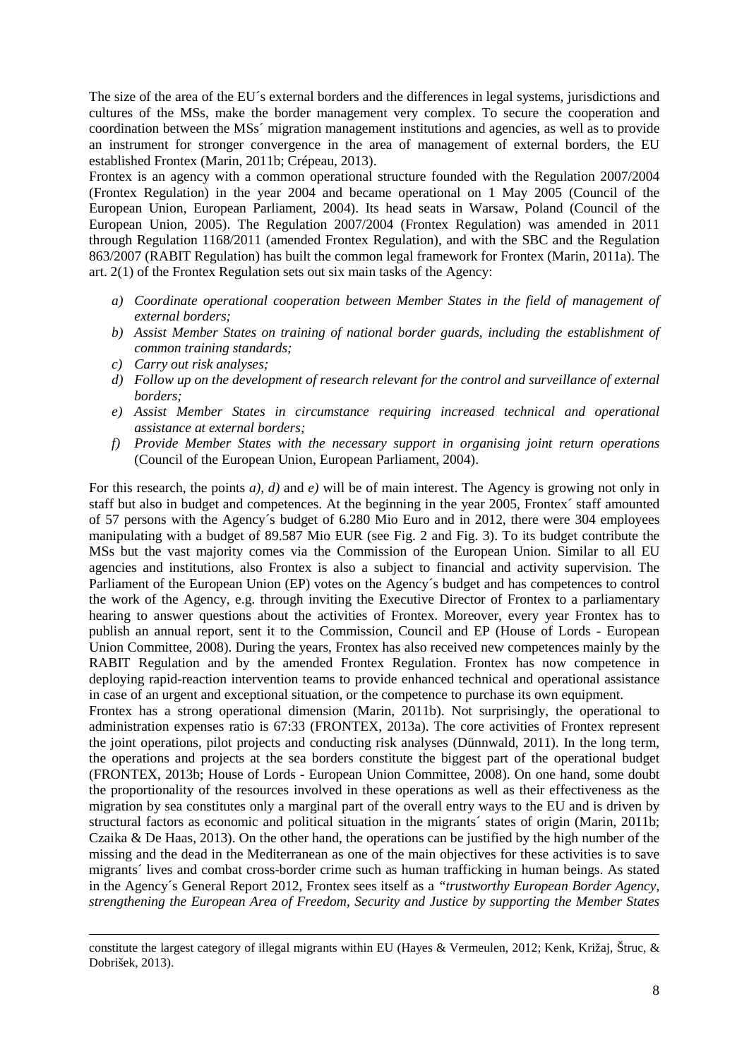The size of the area of the EU´s external borders and the differences in legal systems, jurisdictions and cultures of the MSs, make the border management very complex. To secure the cooperation and coordination between the MSs´ migration management institutions and agencies, as well as to provide an instrument for stronger convergence in the area of management of external borders, the EU established Frontex (Marin, 2011b; Crépeau, 2013).

Frontex is an agency with a common operational structure founded with the Regulation 2007/2004 (Frontex Regulation) in the year 2004 and became operational on 1 May 2005 (Council of the European Union, European Parliament, 2004). Its head seats in Warsaw, Poland (Council of the European Union, 2005). The Regulation 2007/2004 (Frontex Regulation) was amended in 2011 through Regulation 1168/2011 (amended Frontex Regulation), and with the SBC and the Regulation 863/2007 (RABIT Regulation) has built the common legal framework for Frontex (Marin, 2011a). The art. 2(1) of the Frontex Regulation sets out six main tasks of the Agency:

- *a) Coordinate operational cooperation between Member States in the field of management of external borders;*
- *b) Assist Member States on training of national border guards, including the establishment of common training standards;*
- *c) Carry out risk analyses;*
- *d) Follow up on the development of research relevant for the control and surveillance of external borders;*
- *e) Assist Member States in circumstance requiring increased technical and operational assistance at external borders;*
- *f) Provide Member States with the necessary support in organising joint return operations* (Council of the European Union, European Parliament, 2004).

For this research, the points *a), d)* and *e)* will be of main interest. The Agency is growing not only in staff but also in budget and competences. At the beginning in the year 2005, Frontex´ staff amounted of 57 persons with the Agency´s budget of 6.280 Mio Euro and in 2012, there were 304 employees manipulating with a budget of 89.587 Mio EUR (see Fig. 2 and Fig. 3). To its budget contribute the MSs but the vast majority comes via the Commission of the European Union. Similar to all EU agencies and institutions, also Frontex is also a subject to financial and activity supervision. The Parliament of the European Union (EP) votes on the Agency´s budget and has competences to control the work of the Agency, e.g. through inviting the Executive Director of Frontex to a parliamentary hearing to answer questions about the activities of Frontex. Moreover, every year Frontex has to publish an annual report, sent it to the Commission, Council and EP (House of Lords - European Union Committee, 2008). During the years, Frontex has also received new competences mainly by the RABIT Regulation and by the amended Frontex Regulation. Frontex has now competence in deploying rapid-reaction intervention teams to provide enhanced technical and operational assistance in case of an urgent and exceptional situation, or the competence to purchase its own equipment.

Frontex has a strong operational dimension (Marin, 2011b). Not surprisingly, the operational to administration expenses ratio is 67:33 (FRONTEX, 2013a). The core activities of Frontex represent the joint operations, pilot projects and conducting risk analyses (Dünnwald, 2011). In the long term, the operations and projects at the sea borders constitute the biggest part of the operational budget (FRONTEX, 2013b; House of Lords - European Union Committee, 2008). On one hand, some doubt the proportionality of the resources involved in these operations as well as their effectiveness as the migration by sea constitutes only a marginal part of the overall entry ways to the EU and is driven by structural factors as economic and political situation in the migrants´ states of origin (Marin, 2011b; Czaika & De Haas, 2013). On the other hand, the operations can be justified by the high number of the missing and the dead in the Mediterranean as one of the main objectives for these activities is to save migrants´ lives and combat cross-border crime such as human trafficking in human beings. As stated in the Agency´s General Report 2012, Frontex sees itself as a *"trustworthy European Border Agency, strengthening the European Area of Freedom, Security and Justice by supporting the Member States*

constitute the largest category of illegal migrants within EU (Hayes & Vermeulen, 2012; Kenk, Križaj, Štruc, & Dobrišek, 2013).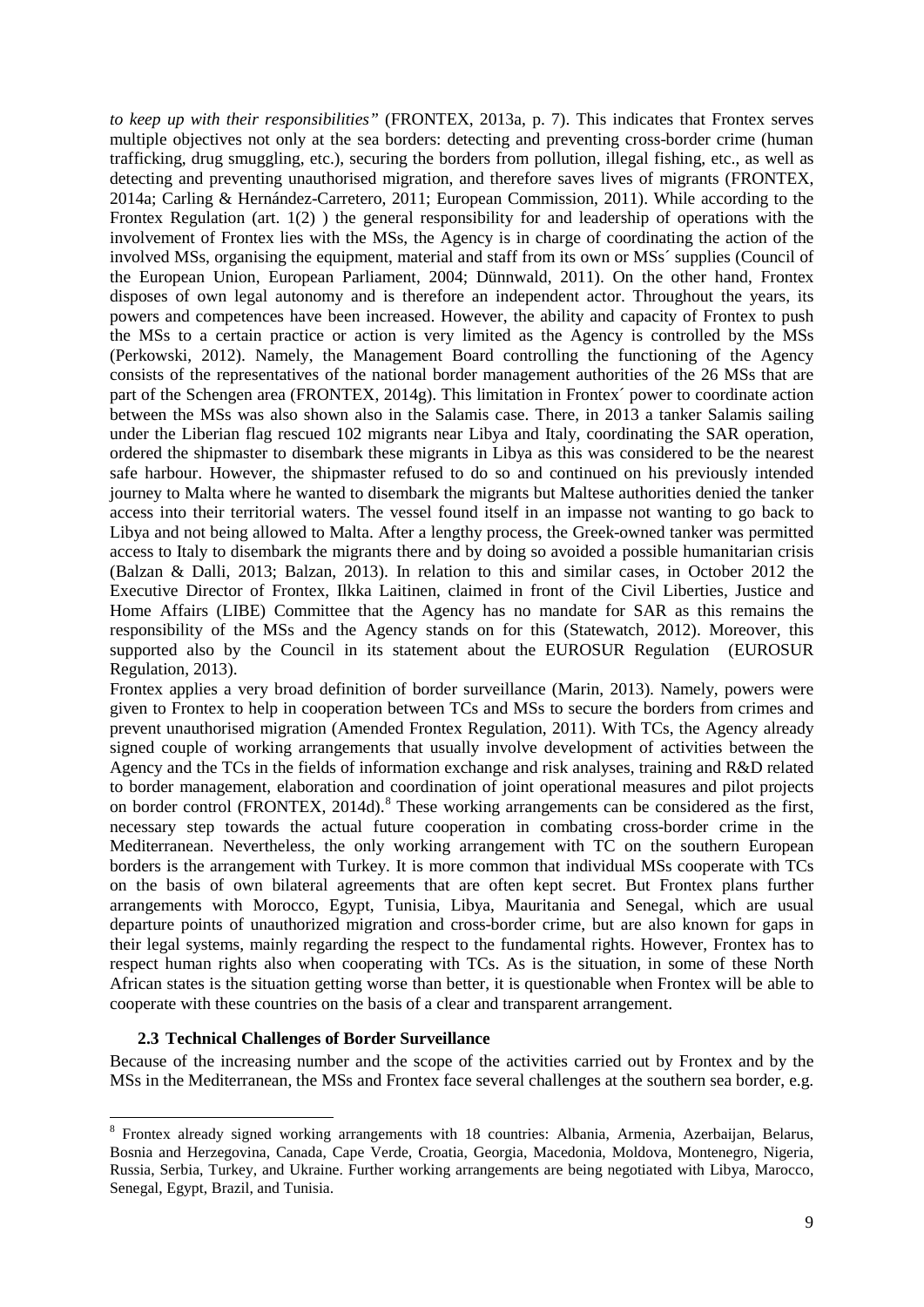*to keep up with their responsibilities"* (FRONTEX, 2013a, p. 7). This indicates that Frontex serves multiple objectives not only at the sea borders: detecting and preventing cross-border crime (human trafficking, drug smuggling, etc.), securing the borders from pollution, illegal fishing, etc., as well as detecting and preventing unauthorised migration, and therefore saves lives of migrants (FRONTEX, 2014a; Carling & Hernández-Carretero, 2011; European Commission, 2011). While according to the Frontex Regulation (art. 1(2) ) the general responsibility for and leadership of operations with the involvement of Frontex lies with the MSs, the Agency is in charge of coordinating the action of the involved MSs, organising the equipment, material and staff from its own or MSs´ supplies (Council of the European Union, European Parliament, 2004; Dünnwald, 2011). On the other hand, Frontex disposes of own legal autonomy and is therefore an independent actor. Throughout the years, its powers and competences have been increased. However, the ability and capacity of Frontex to push the MSs to a certain practice or action is very limited as the Agency is controlled by the MSs (Perkowski, 2012). Namely, the Management Board controlling the functioning of the Agency consists of the representatives of the national border management authorities of the 26 MSs that are part of the Schengen area (FRONTEX, 2014g). This limitation in Frontex´ power to coordinate action between the MSs was also shown also in the Salamis case. There, in 2013 a tanker Salamis sailing under the Liberian flag rescued 102 migrants near Libya and Italy, coordinating the SAR operation, ordered the shipmaster to disembark these migrants in Libya as this was considered to be the nearest safe harbour. However, the shipmaster refused to do so and continued on his previously intended journey to Malta where he wanted to disembark the migrants but Maltese authorities denied the tanker access into their territorial waters. The vessel found itself in an impasse not wanting to go back to Libya and not being allowed to Malta. After a lengthy process, the Greek-owned tanker was permitted access to Italy to disembark the migrants there and by doing so avoided a possible humanitarian crisis (Balzan & Dalli, 2013; Balzan, 2013). In relation to this and similar cases, in October 2012 the Executive Director of Frontex, Ilkka Laitinen, claimed in front of the Civil Liberties, Justice and Home Affairs (LIBE) Committee that the Agency has no mandate for SAR as this remains the responsibility of the MSs and the Agency stands on for this (Statewatch, 2012). Moreover, this supported also by the Council in its statement about the EUROSUR Regulation (EUROSUR Regulation, 2013).

Frontex applies a very broad definition of border surveillance (Marin, 2013). Namely, powers were given to Frontex to help in cooperation between TCs and MSs to secure the borders from crimes and prevent unauthorised migration (Amended Frontex Regulation, 2011). With TCs, the Agency already signed couple of working arrangements that usually involve development of activities between the Agency and the TCs in the fields of information exchange and risk analyses, training and R&D related to border management, elaboration and coordination of joint operational measures and pilot projects on border control (FRONTEX, 2014d).[8] These working arrangements can be considered as the first, necessary step towards the actual future cooperation in combating cross-border crime in the Mediterranean. Nevertheless, the only working arrangement with TC on the southern European borders is the arrangement with Turkey. It is more common that individual MSs cooperate with TCs on the basis of own bilateral agreements that are often kept secret. But Frontex plans further arrangements with Morocco, Egypt, Tunisia, Libya, Mauritania and Senegal, which are usual departure points of unauthorized migration and cross-border crime, but are also known for gaps in their legal systems, mainly regarding the respect to the fundamental rights. However, Frontex has to respect human rights also when cooperating with TCs. As is the situation, in some of these North African states is the situation getting worse than better, it is questionable when Frontex will be able to cooperate with these countries on the basis of a clear and transparent arrangement.

### 2.3 Technical Challenges of Border Surveillance

Because of the increasing number and the scope of the activities carried out by Frontex and by the MSs in the Mediterranean, the MSs and Frontex face several challenges at the southern sea border, e.g.

[8] Frontex already signed working arrangements with 18 countries: Albania, Armenia, Azerbaijan, Belarus, Bosnia and Herzegovina, Canada, Cape Verde, Croatia, Georgia, Macedonia, Moldova, Montenegro, Nigeria, Russia, Serbia, Turkey, and Ukraine. Further working arrangements are being negotiated with Libya, Marocco, Senegal, Egypt, Brazil, and Tunisia.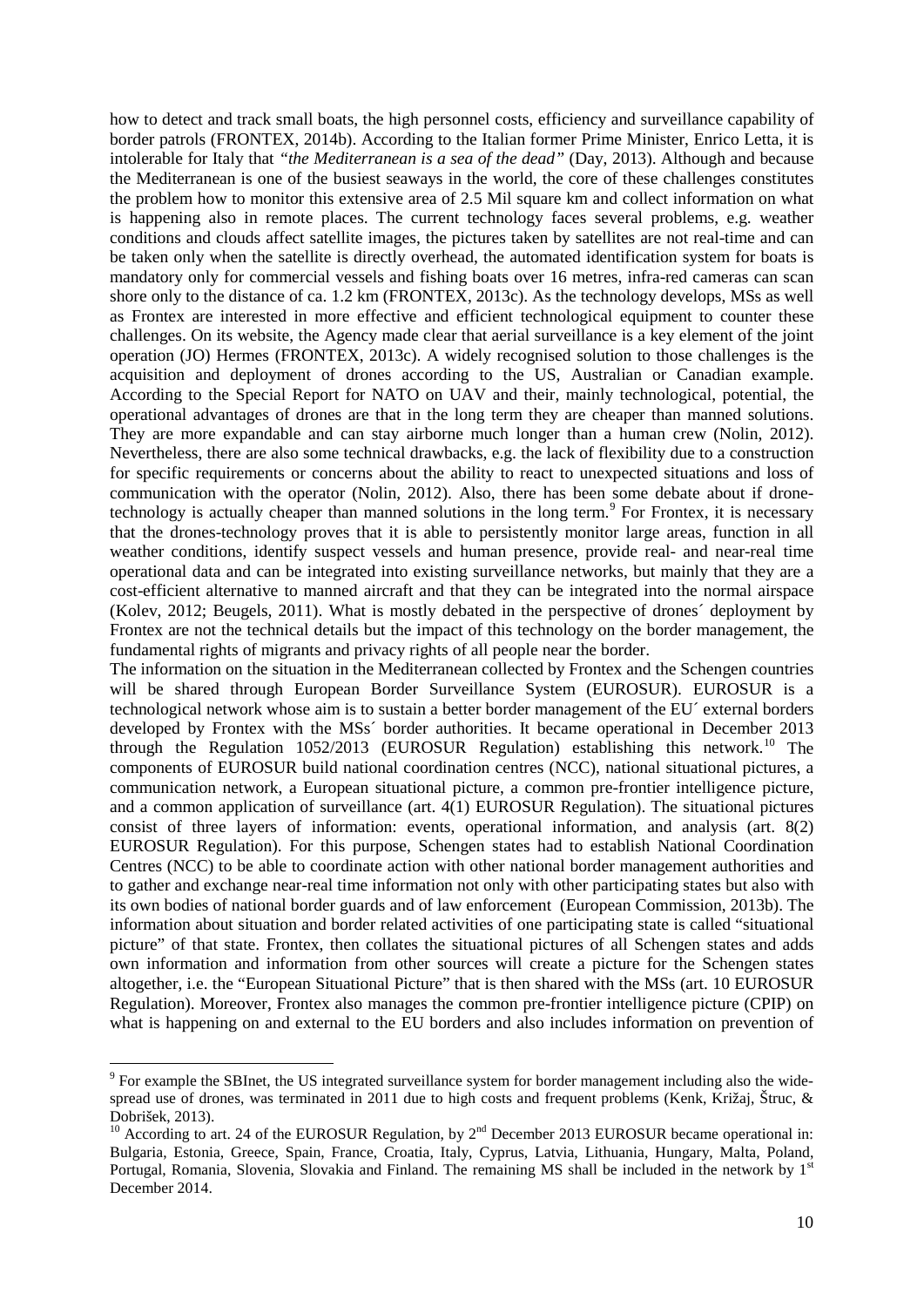how to detect and track small boats, the high personnel costs, efficiency and surveillance capability of border patrols (FRONTEX, 2014b). According to the Italian former Prime Minister, Enrico Letta, it is intolerable for Italy that *"the Mediterranean is a sea of the dead"* (Day, 2013). Although and because the Mediterranean is one of the busiest seaways in the world, the core of these challenges constitutes the problem how to monitor this extensive area of 2.5 Mil square km and collect information on what is happening also in remote places. The current technology faces several problems, e.g. weather conditions and clouds affect satellite images, the pictures taken by satellites are not real-time and can be taken only when the satellite is directly overhead, the automated identification system for boats is mandatory only for commercial vessels and fishing boats over 16 metres, infra-red cameras can scan shore only to the distance of ca. 1.2 km (FRONTEX, 2013c). As the technology develops, MSs as well as Frontex are interested in more effective and efficient technological equipment to counter these challenges. On its website, the Agency made clear that aerial surveillance is a key element of the joint operation (JO) Hermes (FRONTEX, 2013c). A widely recognised solution to those challenges is the acquisition and deployment of drones according to the US, Australian or Canadian example. According to the Special Report for NATO on UAV and their, mainly technological, potential, the operational advantages of drones are that in the long term they are cheaper than manned solutions. They are more expandable and can stay airborne much longer than a human crew (Nolin, 2012). Nevertheless, there are also some technical drawbacks, e.g. the lack of flexibility due to a construction for specific requirements or concerns about the ability to react to unexpected situations and loss of communication with the operator (Nolin, 2012). Also, there has been some debate about if drone-technology is actually cheaper than manned solutions in the long term.[9] For Frontex, it is necessary that the drones-technology proves that it is able to persistently monitor large areas, function in all weather conditions, identify suspect vessels and human presence, provide real- and near-real time operational data and can be integrated into existing surveillance networks, but mainly that they are a cost-efficient alternative to manned aircraft and that they can be integrated into the normal airspace (Kolev, 2012; Beugels, 2011). What is mostly debated in the perspective of drones´ deployment by Frontex are not the technical details but the impact of this technology on the border management, the fundamental rights of migrants and privacy rights of all people near the border.

The information on the situation in the Mediterranean collected by Frontex and the Schengen countries will be shared through European Border Surveillance System (EUROSUR). EUROSUR is a technological network whose aim is to sustain a better border management of the EU´ external borders developed by Frontex with the MSs´ border authorities. It became operational in December 2013 through the Regulation 1052/2013 (EUROSUR Regulation) establishing this network.[10] The components of EUROSUR build national coordination centres (NCC), national situational pictures, a communication network, a European situational picture, a common pre-frontier intelligence picture, and a common application of surveillance (art. 4(1) EUROSUR Regulation). The situational pictures consist of three layers of information: events, operational information, and analysis (art. 8(2) EUROSUR Regulation). For this purpose, Schengen states had to establish National Coordination Centres (NCC) to be able to coordinate action with other national border management authorities and to gather and exchange near-real time information not only with other participating states but also with its own bodies of national border guards and of law enforcement (European Commission, 2013b). The information about situation and border related activities of one participating state is called "situational picture" of that state. Frontex, then collates the situational pictures of all Schengen states and adds own information and information from other sources will create a picture for the Schengen states altogether, i.e. the "European Situational Picture" that is then shared with the MSs (art. 10 EUROSUR Regulation). Moreover, Frontex also manages the common pre-frontier intelligence picture (CPIP) on what is happening on and external to the EU borders and also includes information on prevention of

---

[9] For example the SBInet, the US integrated surveillance system for border management including also the wide-spread use of drones, was terminated in 2011 due to high costs and frequent problems (Kenk, Križaj, Štruc, & Dobrišek, 2013).

[10] According to art. 24 of the EUROSUR Regulation, by 2nd December 2013 EUROSUR became operational in: Bulgaria, Estonia, Greece, Spain, France, Croatia, Italy, Cyprus, Latvia, Lithuania, Hungary, Malta, Poland, Portugal, Romania, Slovenia, Slovakia and Finland. The remaining MS shall be included in the network by 1st December 2014.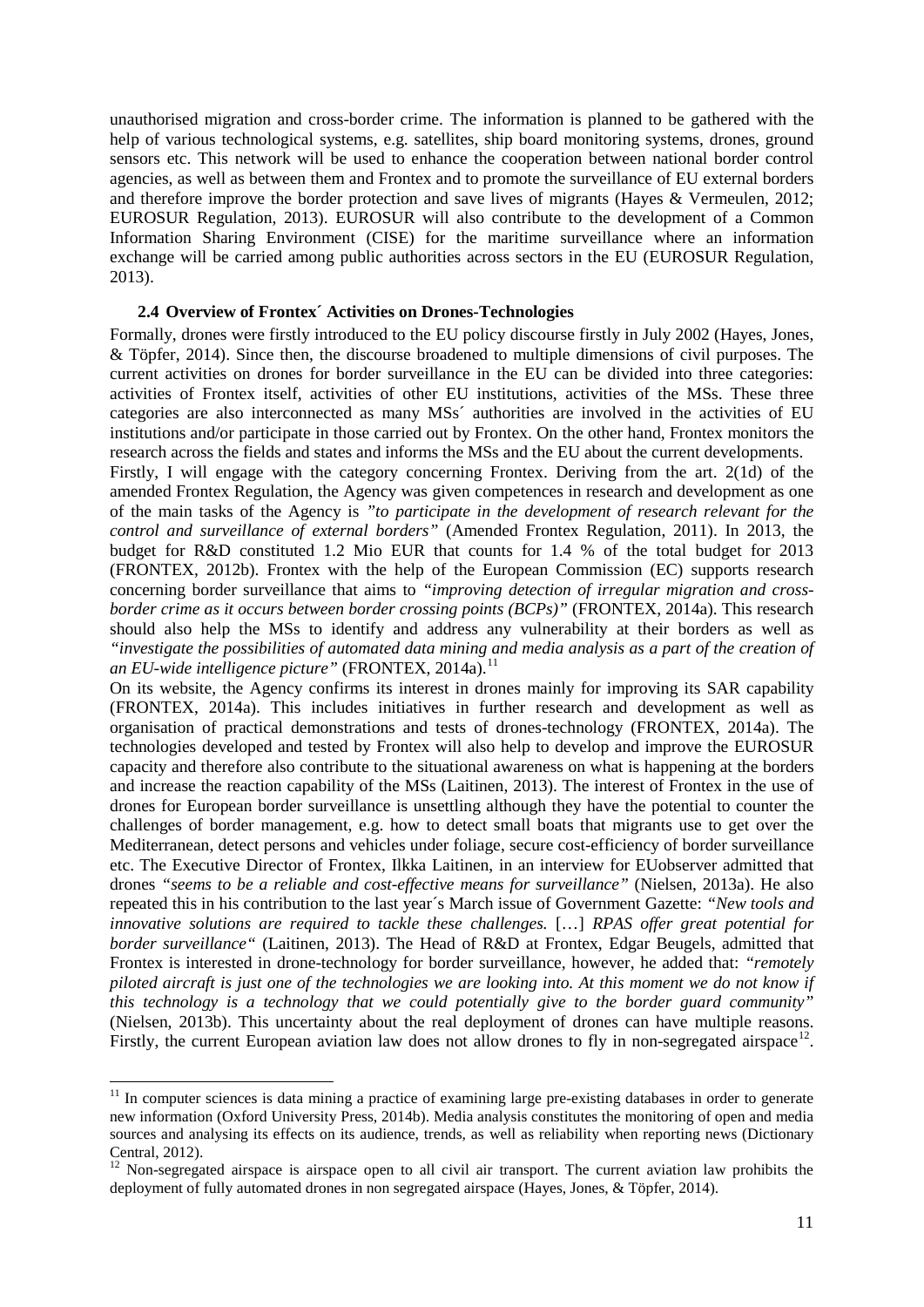unauthorised migration and cross-border crime. The information is planned to be gathered with the help of various technological systems, e.g. satellites, ship board monitoring systems, drones, ground sensors etc. This network will be used to enhance the cooperation between national border control agencies, as well as between them and Frontex and to promote the surveillance of EU external borders and therefore improve the border protection and save lives of migrants (Hayes & Vermeulen, 2012; EUROSUR Regulation, 2013). EUROSUR will also contribute to the development of a Common Information Sharing Environment (CISE) for the maritime surveillance where an information exchange will be carried among public authorities across sectors in the EU (EUROSUR Regulation, 2013).

### 2.4 Overview of Frontex´ Activities on Drones-Technologies

Formally, drones were firstly introduced to the EU policy discourse firstly in July 2002 (Hayes, Jones, & Töpfer, 2014). Since then, the discourse broadened to multiple dimensions of civil purposes. The current activities on drones for border surveillance in the EU can be divided into three categories: activities of Frontex itself, activities of other EU institutions, activities of the MSs. These three categories are also interconnected as many MSs´ authorities are involved in the activities of EU institutions and/or participate in those carried out by Frontex. On the other hand, Frontex monitors the research across the fields and states and informs the MSs and the EU about the current developments.

Firstly, I will engage with the category concerning Frontex. Deriving from the art. 2(1d) of the amended Frontex Regulation, the Agency was given competences in research and development as one of the main tasks of the Agency is *"to participate in the development of research relevant for the control and surveillance of external borders"* (Amended Frontex Regulation, 2011). In 2013, the budget for R&D constituted 1.2 Mio EUR that counts for 1.4 % of the total budget for 2013 (FRONTEX, 2012b). Frontex with the help of the European Commission (EC) supports research concerning border surveillance that aims to *"improving detection of irregular migration and cross-border crime as it occurs between border crossing points (BCPs)"* (FRONTEX, 2014a). This research should also help the MSs to identify and address any vulnerability at their borders as well as *"investigate the possibilities of automated data mining and media analysis as a part of the creation of an EU-wide intelligence picture"* (FRONTEX, 2014a).[11]

On its website, the Agency confirms its interest in drones mainly for improving its SAR capability (FRONTEX, 2014a). This includes initiatives in further research and development as well as organisation of practical demonstrations and tests of drones-technology (FRONTEX, 2014a). The technologies developed and tested by Frontex will also help to develop and improve the EUROSUR capacity and therefore also contribute to the situational awareness on what is happening at the borders and increase the reaction capability of the MSs (Laitinen, 2013). The interest of Frontex in the use of drones for European border surveillance is unsettling although they have the potential to counter the challenges of border management, e.g. how to detect small boats that migrants use to get over the Mediterranean, detect persons and vehicles under foliage, secure cost-efficiency of border surveillance etc. The Executive Director of Frontex, Ilkka Laitinen, in an interview for EUobserver admitted that drones *"seems to be a reliable and cost-effective means for surveillance"* (Nielsen, 2013a). He also repeated this in his contribution to the last year´s March issue of Government Gazette: *"New tools and innovative solutions are required to tackle these challenges.* […] *RPAS offer great potential for border surveillance"* (Laitinen, 2013). The Head of R&D at Frontex, Edgar Beugels, admitted that Frontex is interested in drone-technology for border surveillance, however, he added that: *"remotely piloted aircraft is just one of the technologies we are looking into. At this moment we do not know if this technology is a technology that we could potentially give to the border guard community"* (Nielsen, 2013b). This uncertainty about the real deployment of drones can have multiple reasons. Firstly, the current European aviation law does not allow drones to fly in non-segregated airspace[12].

---

[11] In computer sciences is data mining a practice of examining large pre-existing databases in order to generate new information (Oxford University Press, 2014b). Media analysis constitutes the monitoring of open and media sources and analysing its effects on its audience, trends, as well as reliability when reporting news (Dictionary Central, 2012).

[12] Non-segregated airspace is airspace open to all civil air transport. The current aviation law prohibits the deployment of fully automated drones in non segregated airspace (Hayes, Jones, & Töpfer, 2014).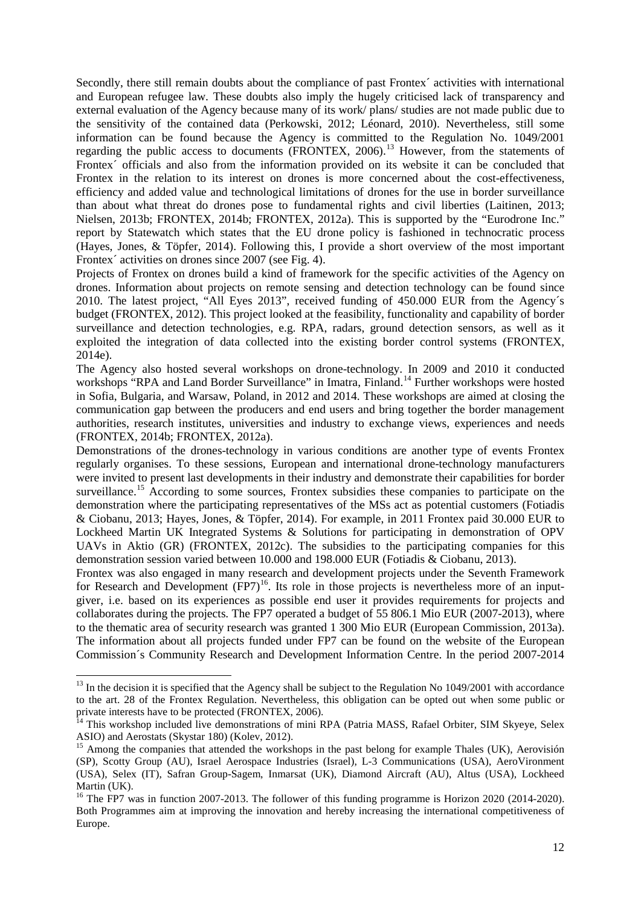Secondly, there still remain doubts about the compliance of past Frontex´ activities with international and European refugee law. These doubts also imply the hugely criticised lack of transparency and external evaluation of the Agency because many of its work/ plans/ studies are not made public due to the sensitivity of the contained data (Perkowski, 2012; Léonard, 2010). Nevertheless, still some information can be found because the Agency is committed to the Regulation No. 1049/2001 regarding the public access to documents (FRONTEX, 2006).[13] However, from the statements of Frontex´ officials and also from the information provided on its website it can be concluded that Frontex in the relation to its interest on drones is more concerned about the cost-effectiveness, efficiency and added value and technological limitations of drones for the use in border surveillance than about what threat do drones pose to fundamental rights and civil liberties (Laitinen, 2013; Nielsen, 2013b; FRONTEX, 2014b; FRONTEX, 2012a). This is supported by the "Eurodrone Inc." report by Statewatch which states that the EU drone policy is fashioned in technocratic process (Hayes, Jones, & Töpfer, 2014). Following this, I provide a short overview of the most important Frontex´ activities on drones since 2007 (see Fig. 4).

Projects of Frontex on drones build a kind of framework for the specific activities of the Agency on drones. Information about projects on remote sensing and detection technology can be found since 2010. The latest project, "All Eyes 2013", received funding of 450.000 EUR from the Agency´s budget (FRONTEX, 2012). This project looked at the feasibility, functionality and capability of border surveillance and detection technologies, e.g. RPA, radars, ground detection sensors, as well as it exploited the integration of data collected into the existing border control systems (FRONTEX, 2014e).

The Agency also hosted several workshops on drone-technology. In 2009 and 2010 it conducted workshops "RPA and Land Border Surveillance" in Imatra, Finland.[14] Further workshops were hosted in Sofia, Bulgaria, and Warsaw, Poland, in 2012 and 2014. These workshops are aimed at closing the communication gap between the producers and end users and bring together the border management authorities, research institutes, universities and industry to exchange views, experiences and needs (FRONTEX, 2014b; FRONTEX, 2012a).

Demonstrations of the drones-technology in various conditions are another type of events Frontex regularly organises. To these sessions, European and international drone-technology manufacturers were invited to present last developments in their industry and demonstrate their capabilities for border surveillance.[15] According to some sources, Frontex subsidies these companies to participate on the demonstration where the participating representatives of the MSs act as potential customers (Fotiadis & Ciobanu, 2013; Hayes, Jones, & Töpfer, 2014). For example, in 2011 Frontex paid 30.000 EUR to Lockheed Martin UK Integrated Systems & Solutions for participating in demonstration of OPV UAVs in Aktio (GR) (FRONTEX, 2012c). The subsidies to the participating companies for this demonstration session varied between 10.000 and 198.000 EUR (Fotiadis & Ciobanu, 2013).

Frontex was also engaged in many research and development projects under the Seventh Framework for Research and Development (FP7)[16]. Its role in those projects is nevertheless more of an input-giver, i.e. based on its experiences as possible end user it provides requirements for projects and collaborates during the projects. The FP7 operated a budget of 55 806.1 Mio EUR (2007-2013), where to the thematic area of security research was granted 1 300 Mio EUR (European Commission, 2013a). The information about all projects funded under FP7 can be found on the website of the European Commission´s Community Research and Development Information Centre. In the period 2007-2014

---

[13] In the decision it is specified that the Agency shall be subject to the Regulation No 1049/2001 with accordance to the art. 28 of the Frontex Regulation. Nevertheless, this obligation can be opted out when some public or private interests have to be protected (FRONTEX, 2006).

[14] This workshop included live demonstrations of mini RPA (Patria MASS, Rafael Orbiter, SIM Skyeye, Selex ASIO) and Aerostats (Skystar 180) (Kolev, 2012).

[15] Among the companies that attended the workshops in the past belong for example Thales (UK), Aerovisión (SP), Scotty Group (AU), Israel Aerospace Industries (Israel), L-3 Communications (USA), AeroVironment (USA), Selex (IT), Safran Group-Sagem, Inmarsat (UK), Diamond Aircraft (AU), Altus (USA), Lockheed Martin (UK).

[16] The FP7 was in function 2007-2013. The follower of this funding programme is Horizon 2020 (2014-2020). Both Programmes aim at improving the innovation and hereby increasing the international competitiveness of Europe.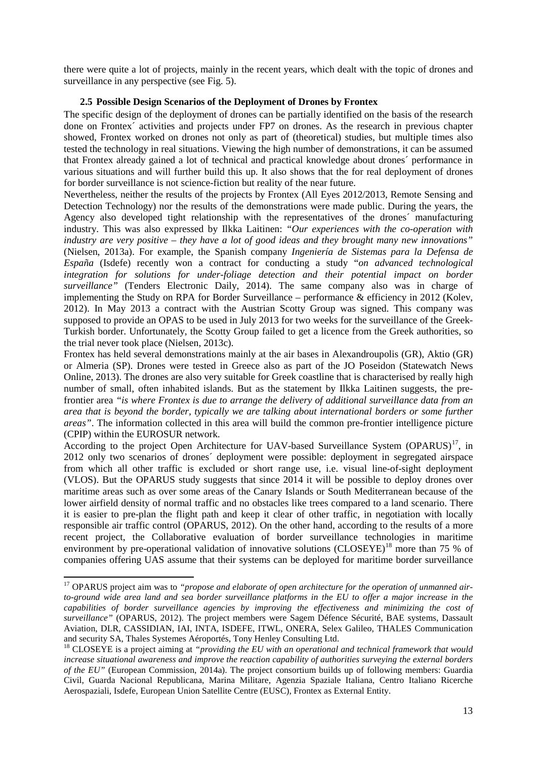there were quite a lot of projects, mainly in the recent years, which dealt with the topic of drones and surveillance in any perspective (see Fig. 5).

### 2.5 Possible Design Scenarios of the Deployment of Drones by Frontex

The specific design of the deployment of drones can be partially identified on the basis of the research done on Frontex´ activities and projects under FP7 on drones. As the research in previous chapter showed, Frontex worked on drones not only as part of (theoretical) studies, but multiple times also tested the technology in real situations. Viewing the high number of demonstrations, it can be assumed that Frontex already gained a lot of technical and practical knowledge about drones´ performance in various situations and will further build this up. It also shows that the for real deployment of drones for border surveillance is not science-fiction but reality of the near future.

Nevertheless, neither the results of the projects by Frontex (All Eyes 2012/2013, Remote Sensing and Detection Technology) nor the results of the demonstrations were made public. During the years, the Agency also developed tight relationship with the representatives of the drones´ manufacturing industry. This was also expressed by Ilkka Laitinen: *"Our experiences with the co-operation with industry are very positive – they have a lot of good ideas and they brought many new innovations"* (Nielsen, 2013a). For example, the Spanish company *Ingeniería de Sistemas para la Defensa de España* (Isdefe) recently won a contract for conducting a study "*on advanced technological integration for solutions for under-foliage detection and their potential impact on border surveillance"* (Tenders Electronic Daily, 2014). The same company also was in charge of implementing the Study on RPA for Border Surveillance – performance & efficiency in 2012 (Kolev, 2012). In May 2013 a contract with the Austrian Scotty Group was signed. This company was supposed to provide an OPAS to be used in July 2013 for two weeks for the surveillance of the Greek-Turkish border. Unfortunately, the Scotty Group failed to get a licence from the Greek authorities, so the trial never took place (Nielsen, 2013c).

Frontex has held several demonstrations mainly at the air bases in Alexandroupolis (GR), Aktio (GR) or Almeria (SP). Drones were tested in Greece also as part of the JO Poseidon (Statewatch News Online, 2013). The drones are also very suitable for Greek coastline that is characterised by really high number of small, often inhabited islands. But as the statement by Ilkka Laitinen suggests, the pre-frontier area *"is where Frontex is due to arrange the delivery of additional surveillance data from an area that is beyond the border, typically we are talking about international borders or some further areas"*. The information collected in this area will build the common pre-frontier intelligence picture (CPIP) within the EUROSUR network.

According to the project Open Architecture for UAV-based Surveillance System (OPARUS)[17], in 2012 only two scenarios of drones´ deployment were possible: deployment in segregated airspace from which all other traffic is excluded or short range use, i.e. visual line-of-sight deployment (VLOS). But the OPARUS study suggests that since 2014 it will be possible to deploy drones over maritime areas such as over some areas of the Canary Islands or South Mediterranean because of the lower airfield density of normal traffic and no obstacles like trees compared to a land scenario. There it is easier to pre-plan the flight path and keep it clear of other traffic, in negotiation with locally responsible air traffic control (OPARUS, 2012). On the other hand, according to the results of a more recent project, the Collaborative evaluation of border surveillance technologies in maritime environment by pre-operational validation of innovative solutions (CLOSEYE)[18] more than 75 % of companies offering UAS assume that their systems can be deployed for maritime border surveillance

---

[17] OPARUS project aim was to *"propose and elaborate of open architecture for the operation of unmanned air-to-ground wide area land and sea border surveillance platforms in the EU to offer a major increase in the capabilities of border surveillance agencies by improving the effectiveness and minimizing the cost of surveillance"* (OPARUS, 2012). The project members were Sagem Défence Sécurité, BAE systems, Dassault Aviation, DLR, CASSIDIAN, IAI, INTA, ISDEFE, ITWL, ONERA, Selex Galileo, THALES Communication and security SA, Thales Systemes Aéroportés, Tony Henley Consulting Ltd.

[18] CLOSEYE is a project aiming at *"providing the EU with an operational and technical framework that would increase situational awareness and improve the reaction capability of authorities surveying the external borders of the EU"* (European Commission, 2014a). The project consortium builds up of following members: Guardia Civil, Guarda Nacional Republicana, Marina Militare, Agenzia Spaziale Italiana, Centro Italiano Ricerche Aerospaziali, Isdefe, European Union Satellite Centre (EUSC), Frontex as External Entity.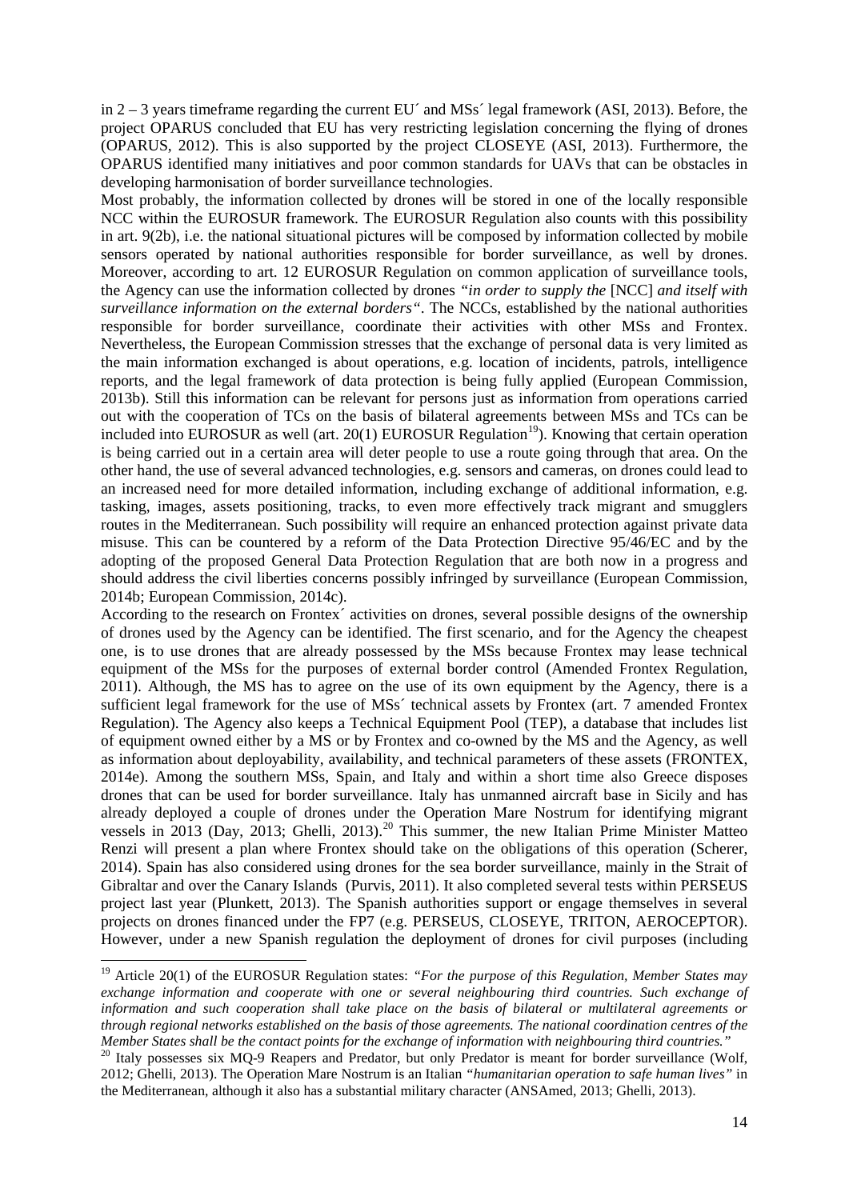in 2 – 3 years timeframe regarding the current EU´ and MSs´ legal framework (ASI, 2013). Before, the project OPARUS concluded that EU has very restricting legislation concerning the flying of drones (OPARUS, 2012). This is also supported by the project CLOSEYE (ASI, 2013). Furthermore, the OPARUS identified many initiatives and poor common standards for UAVs that can be obstacles in developing harmonisation of border surveillance technologies.

Most probably, the information collected by drones will be stored in one of the locally responsible NCC within the EUROSUR framework. The EUROSUR Regulation also counts with this possibility in art. 9(2b), i.e. the national situational pictures will be composed by information collected by mobile sensors operated by national authorities responsible for border surveillance, as well by drones. Moreover, according to art. 12 EUROSUR Regulation on common application of surveillance tools, the Agency can use the information collected by drones *"in order to supply the* [NCC] *and itself with surveillance information on the external borders"*. The NCCs, established by the national authorities responsible for border surveillance, coordinate their activities with other MSs and Frontex. Nevertheless, the European Commission stresses that the exchange of personal data is very limited as the main information exchanged is about operations, e.g. location of incidents, patrols, intelligence reports, and the legal framework of data protection is being fully applied (European Commission, 2013b). Still this information can be relevant for persons just as information from operations carried out with the cooperation of TCs on the basis of bilateral agreements between MSs and TCs can be included into EUROSUR as well (art. 20(1) EUROSUR Regulation[19]). Knowing that certain operation is being carried out in a certain area will deter people to use a route going through that area. On the other hand, the use of several advanced technologies, e.g. sensors and cameras, on drones could lead to an increased need for more detailed information, including exchange of additional information, e.g. tasking, images, assets positioning, tracks, to even more effectively track migrant and smugglers routes in the Mediterranean. Such possibility will require an enhanced protection against private data misuse. This can be countered by a reform of the Data Protection Directive 95/46/EC and by the adopting of the proposed General Data Protection Regulation that are both now in a progress and should address the civil liberties concerns possibly infringed by surveillance (European Commission, 2014b; European Commission, 2014c).

According to the research on Frontex´ activities on drones, several possible designs of the ownership of drones used by the Agency can be identified. The first scenario, and for the Agency the cheapest one, is to use drones that are already possessed by the MSs because Frontex may lease technical equipment of the MSs for the purposes of external border control (Amended Frontex Regulation, 2011). Although, the MS has to agree on the use of its own equipment by the Agency, there is a sufficient legal framework for the use of MSs´ technical assets by Frontex (art. 7 amended Frontex Regulation). The Agency also keeps a Technical Equipment Pool (TEP), a database that includes list of equipment owned either by a MS or by Frontex and co-owned by the MS and the Agency, as well as information about deployability, availability, and technical parameters of these assets (FRONTEX, 2014e). Among the southern MSs, Spain, and Italy and within a short time also Greece disposes drones that can be used for border surveillance. Italy has unmanned aircraft base in Sicily and has already deployed a couple of drones under the Operation Mare Nostrum for identifying migrant vessels in 2013 (Day, 2013; Ghelli, 2013).[20] This summer, the new Italian Prime Minister Matteo Renzi will present a plan where Frontex should take on the obligations of this operation (Scherer, 2014). Spain has also considered using drones for the sea border surveillance, mainly in the Strait of Gibraltar and over the Canary Islands (Purvis, 2011). It also completed several tests within PERSEUS project last year (Plunkett, 2013). The Spanish authorities support or engage themselves in several projects on drones financed under the FP7 (e.g. PERSEUS, CLOSEYE, TRITON, AEROCEPTOR). However, under a new Spanish regulation the deployment of drones for civil purposes (including

---

[19] Article 20(1) of the EUROSUR Regulation states: *"For the purpose of this Regulation, Member States may exchange information and cooperate with one or several neighbouring third countries. Such exchange of information and such cooperation shall take place on the basis of bilateral or multilateral agreements or through regional networks established on the basis of those agreements. The national coordination centres of the Member States shall be the contact points for the exchange of information with neighbouring third countries."*

[20] Italy possesses six MQ-9 Reapers and Predator, but only Predator is meant for border surveillance (Wolf, 2012; Ghelli, 2013). The Operation Mare Nostrum is an Italian *"humanitarian operation to safe human lives"* in the Mediterranean, although it also has a substantial military character (ANSAmed, 2013; Ghelli, 2013).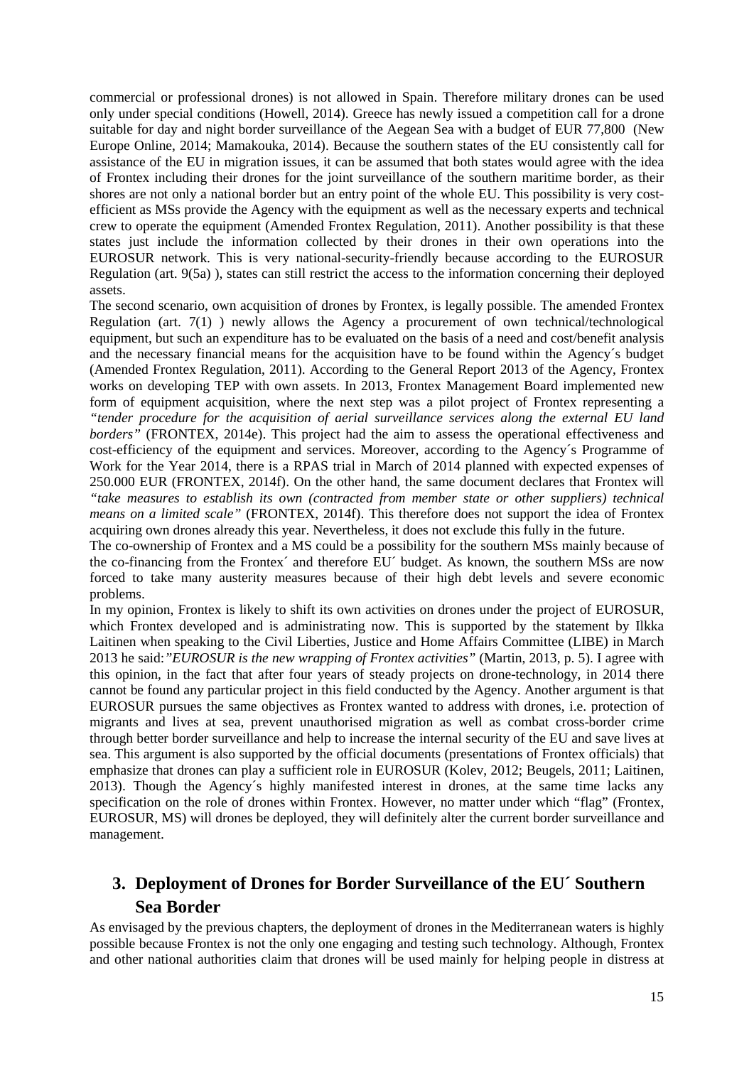commercial or professional drones) is not allowed in Spain. Therefore military drones can be used only under special conditions (Howell, 2014). Greece has newly issued a competition call for a drone suitable for day and night border surveillance of the Aegean Sea with a budget of EUR 77,800 (New Europe Online, 2014; Mamakouka, 2014). Because the southern states of the EU consistently call for assistance of the EU in migration issues, it can be assumed that both states would agree with the idea of Frontex including their drones for the joint surveillance of the southern maritime border, as their shores are not only a national border but an entry point of the whole EU. This possibility is very cost-efficient as MSs provide the Agency with the equipment as well as the necessary experts and technical crew to operate the equipment (Amended Frontex Regulation, 2011). Another possibility is that these states just include the information collected by their drones in their own operations into the EUROSUR network. This is very national-security-friendly because according to the EUROSUR Regulation (art. 9(5a) ), states can still restrict the access to the information concerning their deployed assets.

The second scenario, own acquisition of drones by Frontex, is legally possible. The amended Frontex Regulation (art. 7(1) ) newly allows the Agency a procurement of own technical/technological equipment, but such an expenditure has to be evaluated on the basis of a need and cost/benefit analysis and the necessary financial means for the acquisition have to be found within the Agency´s budget (Amended Frontex Regulation, 2011). According to the General Report 2013 of the Agency, Frontex works on developing TEP with own assets. In 2013, Frontex Management Board implemented new form of equipment acquisition, where the next step was a pilot project of Frontex representing a *"tender procedure for the acquisition of aerial surveillance services along the external EU land borders"* (FRONTEX, 2014e). This project had the aim to assess the operational effectiveness and cost-efficiency of the equipment and services. Moreover, according to the Agency´s Programme of Work for the Year 2014, there is a RPAS trial in March of 2014 planned with expected expenses of 250.000 EUR (FRONTEX, 2014f). On the other hand, the same document declares that Frontex will *"take measures to establish its own (contracted from member state or other suppliers) technical means on a limited scale"* (FRONTEX, 2014f). This therefore does not support the idea of Frontex acquiring own drones already this year. Nevertheless, it does not exclude this fully in the future.

The co-ownership of Frontex and a MS could be a possibility for the southern MSs mainly because of the co-financing from the Frontex´ and therefore EU´ budget. As known, the southern MSs are now forced to take many austerity measures because of their high debt levels and severe economic problems.

In my opinion, Frontex is likely to shift its own activities on drones under the project of EUROSUR, which Frontex developed and is administrating now. This is supported by the statement by Ilkka Laitinen when speaking to the Civil Liberties, Justice and Home Affairs Committee (LIBE) in March 2013 he said:*"EUROSUR is the new wrapping of Frontex activities"* (Martin, 2013, p. 5). I agree with this opinion, in the fact that after four years of steady projects on drone-technology, in 2014 there cannot be found any particular project in this field conducted by the Agency. Another argument is that EUROSUR pursues the same objectives as Frontex wanted to address with drones, i.e. protection of migrants and lives at sea, prevent unauthorised migration as well as combat cross-border crime through better border surveillance and help to increase the internal security of the EU and save lives at sea. This argument is also supported by the official documents (presentations of Frontex officials) that emphasize that drones can play a sufficient role in EUROSUR (Kolev, 2012; Beugels, 2011; Laitinen, 2013). Though the Agency´s highly manifested interest in drones, at the same time lacks any specification on the role of drones within Frontex. However, no matter under which "flag" (Frontex, EUROSUR, MS) will drones be deployed, they will definitely alter the current border surveillance and management.

# 3. Deployment of Drones for Border Surveillance of the EU´ Southern Sea Border

As envisaged by the previous chapters, the deployment of drones in the Mediterranean waters is highly possible because Frontex is not the only one engaging and testing such technology. Although, Frontex and other national authorities claim that drones will be used mainly for helping people in distress at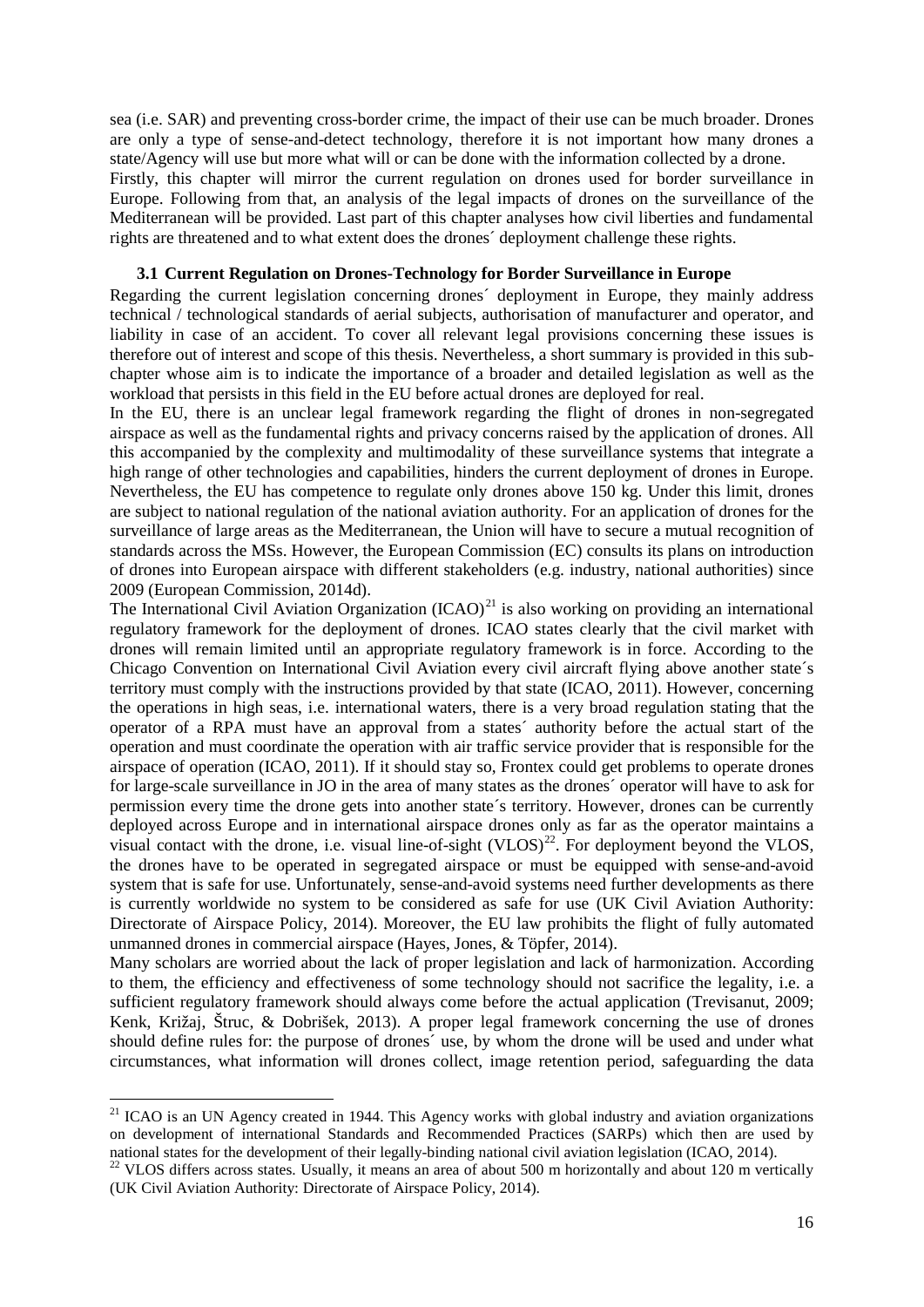sea (i.e. SAR) and preventing cross-border crime, the impact of their use can be much broader. Drones are only a type of sense-and-detect technology, therefore it is not important how many drones a state/Agency will use but more what will or can be done with the information collected by a drone.

Firstly, this chapter will mirror the current regulation on drones used for border surveillance in Europe. Following from that, an analysis of the legal impacts of drones on the surveillance of the Mediterranean will be provided. Last part of this chapter analyses how civil liberties and fundamental rights are threatened and to what extent does the drones´ deployment challenge these rights.

### 3.1 Current Regulation on Drones-Technology for Border Surveillance in Europe

Regarding the current legislation concerning drones´ deployment in Europe, they mainly address technical / technological standards of aerial subjects, authorisation of manufacturer and operator, and liability in case of an accident. To cover all relevant legal provisions concerning these issues is therefore out of interest and scope of this thesis. Nevertheless, a short summary is provided in this sub-chapter whose aim is to indicate the importance of a broader and detailed legislation as well as the workload that persists in this field in the EU before actual drones are deployed for real.

In the EU, there is an unclear legal framework regarding the flight of drones in non-segregated airspace as well as the fundamental rights and privacy concerns raised by the application of drones. All this accompanied by the complexity and multimodality of these surveillance systems that integrate a high range of other technologies and capabilities, hinders the current deployment of drones in Europe. Nevertheless, the EU has competence to regulate only drones above 150 kg. Under this limit, drones are subject to national regulation of the national aviation authority. For an application of drones for the surveillance of large areas as the Mediterranean, the Union will have to secure a mutual recognition of standards across the MSs. However, the European Commission (EC) consults its plans on introduction of drones into European airspace with different stakeholders (e.g. industry, national authorities) since 2009 (European Commission, 2014d).

The International Civil Aviation Organization (ICAO)[21] is also working on providing an international regulatory framework for the deployment of drones. ICAO states clearly that the civil market with drones will remain limited until an appropriate regulatory framework is in force. According to the Chicago Convention on International Civil Aviation every civil aircraft flying above another state´s territory must comply with the instructions provided by that state (ICAO, 2011). However, concerning the operations in high seas, i.e. international waters, there is a very broad regulation stating that the operator of a RPA must have an approval from a states´ authority before the actual start of the operation and must coordinate the operation with air traffic service provider that is responsible for the airspace of operation (ICAO, 2011). If it should stay so, Frontex could get problems to operate drones for large-scale surveillance in JO in the area of many states as the drones´ operator will have to ask for permission every time the drone gets into another state´s territory. However, drones can be currently deployed across Europe and in international airspace drones only as far as the operator maintains a visual contact with the drone, i.e. visual line-of-sight (VLOS)[22]. For deployment beyond the VLOS, the drones have to be operated in segregated airspace or must be equipped with sense-and-avoid system that is safe for use. Unfortunately, sense-and-avoid systems need further developments as there is currently worldwide no system to be considered as safe for use (UK Civil Aviation Authority: Directorate of Airspace Policy, 2014). Moreover, the EU law prohibits the flight of fully automated unmanned drones in commercial airspace (Hayes, Jones, & Töpfer, 2014).

Many scholars are worried about the lack of proper legislation and lack of harmonization. According to them, the efficiency and effectiveness of some technology should not sacrifice the legality, i.e. a sufficient regulatory framework should always come before the actual application (Trevisanut, 2009; Kenk, Križaj, Štruc, & Dobrišek, 2013). A proper legal framework concerning the use of drones should define rules for: the purpose of drones´ use, by whom the drone will be used and under what circumstances, what information will drones collect, image retention period, safeguarding the data

---

[21] ICAO is an UN Agency created in 1944. This Agency works with global industry and aviation organizations on development of international Standards and Recommended Practices (SARPs) which then are used by national states for the development of their legally-binding national civil aviation legislation (ICAO, 2014).

[22] VLOS differs across states. Usually, it means an area of about 500 m horizontally and about 120 m vertically (UK Civil Aviation Authority: Directorate of Airspace Policy, 2014).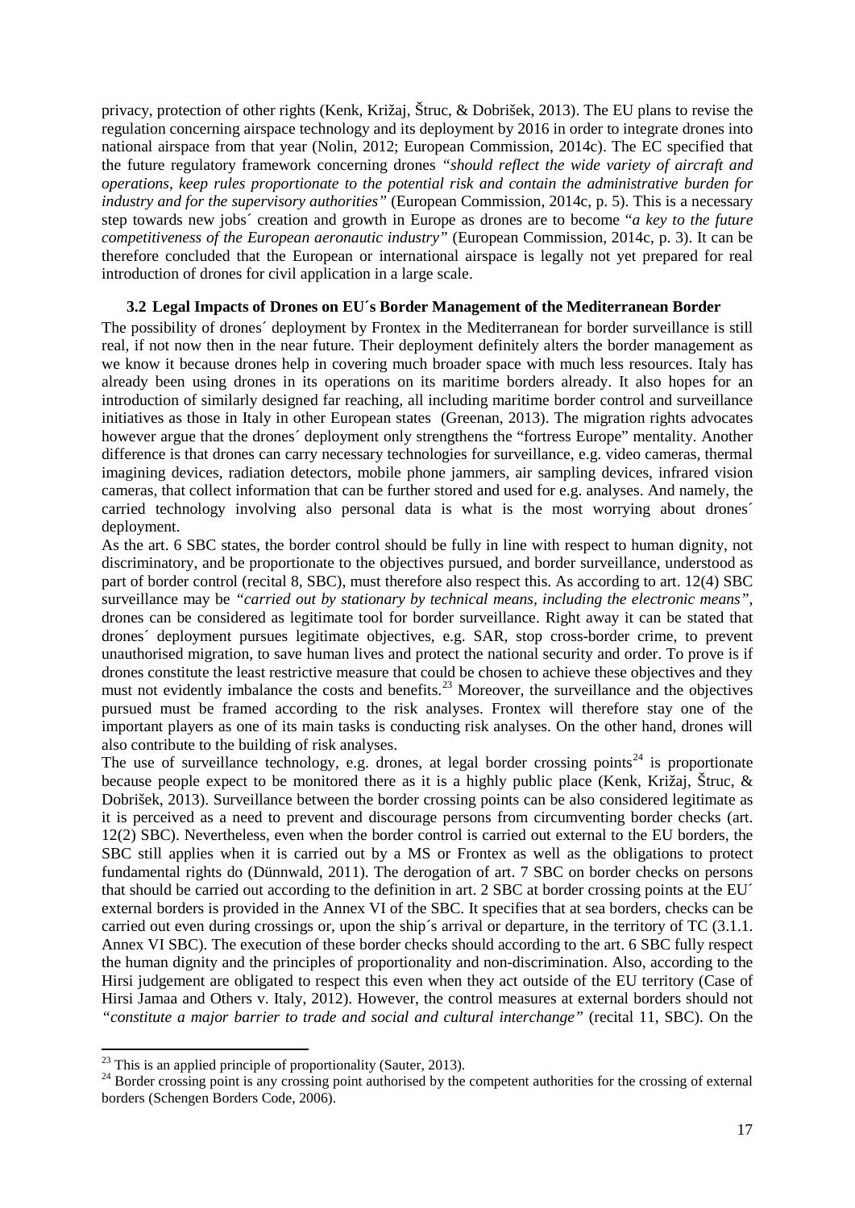privacy, protection of other rights (Kenk, Križaj, Štruc, & Dobrišek, 2013). The EU plans to revise the regulation concerning airspace technology and its deployment by 2016 in order to integrate drones into national airspace from that year (Nolin, 2012; European Commission, 2014c). The EC specified that the future regulatory framework concerning drones *"should reflect the wide variety of aircraft and operations, keep rules proportionate to the potential risk and contain the administrative burden for industry and for the supervisory authorities"* (European Commission, 2014c, p. 5). This is a necessary step towards new jobs´ creation and growth in Europe as drones are to become "*a key to the future competitiveness of the European aeronautic industry"* (European Commission, 2014c, p. 3). It can be therefore concluded that the European or international airspace is legally not yet prepared for real introduction of drones for civil application in a large scale.

### 3.2 Legal Impacts of Drones on EU´s Border Management of the Mediterranean Border

The possibility of drones´ deployment by Frontex in the Mediterranean for border surveillance is still real, if not now then in the near future. Their deployment definitely alters the border management as we know it because drones help in covering much broader space with much less resources. Italy has already been using drones in its operations on its maritime borders already. It also hopes for an introduction of similarly designed far reaching, all including maritime border control and surveillance initiatives as those in Italy in other European states (Greenan, 2013). The migration rights advocates however argue that the drones´ deployment only strengthens the "fortress Europe" mentality. Another difference is that drones can carry necessary technologies for surveillance, e.g. video cameras, thermal imagining devices, radiation detectors, mobile phone jammers, air sampling devices, infrared vision cameras, that collect information that can be further stored and used for e.g. analyses. And namely, the carried technology involving also personal data is what is the most worrying about drones´ deployment.

As the art. 6 SBC states, the border control should be fully in line with respect to human dignity, not discriminatory, and be proportionate to the objectives pursued, and border surveillance, understood as part of border control (recital 8, SBC), must therefore also respect this. As according to art. 12(4) SBC surveillance may be *"carried out by stationary by technical means, including the electronic means"*, drones can be considered as legitimate tool for border surveillance. Right away it can be stated that drones´ deployment pursues legitimate objectives, e.g. SAR, stop cross-border crime, to prevent unauthorised migration, to save human lives and protect the national security and order. To prove is if drones constitute the least restrictive measure that could be chosen to achieve these objectives and they must not evidently imbalance the costs and benefits.[23] Moreover, the surveillance and the objectives pursued must be framed according to the risk analyses. Frontex will therefore stay one of the important players as one of its main tasks is conducting risk analyses. On the other hand, drones will also contribute to the building of risk analyses.

The use of surveillance technology, e.g. drones, at legal border crossing points[24] is proportionate because people expect to be monitored there as it is a highly public place (Kenk, Križaj, Štruc, & Dobrišek, 2013). Surveillance between the border crossing points can be also considered legitimate as it is perceived as a need to prevent and discourage persons from circumventing border checks (art. 12(2) SBC). Nevertheless, even when the border control is carried out external to the EU borders, the SBC still applies when it is carried out by a MS or Frontex as well as the obligations to protect fundamental rights do (Dünnwald, 2011). The derogation of art. 7 SBC on border checks on persons that should be carried out according to the definition in art. 2 SBC at border crossing points at the EU´ external borders is provided in the Annex VI of the SBC. It specifies that at sea borders, checks can be carried out even during crossings or, upon the ship´s arrival or departure, in the territory of TC (3.1.1. Annex VI SBC). The execution of these border checks should according to the art. 6 SBC fully respect the human dignity and the principles of proportionality and non-discrimination. Also, according to the Hirsi judgement are obligated to respect this even when they act outside of the EU territory (Case of Hirsi Jamaa and Others v. Italy, 2012). However, the control measures at external borders should not *"constitute a major barrier to trade and social and cultural interchange"* (recital 11, SBC). On the

[23] This is an applied principle of proportionality (Sauter, 2013).

[24] Border crossing point is any crossing point authorised by the competent authorities for the crossing of external borders (Schengen Borders Code, 2006).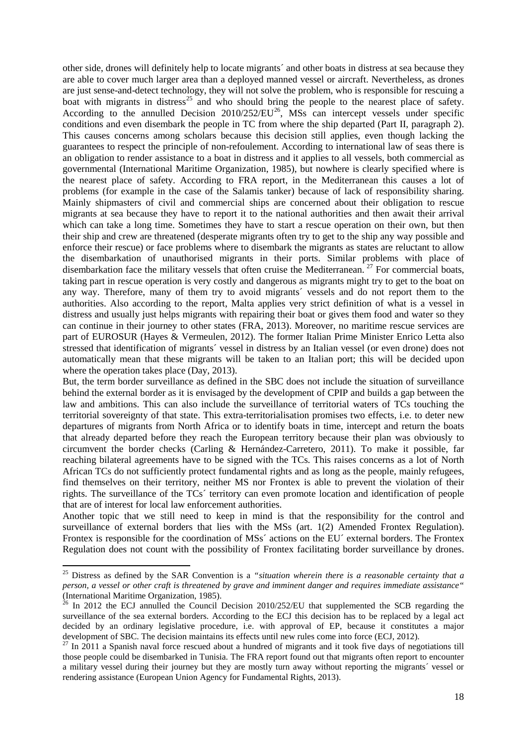other side, drones will definitely help to locate migrants´ and other boats in distress at sea because they are able to cover much larger area than a deployed manned vessel or aircraft. Nevertheless, as drones are just sense-and-detect technology, they will not solve the problem, who is responsible for rescuing a boat with migrants in distress[25] and who should bring the people to the nearest place of safety. According to the annulled Decision 2010/252/EU[26], MSs can intercept vessels under specific conditions and even disembark the people in TC from where the ship departed (Part II, paragraph 2). This causes concerns among scholars because this decision still applies, even though lacking the guarantees to respect the principle of non-refoulement. According to international law of seas there is an obligation to render assistance to a boat in distress and it applies to all vessels, both commercial as governmental (International Maritime Organization, 1985), but nowhere is clearly specified where is the nearest place of safety. According to FRA report, in the Mediterranean this causes a lot of problems (for example in the case of the Salamis tanker) because of lack of responsibility sharing. Mainly shipmasters of civil and commercial ships are concerned about their obligation to rescue migrants at sea because they have to report it to the national authorities and then await their arrival which can take a long time. Sometimes they have to start a rescue operation on their own, but then their ship and crew are threatened (desperate migrants often try to get to the ship any way possible and enforce their rescue) or face problems where to disembark the migrants as states are reluctant to allow the disembarkation of unauthorised migrants in their ports. Similar problems with place of disembarkation face the military vessels that often cruise the Mediterranean.[27] For commercial boats, taking part in rescue operation is very costly and dangerous as migrants might try to get to the boat on any way. Therefore, many of them try to avoid migrants´ vessels and do not report them to the authorities. Also according to the report, Malta applies very strict definition of what is a vessel in distress and usually just helps migrants with repairing their boat or gives them food and water so they can continue in their journey to other states (FRA, 2013). Moreover, no maritime rescue services are part of EUROSUR (Hayes & Vermeulen, 2012). The former Italian Prime Minister Enrico Letta also stressed that identification of migrants´ vessel in distress by an Italian vessel (or even drone) does not automatically mean that these migrants will be taken to an Italian port; this will be decided upon where the operation takes place (Day, 2013).

But, the term border surveillance as defined in the SBC does not include the situation of surveillance behind the external border as it is envisaged by the development of CPIP and builds a gap between the law and ambitions. This can also include the surveillance of territorial waters of TCs touching the territorial sovereignty of that state. This extra-territorialisation promises two effects, i.e. to deter new departures of migrants from North Africa or to identify boats in time, intercept and return the boats that already departed before they reach the European territory because their plan was obviously to circumvent the border checks (Carling & Hernández-Carretero, 2011). To make it possible, far reaching bilateral agreements have to be signed with the TCs. This raises concerns as a lot of North African TCs do not sufficiently protect fundamental rights and as long as the people, mainly refugees, find themselves on their territory, neither MS nor Frontex is able to prevent the violation of their rights. The surveillance of the TCs´ territory can even promote location and identification of people that are of interest for local law enforcement authorities.

Another topic that we still need to keep in mind is that the responsibility for the control and surveillance of external borders that lies with the MSs (art. 1(2) Amended Frontex Regulation). Frontex is responsible for the coordination of MSs´ actions on the EU´ external borders. The Frontex Regulation does not count with the possibility of Frontex facilitating border surveillance by drones.

---

[25] Distress as defined by the SAR Convention is a *"situation wherein there is a reasonable certainty that a person, a vessel or other craft is threatened by grave and imminent danger and requires immediate assistance"* (International Maritime Organization, 1985).

[26] In 2012 the ECJ annulled the Council Decision 2010/252/EU that supplemented the SCB regarding the surveillance of the sea external borders. According to the ECJ this decision has to be replaced by a legal act decided by an ordinary legislative procedure, i.e. with approval of EP, because it constitutes a major development of SBC. The decision maintains its effects until new rules come into force (ECJ, 2012).

[27] In 2011 a Spanish naval force rescued about a hundred of migrants and it took five days of negotiations till those people could be disembarked in Tunisia. The FRA report found out that migrants often report to encounter a military vessel during their journey but they are mostly turn away without reporting the migrants´ vessel or rendering assistance (European Union Agency for Fundamental Rights, 2013).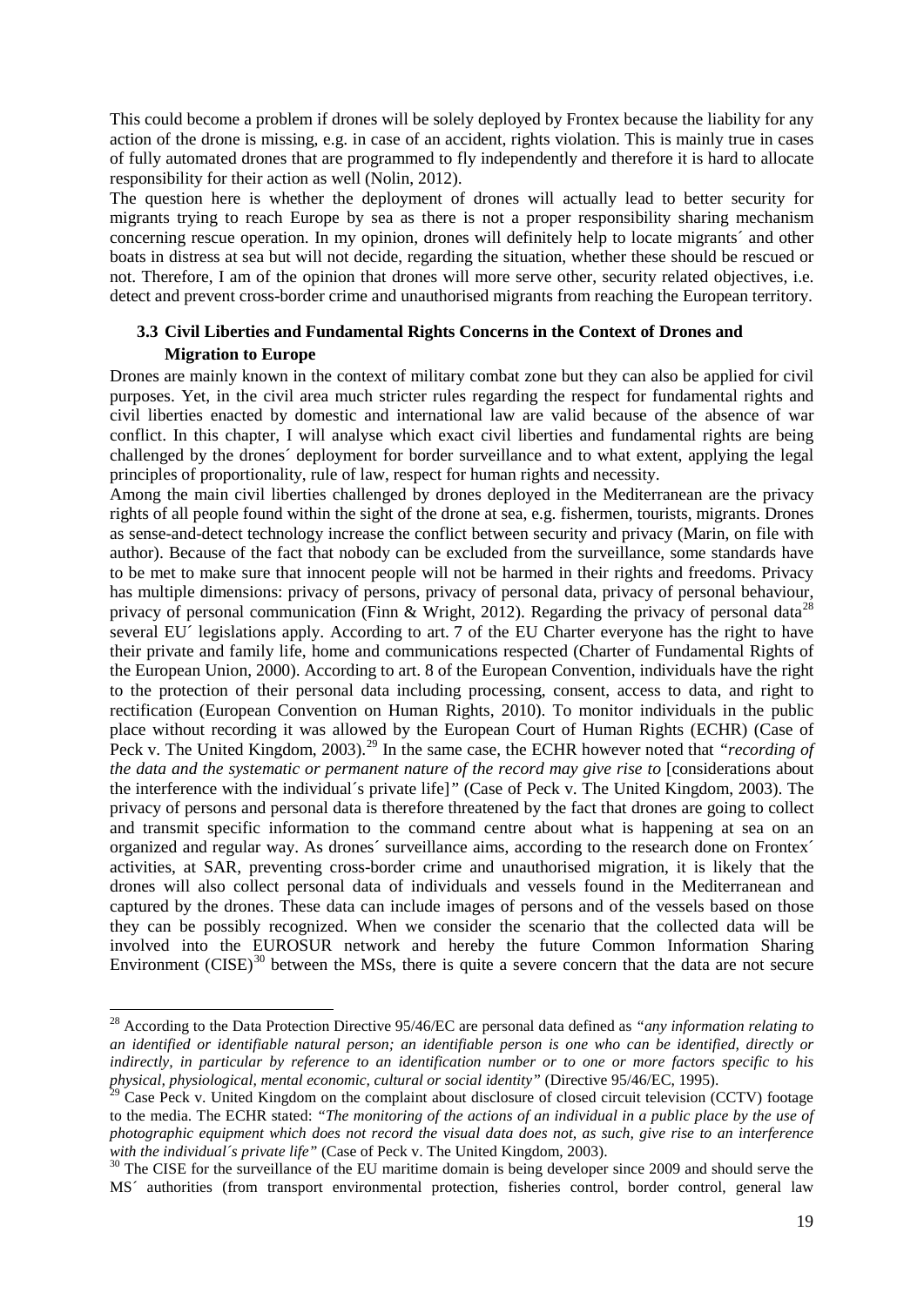This could become a problem if drones will be solely deployed by Frontex because the liability for any action of the drone is missing, e.g. in case of an accident, rights violation. This is mainly true in cases of fully automated drones that are programmed to fly independently and therefore it is hard to allocate responsibility for their action as well (Nolin, 2012).

The question here is whether the deployment of drones will actually lead to better security for migrants trying to reach Europe by sea as there is not a proper responsibility sharing mechanism concerning rescue operation. In my opinion, drones will definitely help to locate migrants´ and other boats in distress at sea but will not decide, regarding the situation, whether these should be rescued or not. Therefore, I am of the opinion that drones will more serve other, security related objectives, i.e. detect and prevent cross-border crime and unauthorised migrants from reaching the European territory.

### 3.3 Civil Liberties and Fundamental Rights Concerns in the Context of Drones and Migration to Europe

Drones are mainly known in the context of military combat zone but they can also be applied for civil purposes. Yet, in the civil area much stricter rules regarding the respect for fundamental rights and civil liberties enacted by domestic and international law are valid because of the absence of war conflict. In this chapter, I will analyse which exact civil liberties and fundamental rights are being challenged by the drones´ deployment for border surveillance and to what extent, applying the legal principles of proportionality, rule of law, respect for human rights and necessity.

Among the main civil liberties challenged by drones deployed in the Mediterranean are the privacy rights of all people found within the sight of the drone at sea, e.g. fishermen, tourists, migrants. Drones as sense-and-detect technology increase the conflict between security and privacy (Marin, on file with author). Because of the fact that nobody can be excluded from the surveillance, some standards have to be met to make sure that innocent people will not be harmed in their rights and freedoms. Privacy has multiple dimensions: privacy of persons, privacy of personal data, privacy of personal behaviour, privacy of personal communication (Finn & Wright, 2012). Regarding the privacy of personal data[28] several EU´ legislations apply. According to art. 7 of the EU Charter everyone has the right to have their private and family life, home and communications respected (Charter of Fundamental Rights of the European Union, 2000). According to art. 8 of the European Convention, individuals have the right to the protection of their personal data including processing, consent, access to data, and right to rectification (European Convention on Human Rights, 2010). To monitor individuals in the public place without recording it was allowed by the European Court of Human Rights (ECHR) (Case of Peck v. The United Kingdom, 2003).[29] In the same case, the ECHR however noted that *"recording of the data and the systematic or permanent nature of the record may give rise to* [considerations about the interference with the individual´s private life]*"* (Case of Peck v. The United Kingdom, 2003). The privacy of persons and personal data is therefore threatened by the fact that drones are going to collect and transmit specific information to the command centre about what is happening at sea on an organized and regular way. As drones´ surveillance aims, according to the research done on Frontex´ activities, at SAR, preventing cross-border crime and unauthorised migration, it is likely that the drones will also collect personal data of individuals and vessels found in the Mediterranean and captured by the drones. These data can include images of persons and of the vessels based on those they can be possibly recognized. When we consider the scenario that the collected data will be involved into the EUROSUR network and hereby the future Common Information Sharing Environment (CISE)[30] between the MSs, there is quite a severe concern that the data are not secure

---

[28] According to the Data Protection Directive 95/46/EC are personal data defined as *"any information relating to an identified or identifiable natural person; an identifiable person is one who can be identified, directly or indirectly, in particular by reference to an identification number or to one or more factors specific to his physical, physiological, mental economic, cultural or social identity"* (Directive 95/46/EC, 1995).

[29] Case Peck v. United Kingdom on the complaint about disclosure of closed circuit television (CCTV) footage to the media. The ECHR stated: *"The monitoring of the actions of an individual in a public place by the use of photographic equipment which does not record the visual data does not, as such, give rise to an interference with the individual´s private life"* (Case of Peck v. The United Kingdom, 2003).

[30] The CISE for the surveillance of the EU maritime domain is being developer since 2009 and should serve the MS´ authorities (from transport environmental protection, fisheries control, border control, general law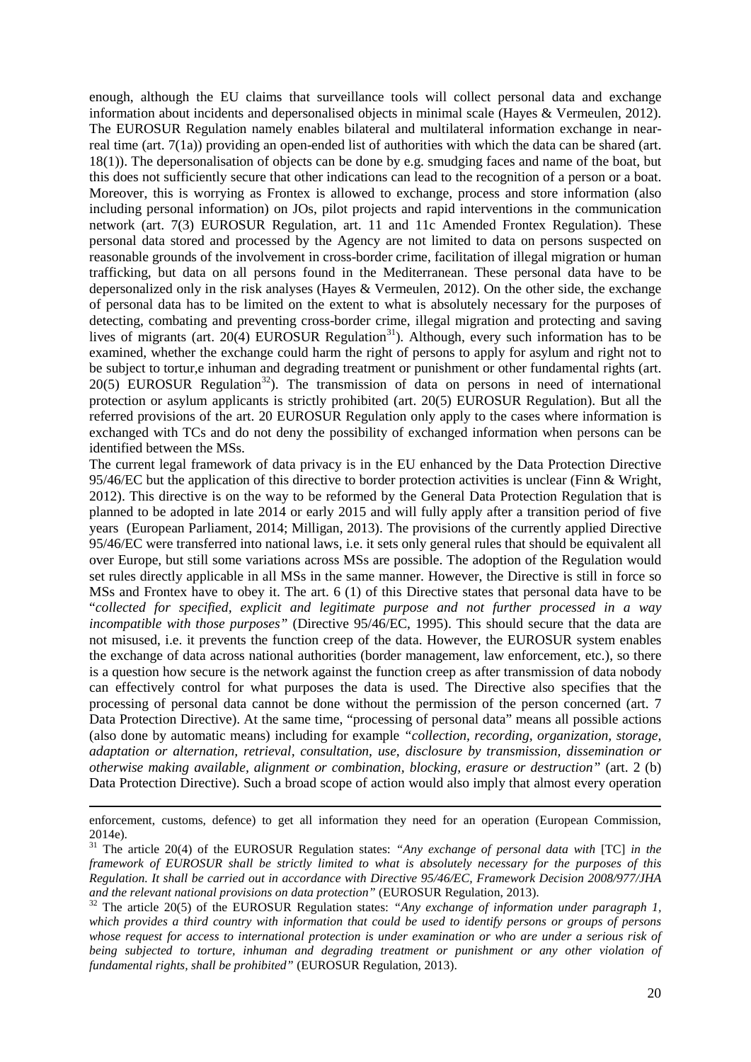enough, although the EU claims that surveillance tools will collect personal data and exchange information about incidents and depersonalised objects in minimal scale (Hayes & Vermeulen, 2012). The EUROSUR Regulation namely enables bilateral and multilateral information exchange in near-real time (art. 7(1a)) providing an open-ended list of authorities with which the data can be shared (art. 18(1)). The depersonalisation of objects can be done by e.g. smudging faces and name of the boat, but this does not sufficiently secure that other indications can lead to the recognition of a person or a boat. Moreover, this is worrying as Frontex is allowed to exchange, process and store information (also including personal information) on JOs, pilot projects and rapid interventions in the communication network (art. 7(3) EUROSUR Regulation, art. 11 and 11c Amended Frontex Regulation). These personal data stored and processed by the Agency are not limited to data on persons suspected on reasonable grounds of the involvement in cross-border crime, facilitation of illegal migration or human trafficking, but data on all persons found in the Mediterranean. These personal data have to be depersonalized only in the risk analyses (Hayes & Vermeulen, 2012). On the other side, the exchange of personal data has to be limited on the extent to what is absolutely necessary for the purposes of detecting, combating and preventing cross-border crime, illegal migration and protecting and saving lives of migrants (art. 20(4) EUROSUR Regulation[31]). Although, every such information has to be examined, whether the exchange could harm the right of persons to apply for asylum and right not to be subject to tortur,e inhuman and degrading treatment or punishment or other fundamental rights (art. 20(5) EUROSUR Regulation[32]). The transmission of data on persons in need of international protection or asylum applicants is strictly prohibited (art. 20(5) EUROSUR Regulation). But all the referred provisions of the art. 20 EUROSUR Regulation only apply to the cases where information is exchanged with TCs and do not deny the possibility of exchanged information when persons can be identified between the MSs.

The current legal framework of data privacy is in the EU enhanced by the Data Protection Directive 95/46/EC but the application of this directive to border protection activities is unclear (Finn & Wright, 2012). This directive is on the way to be reformed by the General Data Protection Regulation that is planned to be adopted in late 2014 or early 2015 and will fully apply after a transition period of five years (European Parliament, 2014; Milligan, 2013). The provisions of the currently applied Directive 95/46/EC were transferred into national laws, i.e. it sets only general rules that should be equivalent all over Europe, but still some variations across MSs are possible. The adoption of the Regulation would set rules directly applicable in all MSs in the same manner. However, the Directive is still in force so MSs and Frontex have to obey it. The art. 6 (1) of this Directive states that personal data have to be "*collected for specified, explicit and legitimate purpose and not further processed in a way incompatible with those purposes"* (Directive 95/46/EC, 1995). This should secure that the data are not misused, i.e. it prevents the function creep of the data. However, the EUROSUR system enables the exchange of data across national authorities (border management, law enforcement, etc.), so there is a question how secure is the network against the function creep as after transmission of data nobody can effectively control for what purposes the data is used. The Directive also specifies that the processing of personal data cannot be done without the permission of the person concerned (art. 7 Data Protection Directive). At the same time, "processing of personal data" means all possible actions (also done by automatic means) including for example *"collection, recording, organization, storage, adaptation or alternation, retrieval, consultation, use, disclosure by transmission, dissemination or otherwise making available, alignment or combination, blocking, erasure or destruction"* (art. 2 (b) Data Protection Directive). Such a broad scope of action would also imply that almost every operation

---

enforcement, customs, defence) to get all information they need for an operation (European Commission, 2014e).

[31] The article 20(4) of the EUROSUR Regulation states: *"Any exchange of personal data with* [TC] *in the framework of EUROSUR shall be strictly limited to what is absolutely necessary for the purposes of this Regulation. It shall be carried out in accordance with Directive 95/46/EC, Framework Decision 2008/977/JHA and the relevant national provisions on data protection"* (EUROSUR Regulation, 2013).

[32] The article 20(5) of the EUROSUR Regulation states: *"Any exchange of information under paragraph 1, which provides a third country with information that could be used to identify persons or groups of persons whose request for access to international protection is under examination or who are under a serious risk of being subjected to torture, inhuman and degrading treatment or punishment or any other violation of fundamental rights, shall be prohibited"* (EUROSUR Regulation, 2013).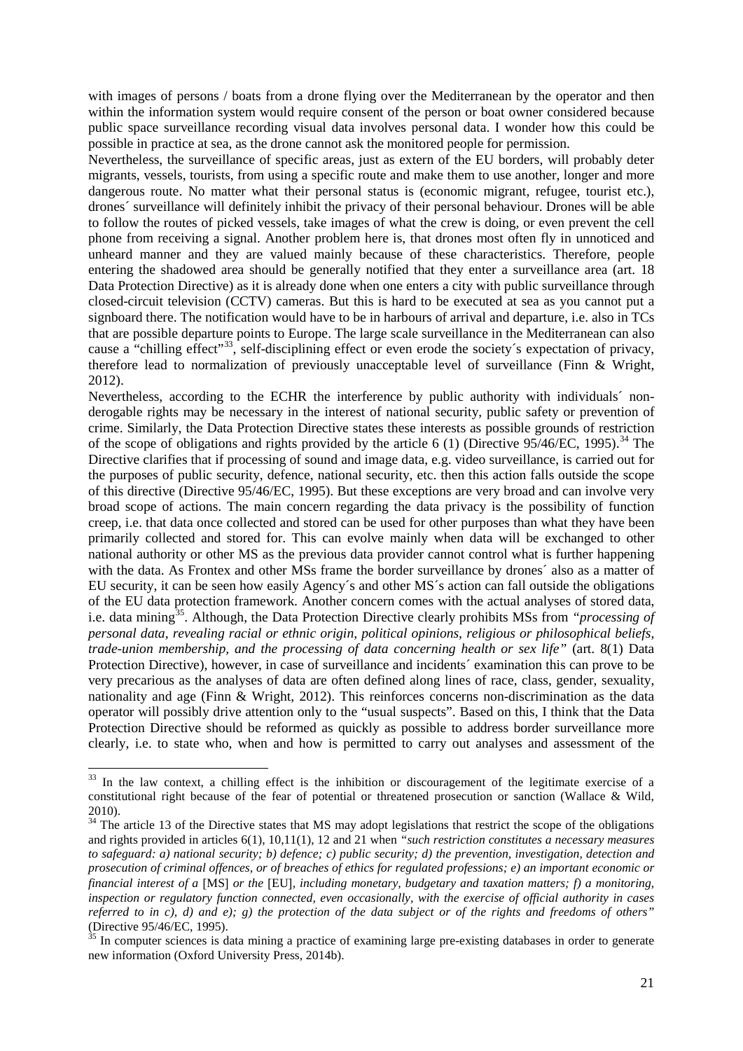with images of persons / boats from a drone flying over the Mediterranean by the operator and then within the information system would require consent of the person or boat owner considered because public space surveillance recording visual data involves personal data. I wonder how this could be possible in practice at sea, as the drone cannot ask the monitored people for permission.

Nevertheless, the surveillance of specific areas, just as extern of the EU borders, will probably deter migrants, vessels, tourists, from using a specific route and make them to use another, longer and more dangerous route. No matter what their personal status is (economic migrant, refugee, tourist etc.), drones´ surveillance will definitely inhibit the privacy of their personal behaviour. Drones will be able to follow the routes of picked vessels, take images of what the crew is doing, or even prevent the cell phone from receiving a signal. Another problem here is, that drones most often fly in unnoticed and unheard manner and they are valued mainly because of these characteristics. Therefore, people entering the shadowed area should be generally notified that they enter a surveillance area (art. 18 Data Protection Directive) as it is already done when one enters a city with public surveillance through closed-circuit television (CCTV) cameras. But this is hard to be executed at sea as you cannot put a signboard there. The notification would have to be in harbours of arrival and departure, i.e. also in TCs that are possible departure points to Europe. The large scale surveillance in the Mediterranean can also cause a "chilling effect"[33], self-disciplining effect or even erode the society´s expectation of privacy, therefore lead to normalization of previously unacceptable level of surveillance (Finn & Wright, 2012).

Nevertheless, according to the ECHR the interference by public authority with individuals´ non-derogable rights may be necessary in the interest of national security, public safety or prevention of crime. Similarly, the Data Protection Directive states these interests as possible grounds of restriction of the scope of obligations and rights provided by the article 6 (1) (Directive 95/46/EC, 1995).[34] The Directive clarifies that if processing of sound and image data, e.g. video surveillance, is carried out for the purposes of public security, defence, national security, etc. then this action falls outside the scope of this directive (Directive 95/46/EC, 1995). But these exceptions are very broad and can involve very broad scope of actions. The main concern regarding the data privacy is the possibility of function creep, i.e. that data once collected and stored can be used for other purposes than what they have been primarily collected and stored for. This can evolve mainly when data will be exchanged to other national authority or other MS as the previous data provider cannot control what is further happening with the data. As Frontex and other MSs frame the border surveillance by drones´ also as a matter of EU security, it can be seen how easily Agency´s and other MS´s action can fall outside the obligations of the EU data protection framework. Another concern comes with the actual analyses of stored data, i.e. data mining[35]. Although, the Data Protection Directive clearly prohibits MSs from *"processing of personal data, revealing racial or ethnic origin, political opinions, religious or philosophical beliefs, trade-union membership, and the processing of data concerning health or sex life"* (art. 8(1) Data Protection Directive), however, in case of surveillance and incidents´ examination this can prove to be very precarious as the analyses of data are often defined along lines of race, class, gender, sexuality, nationality and age (Finn & Wright, 2012). This reinforces concerns non-discrimination as the data operator will possibly drive attention only to the "usual suspects". Based on this, I think that the Data Protection Directive should be reformed as quickly as possible to address border surveillance more clearly, i.e. to state who, when and how is permitted to carry out analyses and assessment of the

---

[33] In the law context, a chilling effect is the inhibition or discouragement of the legitimate exercise of a constitutional right because of the fear of potential or threatened prosecution or sanction (Wallace & Wild, 2010).

[34] The article 13 of the Directive states that MS may adopt legislations that restrict the scope of the obligations and rights provided in articles 6(1), 10,11(1), 12 and 21 when *"such restriction constitutes a necessary measures to safeguard: a) national security; b) defence; c) public security; d) the prevention, investigation, detection and prosecution of criminal offences, or of breaches of ethics for regulated professions; e) an important economic or financial interest of a* [MS] *or the* [EU]*, including monetary, budgetary and taxation matters; f) a monitoring, inspection or regulatory function connected, even occasionally, with the exercise of official authority in cases referred to in c), d) and e); g) the protection of the data subject or of the rights and freedoms of others"* (Directive 95/46/EC, 1995).

[35] In computer sciences is data mining a practice of examining large pre-existing databases in order to generate new information (Oxford University Press, 2014b).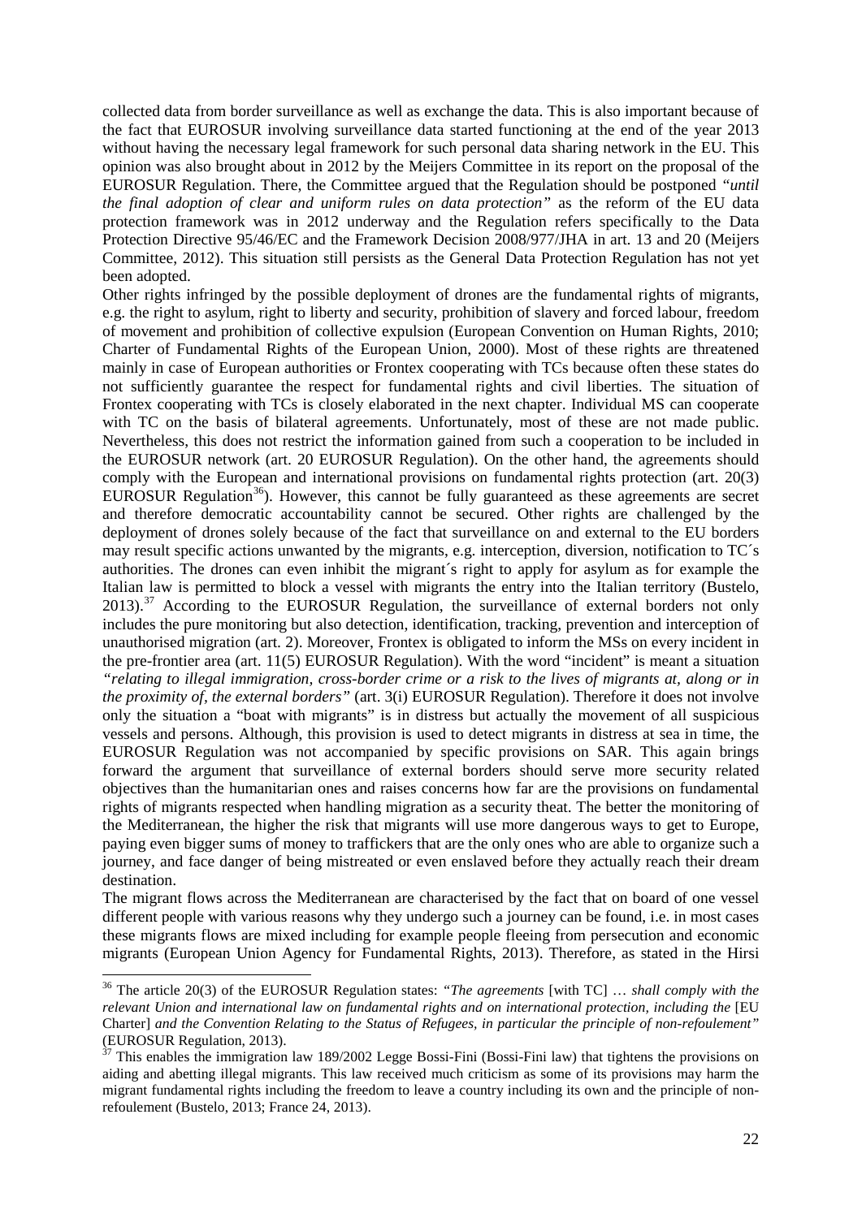collected data from border surveillance as well as exchange the data. This is also important because of the fact that EUROSUR involving surveillance data started functioning at the end of the year 2013 without having the necessary legal framework for such personal data sharing network in the EU. This opinion was also brought about in 2012 by the Meijers Committee in its report on the proposal of the EUROSUR Regulation. There, the Committee argued that the Regulation should be postponed *"until the final adoption of clear and uniform rules on data protection"* as the reform of the EU data protection framework was in 2012 underway and the Regulation refers specifically to the Data Protection Directive 95/46/EC and the Framework Decision 2008/977/JHA in art. 13 and 20 (Meijers Committee, 2012). This situation still persists as the General Data Protection Regulation has not yet been adopted.

Other rights infringed by the possible deployment of drones are the fundamental rights of migrants, e.g. the right to asylum, right to liberty and security, prohibition of slavery and forced labour, freedom of movement and prohibition of collective expulsion (European Convention on Human Rights, 2010; Charter of Fundamental Rights of the European Union, 2000). Most of these rights are threatened mainly in case of European authorities or Frontex cooperating with TCs because often these states do not sufficiently guarantee the respect for fundamental rights and civil liberties. The situation of Frontex cooperating with TCs is closely elaborated in the next chapter. Individual MS can cooperate with TC on the basis of bilateral agreements. Unfortunately, most of these are not made public. Nevertheless, this does not restrict the information gained from such a cooperation to be included in the EUROSUR network (art. 20 EUROSUR Regulation). On the other hand, the agreements should comply with the European and international provisions on fundamental rights protection (art. 20(3) EUROSUR Regulation[36]). However, this cannot be fully guaranteed as these agreements are secret and therefore democratic accountability cannot be secured. Other rights are challenged by the deployment of drones solely because of the fact that surveillance on and external to the EU borders may result specific actions unwanted by the migrants, e.g. interception, diversion, notification to TC´s authorities. The drones can even inhibit the migrant´s right to apply for asylum as for example the Italian law is permitted to block a vessel with migrants the entry into the Italian territory (Bustelo, 2013).[37] According to the EUROSUR Regulation, the surveillance of external borders not only includes the pure monitoring but also detection, identification, tracking, prevention and interception of unauthorised migration (art. 2). Moreover, Frontex is obligated to inform the MSs on every incident in the pre-frontier area (art. 11(5) EUROSUR Regulation). With the word "incident" is meant a situation *"relating to illegal immigration, cross-border crime or a risk to the lives of migrants at, along or in the proximity of, the external borders"* (art. 3(i) EUROSUR Regulation). Therefore it does not involve only the situation a "boat with migrants" is in distress but actually the movement of all suspicious vessels and persons. Although, this provision is used to detect migrants in distress at sea in time, the EUROSUR Regulation was not accompanied by specific provisions on SAR. This again brings forward the argument that surveillance of external borders should serve more security related objectives than the humanitarian ones and raises concerns how far are the provisions on fundamental rights of migrants respected when handling migration as a security theat. The better the monitoring of the Mediterranean, the higher the risk that migrants will use more dangerous ways to get to Europe, paying even bigger sums of money to traffickers that are the only ones who are able to organize such a journey, and face danger of being mistreated or even enslaved before they actually reach their dream destination.

The migrant flows across the Mediterranean are characterised by the fact that on board of one vessel different people with various reasons why they undergo such a journey can be found, i.e. in most cases these migrants flows are mixed including for example people fleeing from persecution and economic migrants (European Union Agency for Fundamental Rights, 2013). Therefore, as stated in the Hirsi

---

[36] The article 20(3) of the EUROSUR Regulation states: *"The agreements* [with TC] … *shall comply with the relevant Union and international law on fundamental rights and on international protection, including the* [EU Charter] *and the Convention Relating to the Status of Refugees, in particular the principle of non-refoulement"* (EUROSUR Regulation, 2013).

[37] This enables the immigration law 189/2002 Legge Bossi-Fini (Bossi-Fini law) that tightens the provisions on aiding and abetting illegal migrants. This law received much criticism as some of its provisions may harm the migrant fundamental rights including the freedom to leave a country including its own and the principle of non-refoulement (Bustelo, 2013; France 24, 2013).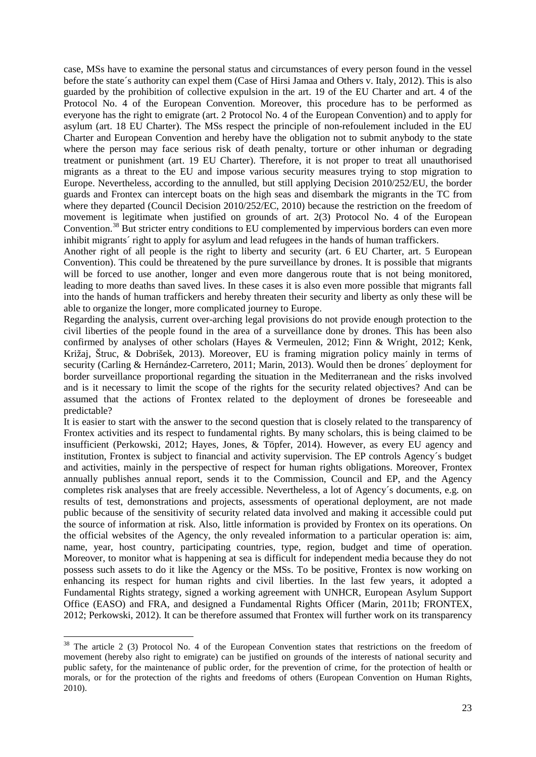case, MSs have to examine the personal status and circumstances of every person found in the vessel before the state´s authority can expel them (Case of Hirsi Jamaa and Others v. Italy, 2012). This is also guarded by the prohibition of collective expulsion in the art. 19 of the EU Charter and art. 4 of the Protocol No. 4 of the European Convention. Moreover, this procedure has to be performed as everyone has the right to emigrate (art. 2 Protocol No. 4 of the European Convention) and to apply for asylum (art. 18 EU Charter). The MSs respect the principle of non-refoulement included in the EU Charter and European Convention and hereby have the obligation not to submit anybody to the state where the person may face serious risk of death penalty, torture or other inhuman or degrading treatment or punishment (art. 19 EU Charter). Therefore, it is not proper to treat all unauthorised migrants as a threat to the EU and impose various security measures trying to stop migration to Europe. Nevertheless, according to the annulled, but still applying Decision 2010/252/EU, the border guards and Frontex can intercept boats on the high seas and disembark the migrants in the TC from where they departed (Council Decision 2010/252/EC, 2010) because the restriction on the freedom of movement is legitimate when justified on grounds of art. 2(3) Protocol No. 4 of the European Convention.[38] But stricter entry conditions to EU complemented by impervious borders can even more inhibit migrants´ right to apply for asylum and lead refugees in the hands of human traffickers.

Another right of all people is the right to liberty and security (art. 6 EU Charter, art. 5 European Convention). This could be threatened by the pure surveillance by drones. It is possible that migrants will be forced to use another, longer and even more dangerous route that is not being monitored, leading to more deaths than saved lives. In these cases it is also even more possible that migrants fall into the hands of human traffickers and hereby threaten their security and liberty as only these will be able to organize the longer, more complicated journey to Europe.

Regarding the analysis, current over-arching legal provisions do not provide enough protection to the civil liberties of the people found in the area of a surveillance done by drones. This has been also confirmed by analyses of other scholars (Hayes & Vermeulen, 2012; Finn & Wright, 2012; Kenk, Križaj, Štruc, & Dobrišek, 2013). Moreover, EU is framing migration policy mainly in terms of security (Carling & Hernández-Carretero, 2011; Marin, 2013). Would then be drones´ deployment for border surveillance proportional regarding the situation in the Mediterranean and the risks involved and is it necessary to limit the scope of the rights for the security related objectives? And can be assumed that the actions of Frontex related to the deployment of drones be foreseeable and predictable?

It is easier to start with the answer to the second question that is closely related to the transparency of Frontex activities and its respect to fundamental rights. By many scholars, this is being claimed to be insufficient (Perkowski, 2012; Hayes, Jones, & Töpfer, 2014). However, as every EU agency and institution, Frontex is subject to financial and activity supervision. The EP controls Agency´s budget and activities, mainly in the perspective of respect for human rights obligations. Moreover, Frontex annually publishes annual report, sends it to the Commission, Council and EP, and the Agency completes risk analyses that are freely accessible. Nevertheless, a lot of Agency´s documents, e.g. on results of test, demonstrations and projects, assessments of operational deployment, are not made public because of the sensitivity of security related data involved and making it accessible could put the source of information at risk. Also, little information is provided by Frontex on its operations. On the official websites of the Agency, the only revealed information to a particular operation is: aim, name, year, host country, participating countries, type, region, budget and time of operation. Moreover, to monitor what is happening at sea is difficult for independent media because they do not possess such assets to do it like the Agency or the MSs. To be positive, Frontex is now working on enhancing its respect for human rights and civil liberties. In the last few years, it adopted a Fundamental Rights strategy, signed a working agreement with UNHCR, European Asylum Support Office (EASO) and FRA, and designed a Fundamental Rights Officer (Marin, 2011b; FRONTEX, 2012; Perkowski, 2012). It can be therefore assumed that Frontex will further work on its transparency

---

[38] The article 2 (3) Protocol No. 4 of the European Convention states that restrictions on the freedom of movement (hereby also right to emigrate) can be justified on grounds of the interests of national security and public safety, for the maintenance of public order, for the prevention of crime, for the protection of health or morals, or for the protection of the rights and freedoms of others (European Convention on Human Rights, 2010).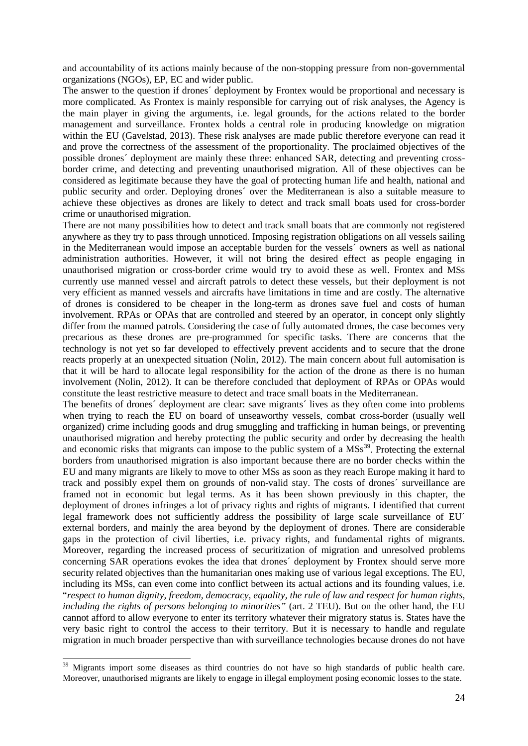and accountability of its actions mainly because of the non-stopping pressure from non-governmental organizations (NGOs), EP, EC and wider public.

The answer to the question if drones´ deployment by Frontex would be proportional and necessary is more complicated. As Frontex is mainly responsible for carrying out of risk analyses, the Agency is the main player in giving the arguments, i.e. legal grounds, for the actions related to the border management and surveillance. Frontex holds a central role in producing knowledge on migration within the EU (Gavelstad, 2013). These risk analyses are made public therefore everyone can read it and prove the correctness of the assessment of the proportionality. The proclaimed objectives of the possible drones´ deployment are mainly these three: enhanced SAR, detecting and preventing cross-border crime, and detecting and preventing unauthorised migration. All of these objectives can be considered as legitimate because they have the goal of protecting human life and health, national and public security and order. Deploying drones´ over the Mediterranean is also a suitable measure to achieve these objectives as drones are likely to detect and track small boats used for cross-border crime or unauthorised migration.

There are not many possibilities how to detect and track small boats that are commonly not registered anywhere as they try to pass through unnoticed. Imposing registration obligations on all vessels sailing in the Mediterranean would impose an acceptable burden for the vessels´ owners as well as national administration authorities. However, it will not bring the desired effect as people engaging in unauthorised migration or cross-border crime would try to avoid these as well. Frontex and MSs currently use manned vessel and aircraft patrols to detect these vessels, but their deployment is not very efficient as manned vessels and aircrafts have limitations in time and are costly. The alternative of drones is considered to be cheaper in the long-term as drones save fuel and costs of human involvement. RPAs or OPAs that are controlled and steered by an operator, in concept only slightly differ from the manned patrols. Considering the case of fully automated drones, the case becomes very precarious as these drones are pre-programmed for specific tasks. There are concerns that the technology is not yet so far developed to effectively prevent accidents and to secure that the drone reacts properly at an unexpected situation (Nolin, 2012). The main concern about full automisation is that it will be hard to allocate legal responsibility for the action of the drone as there is no human involvement (Nolin, 2012). It can be therefore concluded that deployment of RPAs or OPAs would constitute the least restrictive measure to detect and trace small boats in the Mediterranean.

The benefits of drones´ deployment are clear: save migrants´ lives as they often come into problems when trying to reach the EU on board of unseaworthy vessels, combat cross-border (usually well organized) crime including goods and drug smuggling and trafficking in human beings, or preventing unauthorised migration and hereby protecting the public security and order by decreasing the health and economic risks that migrants can impose to the public system of a MSs[39]. Protecting the external borders from unauthorised migration is also important because there are no border checks within the EU and many migrants are likely to move to other MSs as soon as they reach Europe making it hard to track and possibly expel them on grounds of non-valid stay. The costs of drones´ surveillance are framed not in economic but legal terms. As it has been shown previously in this chapter, the deployment of drones infringes a lot of privacy rights and rights of migrants. I identified that current legal framework does not sufficiently address the possibility of large scale surveillance of EU´ external borders, and mainly the area beyond by the deployment of drones. There are considerable gaps in the protection of civil liberties, i.e. privacy rights, and fundamental rights of migrants. Moreover, regarding the increased process of securitization of migration and unresolved problems concerning SAR operations evokes the idea that drones´ deployment by Frontex should serve more security related objectives than the humanitarian ones making use of various legal exceptions. The EU, including its MSs, can even come into conflict between its actual actions and its founding values, i.e. "*respect to human dignity, freedom, democracy, equality, the rule of law and respect for human rights, including the rights of persons belonging to minorities"* (art. 2 TEU). But on the other hand, the EU cannot afford to allow everyone to enter its territory whatever their migratory status is. States have the very basic right to control the access to their territory. But it is necessary to handle and regulate migration in much broader perspective than with surveillance technologies because drones do not have

[39] Migrants import some diseases as third countries do not have so high standards of public health care. Moreover, unauthorised migrants are likely to engage in illegal employment posing economic losses to the state.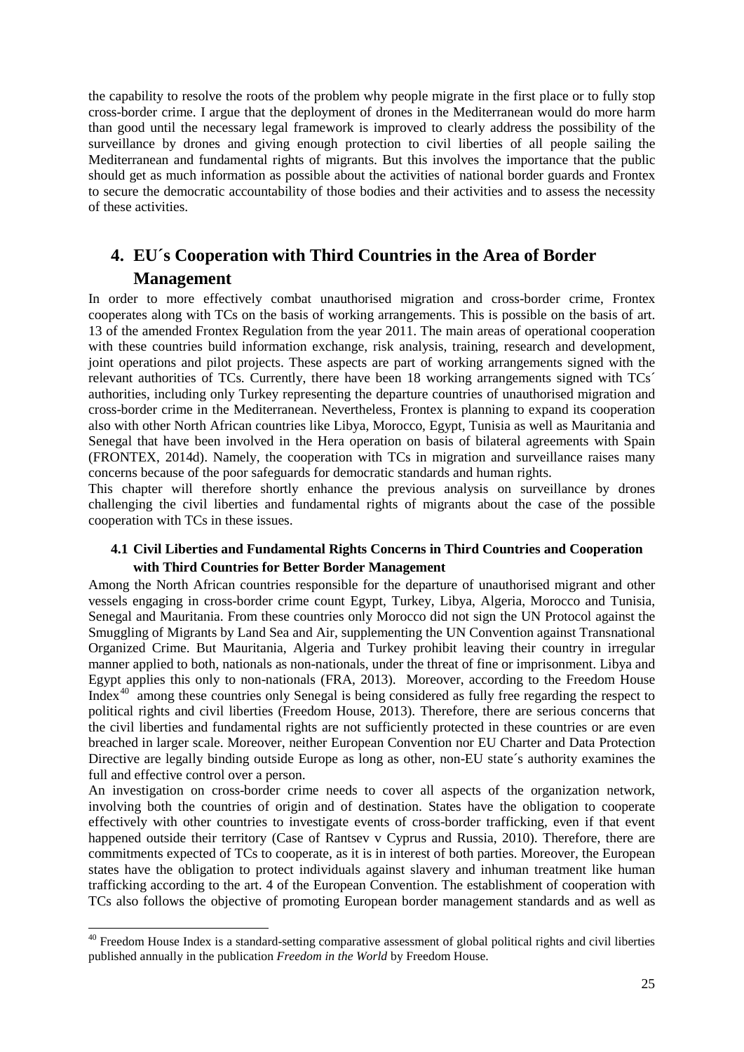the capability to resolve the roots of the problem why people migrate in the first place or to fully stop cross-border crime. I argue that the deployment of drones in the Mediterranean would do more harm than good until the necessary legal framework is improved to clearly address the possibility of the surveillance by drones and giving enough protection to civil liberties of all people sailing the Mediterranean and fundamental rights of migrants. But this involves the importance that the public should get as much information as possible about the activities of national border guards and Frontex to secure the democratic accountability of those bodies and their activities and to assess the necessity of these activities.

# 4. EU´s Cooperation with Third Countries in the Area of Border Management

In order to more effectively combat unauthorised migration and cross-border crime, Frontex cooperates along with TCs on the basis of working arrangements. This is possible on the basis of art. 13 of the amended Frontex Regulation from the year 2011. The main areas of operational cooperation with these countries build information exchange, risk analysis, training, research and development, joint operations and pilot projects. These aspects are part of working arrangements signed with the relevant authorities of TCs. Currently, there have been 18 working arrangements signed with TCs´ authorities, including only Turkey representing the departure countries of unauthorised migration and cross-border crime in the Mediterranean. Nevertheless, Frontex is planning to expand its cooperation also with other North African countries like Libya, Morocco, Egypt, Tunisia as well as Mauritania and Senegal that have been involved in the Hera operation on basis of bilateral agreements with Spain (FRONTEX, 2014d). Namely, the cooperation with TCs in migration and surveillance raises many concerns because of the poor safeguards for democratic standards and human rights.

This chapter will therefore shortly enhance the previous analysis on surveillance by drones challenging the civil liberties and fundamental rights of migrants about the case of the possible cooperation with TCs in these issues.

## 4.1 Civil Liberties and Fundamental Rights Concerns in Third Countries and Cooperation with Third Countries for Better Border Management

Among the North African countries responsible for the departure of unauthorised migrant and other vessels engaging in cross-border crime count Egypt, Turkey, Libya, Algeria, Morocco and Tunisia, Senegal and Mauritania. From these countries only Morocco did not sign the UN Protocol against the Smuggling of Migrants by Land Sea and Air, supplementing the UN Convention against Transnational Organized Crime. But Mauritania, Algeria and Turkey prohibit leaving their country in irregular manner applied to both, nationals as non-nationals, under the threat of fine or imprisonment. Libya and Egypt applies this only to non-nationals (FRA, 2013). Moreover, according to the Freedom House Index[40] among these countries only Senegal is being considered as fully free regarding the respect to political rights and civil liberties (Freedom House, 2013). Therefore, there are serious concerns that the civil liberties and fundamental rights are not sufficiently protected in these countries or are even breached in larger scale. Moreover, neither European Convention nor EU Charter and Data Protection Directive are legally binding outside Europe as long as other, non-EU state´s authority examines the full and effective control over a person.

An investigation on cross-border crime needs to cover all aspects of the organization network, involving both the countries of origin and of destination. States have the obligation to cooperate effectively with other countries to investigate events of cross-border trafficking, even if that event happened outside their territory (Case of Rantsev v Cyprus and Russia, 2010). Therefore, there are commitments expected of TCs to cooperate, as it is in interest of both parties. Moreover, the European states have the obligation to protect individuals against slavery and inhuman treatment like human trafficking according to the art. 4 of the European Convention. The establishment of cooperation with TCs also follows the objective of promoting European border management standards and as well as

[40] Freedom House Index is a standard-setting comparative assessment of global political rights and civil liberties published annually in the publication *Freedom in the World* by Freedom House.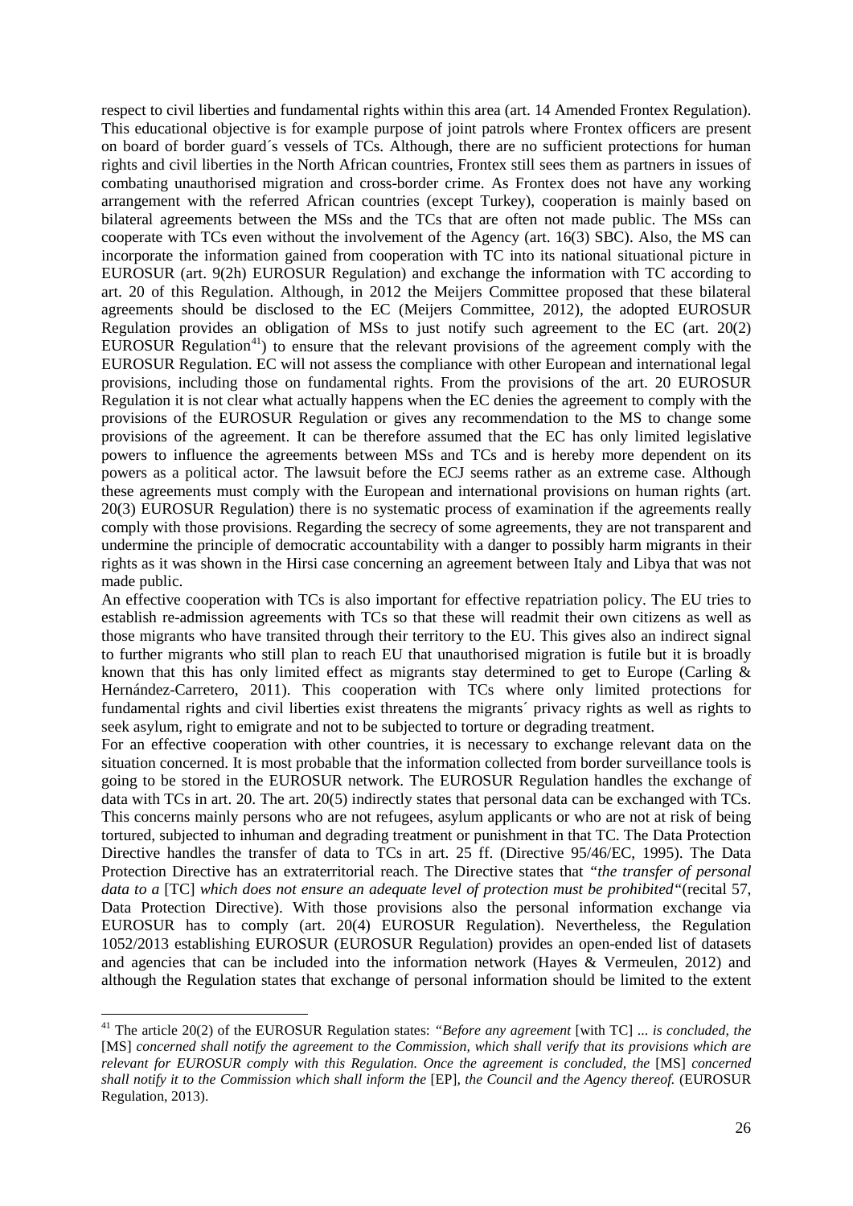respect to civil liberties and fundamental rights within this area (art. 14 Amended Frontex Regulation). This educational objective is for example purpose of joint patrols where Frontex officers are present on board of border guard´s vessels of TCs. Although, there are no sufficient protections for human rights and civil liberties in the North African countries, Frontex still sees them as partners in issues of combating unauthorised migration and cross-border crime. As Frontex does not have any working arrangement with the referred African countries (except Turkey), cooperation is mainly based on bilateral agreements between the MSs and the TCs that are often not made public. The MSs can cooperate with TCs even without the involvement of the Agency (art. 16(3) SBC). Also, the MS can incorporate the information gained from cooperation with TC into its national situational picture in EUROSUR (art. 9(2h) EUROSUR Regulation) and exchange the information with TC according to art. 20 of this Regulation. Although, in 2012 the Meijers Committee proposed that these bilateral agreements should be disclosed to the EC (Meijers Committee, 2012), the adopted EUROSUR Regulation provides an obligation of MSs to just notify such agreement to the EC (art. 20(2) EUROSUR Regulation[41]) to ensure that the relevant provisions of the agreement comply with the EUROSUR Regulation. EC will not assess the compliance with other European and international legal provisions, including those on fundamental rights. From the provisions of the art. 20 EUROSUR Regulation it is not clear what actually happens when the EC denies the agreement to comply with the provisions of the EUROSUR Regulation or gives any recommendation to the MS to change some provisions of the agreement. It can be therefore assumed that the EC has only limited legislative powers to influence the agreements between MSs and TCs and is hereby more dependent on its powers as a political actor. The lawsuit before the ECJ seems rather as an extreme case. Although these agreements must comply with the European and international provisions on human rights (art. 20(3) EUROSUR Regulation) there is no systematic process of examination if the agreements really comply with those provisions. Regarding the secrecy of some agreements, they are not transparent and undermine the principle of democratic accountability with a danger to possibly harm migrants in their rights as it was shown in the Hirsi case concerning an agreement between Italy and Libya that was not made public.

An effective cooperation with TCs is also important for effective repatriation policy. The EU tries to establish re-admission agreements with TCs so that these will readmit their own citizens as well as those migrants who have transited through their territory to the EU. This gives also an indirect signal to further migrants who still plan to reach EU that unauthorised migration is futile but it is broadly known that this has only limited effect as migrants stay determined to get to Europe (Carling & Hernández-Carretero, 2011). This cooperation with TCs where only limited protections for fundamental rights and civil liberties exist threatens the migrants´ privacy rights as well as rights to seek asylum, right to emigrate and not to be subjected to torture or degrading treatment.

For an effective cooperation with other countries, it is necessary to exchange relevant data on the situation concerned. It is most probable that the information collected from border surveillance tools is going to be stored in the EUROSUR network. The EUROSUR Regulation handles the exchange of data with TCs in art. 20. The art. 20(5) indirectly states that personal data can be exchanged with TCs. This concerns mainly persons who are not refugees, asylum applicants or who are not at risk of being tortured, subjected to inhuman and degrading treatment or punishment in that TC. The Data Protection Directive handles the transfer of data to TCs in art. 25 ff. (Directive 95/46/EC, 1995). The Data Protection Directive has an extraterritorial reach. The Directive states that *"the transfer of personal data to a* [TC] *which does not ensure an adequate level of protection must be prohibited"* (recital 57, Data Protection Directive). With those provisions also the personal information exchange via EUROSUR has to comply (art. 20(4) EUROSUR Regulation). Nevertheless, the Regulation 1052/2013 establishing EUROSUR (EUROSUR Regulation) provides an open-ended list of datasets and agencies that can be included into the information network (Hayes & Vermeulen, 2012) and although the Regulation states that exchange of personal information should be limited to the extent

---

[41] The article 20(2) of the EUROSUR Regulation states: *"Before any agreement* [with TC] *... is concluded, the* [MS] *concerned shall notify the agreement to the Commission, which shall verify that its provisions which are relevant for EUROSUR comply with this Regulation. Once the agreement is concluded, the* [MS] *concerned shall notify it to the Commission which shall inform the* [EP]*, the Council and the Agency thereof.* (EUROSUR Regulation, 2013).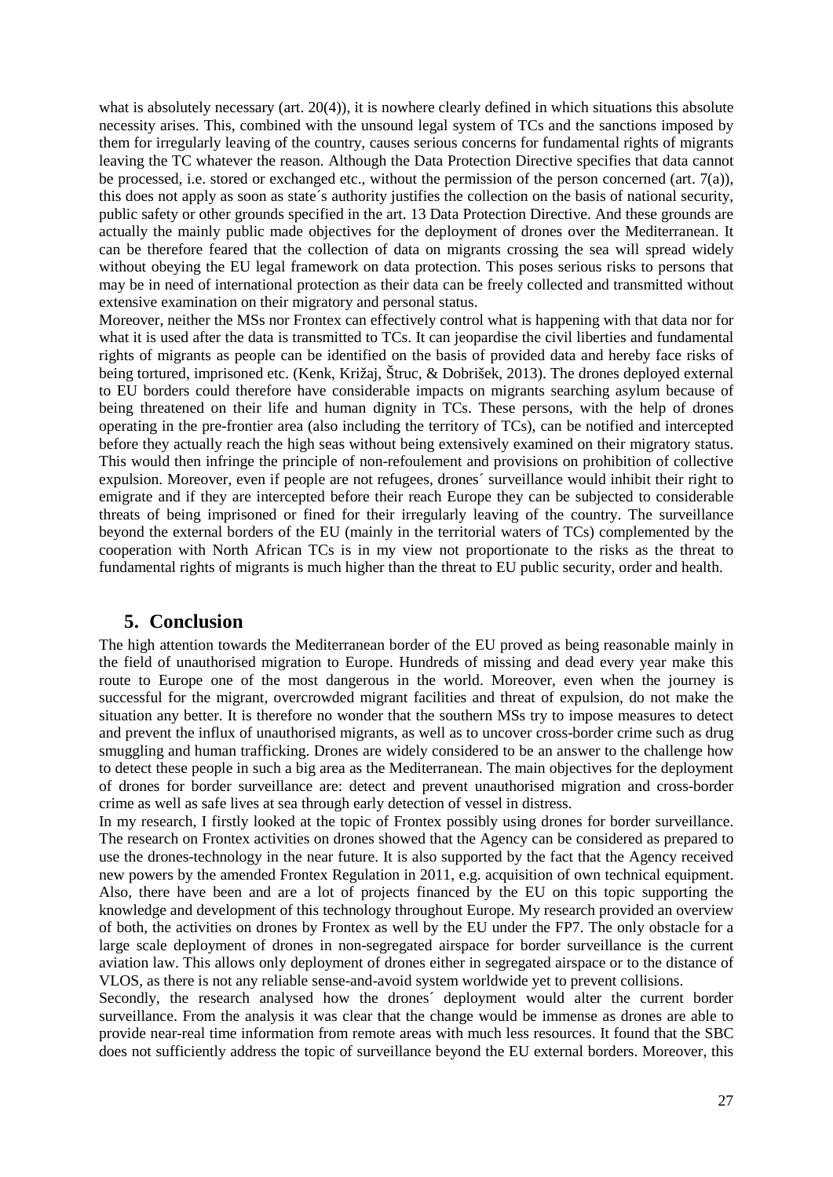what is absolutely necessary (art. 20(4)), it is nowhere clearly defined in which situations this absolute necessity arises. This, combined with the unsound legal system of TCs and the sanctions imposed by them for irregularly leaving of the country, causes serious concerns for fundamental rights of migrants leaving the TC whatever the reason. Although the Data Protection Directive specifies that data cannot be processed, i.e. stored or exchanged etc., without the permission of the person concerned (art. 7(a)), this does not apply as soon as state´s authority justifies the collection on the basis of national security, public safety or other grounds specified in the art. 13 Data Protection Directive. And these grounds are actually the mainly public made objectives for the deployment of drones over the Mediterranean. It can be therefore feared that the collection of data on migrants crossing the sea will spread widely without obeying the EU legal framework on data protection. This poses serious risks to persons that may be in need of international protection as their data can be freely collected and transmitted without extensive examination on their migratory and personal status.

Moreover, neither the MSs nor Frontex can effectively control what is happening with that data nor for what it is used after the data is transmitted to TCs. It can jeopardise the civil liberties and fundamental rights of migrants as people can be identified on the basis of provided data and hereby face risks of being tortured, imprisoned etc. (Kenk, Križaj, Štruc, & Dobrišek, 2013). The drones deployed external to EU borders could therefore have considerable impacts on migrants searching asylum because of being threatened on their life and human dignity in TCs. These persons, with the help of drones operating in the pre-frontier area (also including the territory of TCs), can be notified and intercepted before they actually reach the high seas without being extensively examined on their migratory status. This would then infringe the principle of non-refoulement and provisions on prohibition of collective expulsion. Moreover, even if people are not refugees, drones´ surveillance would inhibit their right to emigrate and if they are intercepted before their reach Europe they can be subjected to considerable threats of being imprisoned or fined for their irregularly leaving of the country. The surveillance beyond the external borders of the EU (mainly in the territorial waters of TCs) complemented by the cooperation with North African TCs is in my view not proportionate to the risks as the threat to fundamental rights of migrants is much higher than the threat to EU public security, order and health.

## 5. Conclusion

The high attention towards the Mediterranean border of the EU proved as being reasonable mainly in the field of unauthorised migration to Europe. Hundreds of missing and dead every year make this route to Europe one of the most dangerous in the world. Moreover, even when the journey is successful for the migrant, overcrowded migrant facilities and threat of expulsion, do not make the situation any better. It is therefore no wonder that the southern MSs try to impose measures to detect and prevent the influx of unauthorised migrants, as well as to uncover cross-border crime such as drug smuggling and human trafficking. Drones are widely considered to be an answer to the challenge how to detect these people in such a big area as the Mediterranean. The main objectives for the deployment of drones for border surveillance are: detect and prevent unauthorised migration and cross-border crime as well as safe lives at sea through early detection of vessel in distress.

In my research, I firstly looked at the topic of Frontex possibly using drones for border surveillance. The research on Frontex activities on drones showed that the Agency can be considered as prepared to use the drones-technology in the near future. It is also supported by the fact that the Agency received new powers by the amended Frontex Regulation in 2011, e.g. acquisition of own technical equipment. Also, there have been and are a lot of projects financed by the EU on this topic supporting the knowledge and development of this technology throughout Europe. My research provided an overview of both, the activities on drones by Frontex as well by the EU under the FP7. The only obstacle for a large scale deployment of drones in non-segregated airspace for border surveillance is the current aviation law. This allows only deployment of drones either in segregated airspace or to the distance of VLOS, as there is not any reliable sense-and-avoid system worldwide yet to prevent collisions.

Secondly, the research analysed how the drones´ deployment would alter the current border surveillance. From the analysis it was clear that the change would be immense as drones are able to provide near-real time information from remote areas with much less resources. It found that the SBC does not sufficiently address the topic of surveillance beyond the EU external borders. Moreover, this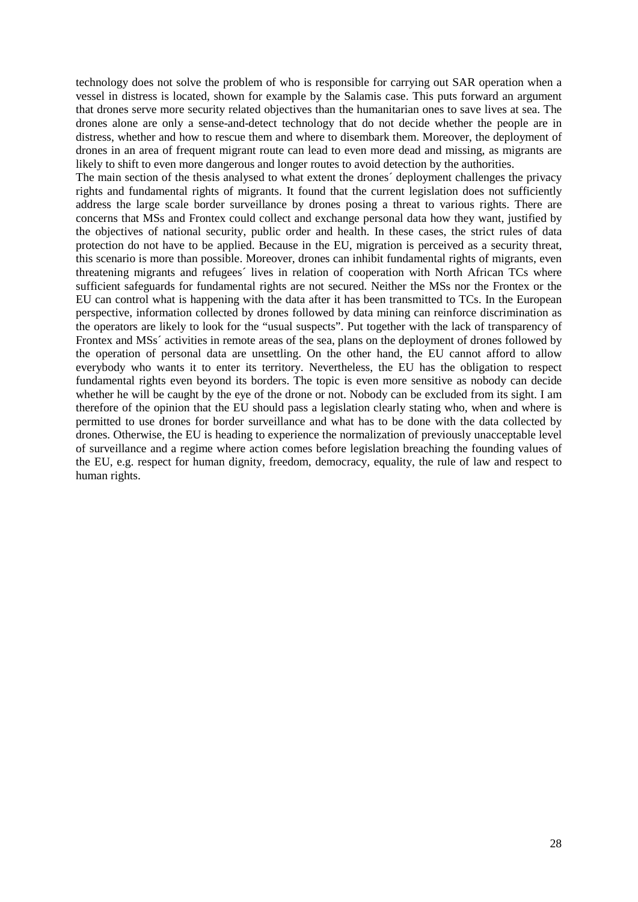technology does not solve the problem of who is responsible for carrying out SAR operation when a vessel in distress is located, shown for example by the Salamis case. This puts forward an argument that drones serve more security related objectives than the humanitarian ones to save lives at sea. The drones alone are only a sense-and-detect technology that do not decide whether the people are in distress, whether and how to rescue them and where to disembark them. Moreover, the deployment of drones in an area of frequent migrant route can lead to even more dead and missing, as migrants are likely to shift to even more dangerous and longer routes to avoid detection by the authorities.

The main section of the thesis analysed to what extent the drones´ deployment challenges the privacy rights and fundamental rights of migrants. It found that the current legislation does not sufficiently address the large scale border surveillance by drones posing a threat to various rights. There are concerns that MSs and Frontex could collect and exchange personal data how they want, justified by the objectives of national security, public order and health. In these cases, the strict rules of data protection do not have to be applied. Because in the EU, migration is perceived as a security threat, this scenario is more than possible. Moreover, drones can inhibit fundamental rights of migrants, even threatening migrants and refugees´ lives in relation of cooperation with North African TCs where sufficient safeguards for fundamental rights are not secured. Neither the MSs nor the Frontex or the EU can control what is happening with the data after it has been transmitted to TCs. In the European perspective, information collected by drones followed by data mining can reinforce discrimination as the operators are likely to look for the "usual suspects". Put together with the lack of transparency of Frontex and MSs´ activities in remote areas of the sea, plans on the deployment of drones followed by the operation of personal data are unsettling. On the other hand, the EU cannot afford to allow everybody who wants it to enter its territory. Nevertheless, the EU has the obligation to respect fundamental rights even beyond its borders. The topic is even more sensitive as nobody can decide whether he will be caught by the eye of the drone or not. Nobody can be excluded from its sight. I am therefore of the opinion that the EU should pass a legislation clearly stating who, when and where is permitted to use drones for border surveillance and what has to be done with the data collected by drones. Otherwise, the EU is heading to experience the normalization of previously unacceptable level of surveillance and a regime where action comes before legislation breaching the founding values of the EU, e.g. respect for human dignity, freedom, democracy, equality, the rule of law and respect to human rights.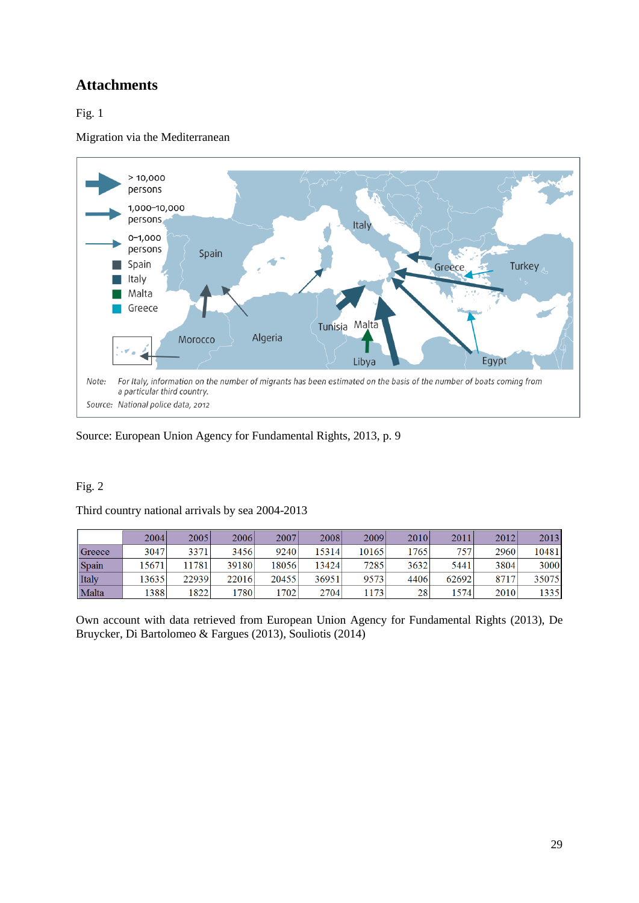# Attachments

Fig. 1

Migration via the Mediterranean

Note: *For Italy, information on the number of migrants has been estimated on the basis of the number of boats coming from a particular third country.*

Source: *National police data, 2012*

Source: European Union Agency for Fundamental Rights, 2013, p. 9

Fig. 2

Third country national arrivals by sea 2004-2013

| | 2004 | 2005 | 2006 | 2007 | 2008 | 2009 | 2010 | 2011 | 2012 | 2013 |
|---|---|---|---|---|---|---|---|---|---|---|
| Greece | 3047 | 3371 | 3456 | 9240 | 15314 | 10165 | 1765 | 757 | 2960 | 10481 |
| Spain | 15671 | 11781 | 39180 | 18056 | 13424 | 7285 | 3632 | 5441 | 3804 | 3000 |
| Italy | 13635 | 22939 | 22016 | 20455 | 36951 | 9573 | 4406 | 62692 | 8717 | 35075 |
| Malta | 1388 | 1822 | 1780 | 1702 | 2704 | 1173 | 28 | 1574 | 2010 | 1335 |

Own account with data retrieved from European Union Agency for Fundamental Rights (2013), De Bruycker, Di Bartolomeo & Fargues (2013), Souliotis (2014)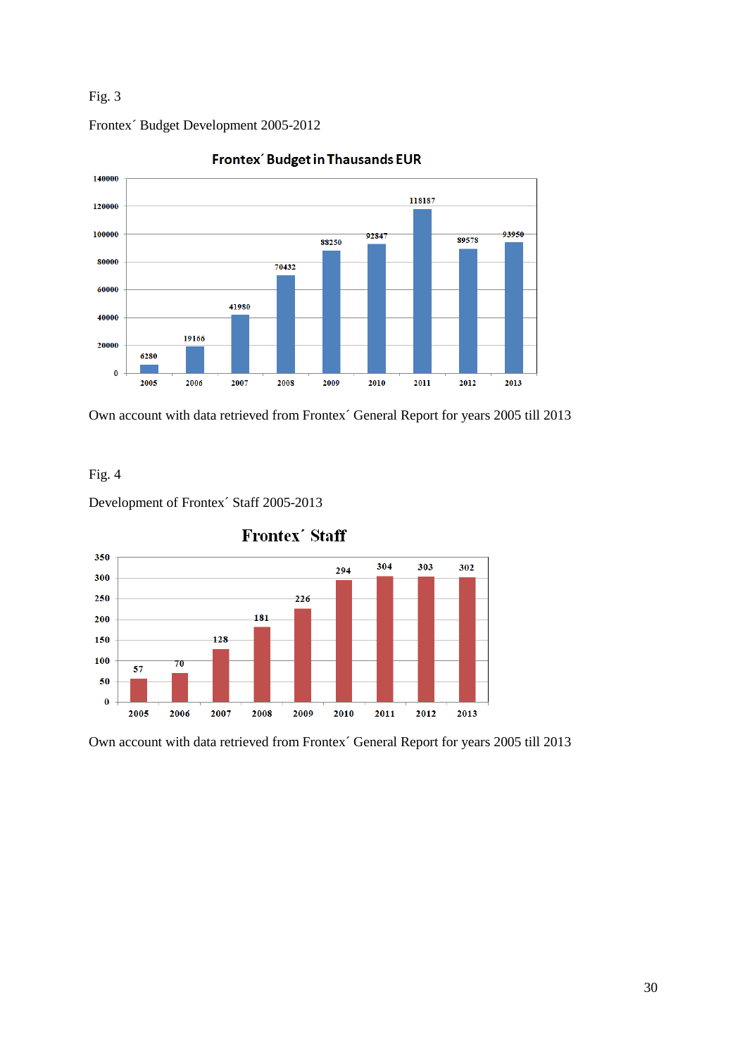Fig. 3

Frontex´ Budget Development 2005-2012

**Frontex´ Budget in Thausands EUR**

| Year | Budget |
|---|---|
| 2005 | 6280 |
| 2006 | 19166 |
| 2007 | 41980 |
| 2008 | 70432 |
| 2009 | 88250 |
| 2010 | 92847 |
| 2011 | 118187 |
| 2012 | 89578 |
| 2013 | 93950 |

Own account with data retrieved from Frontex´ General Report for years 2005 till 2013

Fig. 4

Development of Frontex´ Staff 2005-2013

**Frontex´ Staff**

| Year | Staff |
|---|---|
| 2005 | 57 |
| 2006 | 70 |
| 2007 | 128 |
| 2008 | 181 |
| 2009 | 226 |
| 2010 | 294 |
| 2011 | 304 |
| 2012 | 303 |
| 2013 | 302 |

Own account with data retrieved from Frontex´ General Report for years 2005 till 2013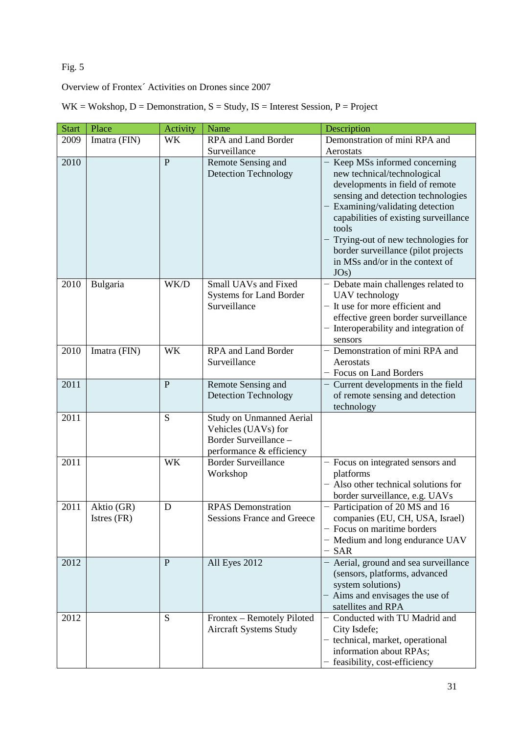Fig. 5

Overview of Frontex´ Activities on Drones since 2007

WK = Wokshop, D = Demonstration, S = Study, IS = Interest Session, P = Project

| Start | Place | Activity | Name | Description |
|---|---|---|---|---|
| 2009 | Imatra (FIN) | WK | RPA and Land Border Surveillance | Demonstration of mini RPA and Aerostats |
| 2010 | | P | Remote Sensing and Detection Technology | − Keep MSs informed concerning new technical/technological developments in field of remote sensing and detection technologies<br>− Examining/validating detection capabilities of existing surveillance tools<br>− Trying-out of new technologies for border surveillance (pilot projects in MSs and/or in the context of JOs) |
| 2010 | Bulgaria | WK/D | Small UAVs and Fixed Systems for Land Border Surveillance | − Debate main challenges related to UAV technology<br>− It use for more efficient and effective green border surveillance<br>− Interoperability and integration of sensors |
| 2010 | Imatra (FIN) | WK | RPA and Land Border Surveillance | − Demonstration of mini RPA and Aerostats<br>− Focus on Land Borders |
| 2011 | | P | Remote Sensing and Detection Technology | − Current developments in the field of remote sensing and detection technology |
| 2011 | | S | Study on Unmanned Aerial Vehicles (UAVs) for Border Surveillance – performance & efficiency | |
| 2011 | | WK | Border Surveillance Workshop | − Focus on integrated sensors and platforms<br>− Also other technical solutions for border surveillance, e.g. UAVs |
| 2011 | Aktio (GR)<br>Istres (FR) | D | RPAS Demonstration Sessions France and Greece | − Participation of 20 MS and 16 companies (EU, CH, USA, Israel)<br>− Focus on maritime borders<br>− Medium and long endurance UAV<br>− SAR |
| 2012 | | P | All Eyes 2012 | − Aerial, ground and sea surveillance (sensors, platforms, advanced system solutions)<br>− Aims and envisages the use of satellites and RPA |
| 2012 | | S | Frontex – Remotely Piloted Aircraft Systems Study | − Conducted with TU Madrid and City Isdefe;<br>− technical, market, operational information about RPAs;<br>− feasibility, cost-efficiency |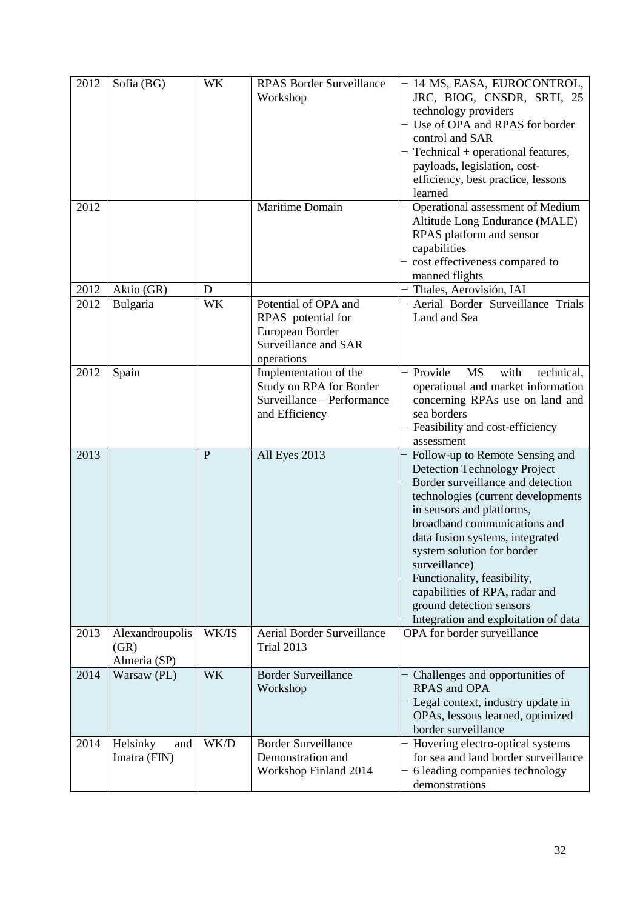| 2012 | Sofia (BG) | WK | RPAS Border Surveillance Workshop | − 14 MS, EASA, EUROCONTROL, JRC, BIOG, CNSDR, SRTI, 25 technology providers<br>− Use of OPA and RPAS for border control and SAR<br>− Technical + operational features, payloads, legislation, cost-efficiency, best practice, lessons learned |
|---|---|---|---|---|
| 2012 | | | Maritime Domain | − Operational assessment of Medium Altitude Long Endurance (MALE) RPAS platform and sensor capabilities<br>− cost effectiveness compared to manned flights |
| 2012 | Aktio (GR) | D | | − Thales, Aerovisión, IAI |
| 2012 | Bulgaria | WK | Potential of OPA and RPAS potential for European Border Surveillance and SAR operations | − Aerial Border Surveillance Trials Land and Sea |
| 2012 | Spain | | Implementation of the Study on RPA for Border Surveillance – Performance and Efficiency | − Provide MS with technical, operational and market information concerning RPAs use on land and sea borders<br>− Feasibility and cost-efficiency assessment |
| 2013 | | P | All Eyes 2013 | − Follow-up to Remote Sensing and Detection Technology Project<br>− Border surveillance and detection technologies (current developments in sensors and platforms, broadband communications and data fusion systems, integrated system solution for border surveillance)<br>− Functionality, feasibility, capabilities of RPA, radar and ground detection sensors<br>− Integration and exploitation of data |
| 2013 | Alexandroupolis (GR)<br>Almeria (SP) | WK/IS | Aerial Border Surveillance Trial 2013 | OPA for border surveillance |
| 2014 | Warsaw (PL) | WK | Border Surveillance Workshop | − Challenges and opportunities of RPAS and OPA<br>− Legal context, industry update in OPAs, lessons learned, optimized border surveillance |
| 2014 | Helsinky and Imatra (FIN) | WK/D | Border Surveillance Demonstration and Workshop Finland 2014 | − Hovering electro-optical systems for sea and land border surveillance<br>− 6 leading companies technology demonstrations |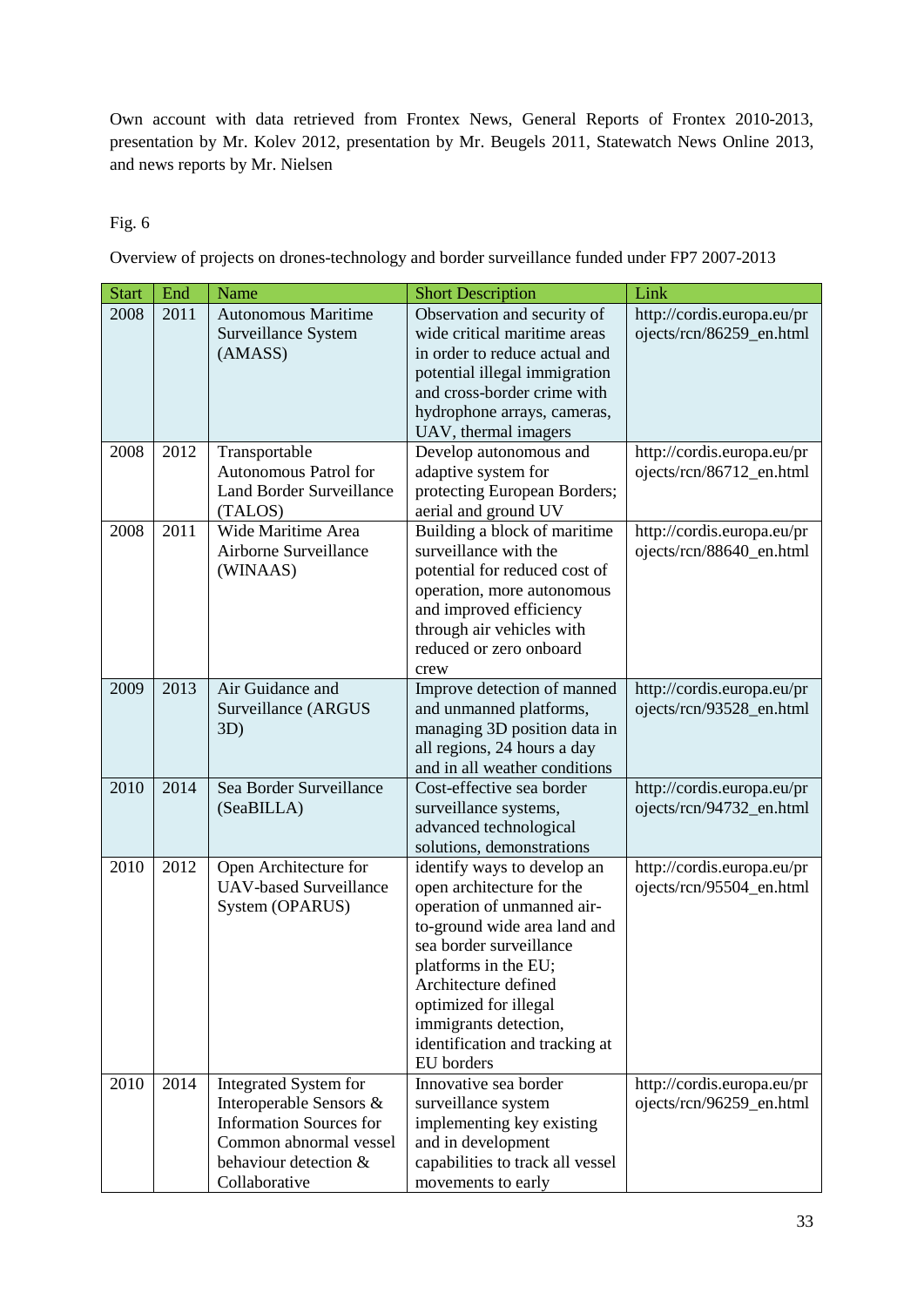Own account with data retrieved from Frontex News, General Reports of Frontex 2010-2013, presentation by Mr. Kolev 2012, presentation by Mr. Beugels 2011, Statewatch News Online 2013, and news reports by Mr. Nielsen

Fig. 6

Overview of projects on drones-technology and border surveillance funded under FP7 2007-2013

| Start | End | Name | Short Description | Link |
|---|---|---|---|---|
| 2008 | 2011 | Autonomous Maritime Surveillance System (AMASS) | Observation and security of wide critical maritime areas in order to reduce actual and potential illegal immigration and cross-border crime with hydrophone arrays, cameras, UAV, thermal imagers | http://cordis.europa.eu/projects/rcn/86259_en.html |
| 2008 | 2012 | Transportable Autonomous Patrol for Land Border Surveillance (TALOS) | Develop autonomous and adaptive system for protecting European Borders; aerial and ground UV | http://cordis.europa.eu/projects/rcn/86712_en.html |
| 2008 | 2011 | Wide Maritime Area Airborne Surveillance (WINAAS) | Building a block of maritime surveillance with the potential for reduced cost of operation, more autonomous and improved efficiency through air vehicles with reduced or zero onboard crew | http://cordis.europa.eu/projects/rcn/88640_en.html |
| 2009 | 2013 | Air Guidance and Surveillance (ARGUS 3D) | Improve detection of manned and unmanned platforms, managing 3D position data in all regions, 24 hours a day and in all weather conditions | http://cordis.europa.eu/projects/rcn/93528_en.html |
| 2010 | 2014 | Sea Border Surveillance (SeaBILLA) | Cost-effective sea border surveillance systems, advanced technological solutions, demonstrations | http://cordis.europa.eu/projects/rcn/94732_en.html |
| 2010 | 2012 | Open Architecture for UAV-based Surveillance System (OPARUS) | identify ways to develop an open architecture for the operation of unmanned air-to-ground wide area land and sea border surveillance platforms in the EU; Architecture defined optimized for illegal immigrants detection, identification and tracking at EU borders | http://cordis.europa.eu/projects/rcn/95504_en.html |
| 2010 | 2014 | Integrated System for Interoperable Sensors & Information Sources for Common abnormal vessel behaviour detection & Collaborative | Innovative sea border surveillance system implementing key existing and in development capabilities to track all vessel movements to early | http://cordis.europa.eu/projects/rcn/96259_en.html |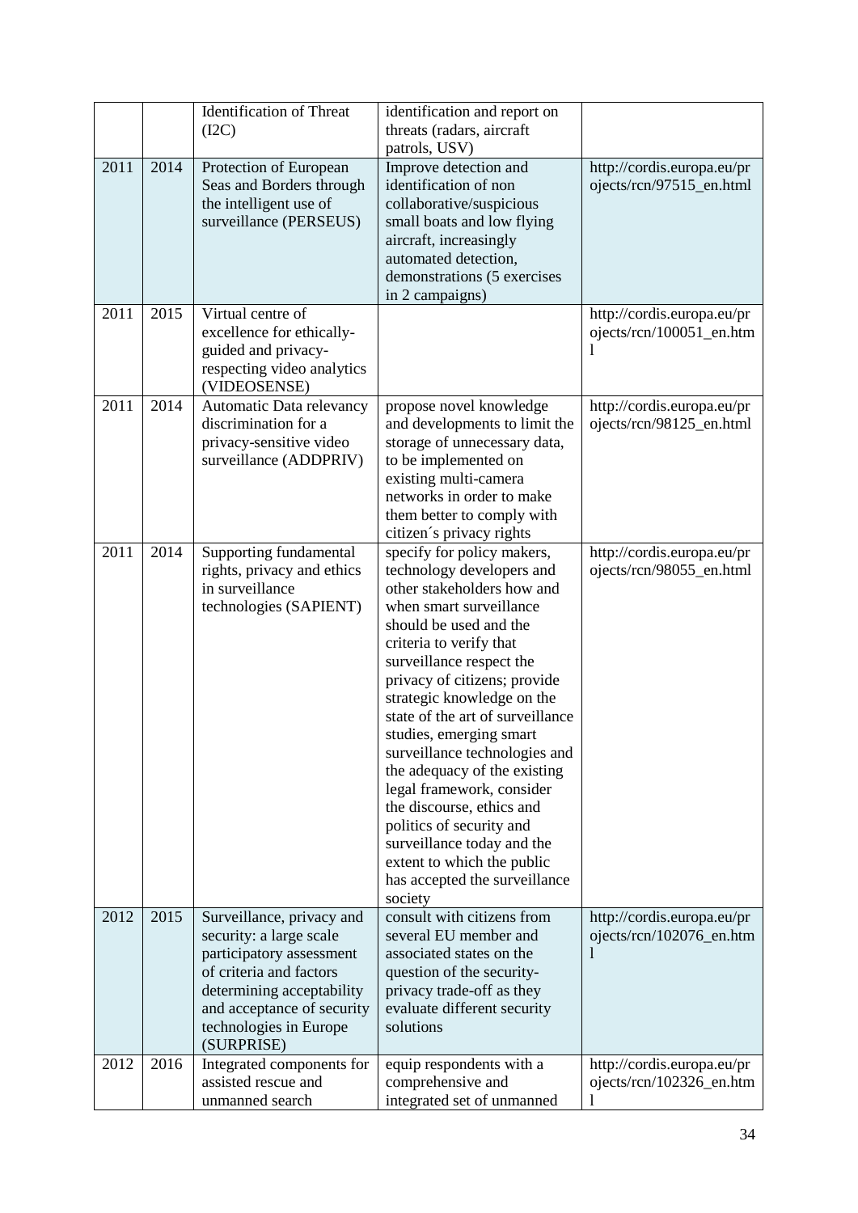| | | | | |
|---|---|---|---|---|
| | | Identification of Threat (I2C) | identification and report on threats (radars, aircraft patrols, USV) | |
| 2011 | 2014 | Protection of European Seas and Borders through the intelligent use of surveillance (PERSEUS) | Improve detection and identification of non collaborative/suspicious small boats and low flying aircraft, increasingly automated detection, demonstrations (5 exercises in 2 campaigns) | http://cordis.europa.eu/projects/rcn/97515_en.html |
| 2011 | 2015 | Virtual centre of excellence for ethically-guided and privacy-respecting video analytics (VIDEOSENSE) | | http://cordis.europa.eu/projects/rcn/100051_en.html |
| 2011 | 2014 | Automatic Data relevancy discrimination for a privacy-sensitive video surveillance (ADDPRIV) | propose novel knowledge and developments to limit the storage of unnecessary data, to be implemented on existing multi-camera networks in order to make them better to comply with citizen´s privacy rights | http://cordis.europa.eu/projects/rcn/98125_en.html |
| 2011 | 2014 | Supporting fundamental rights, privacy and ethics in surveillance technologies (SAPIENT) | specify for policy makers, technology developers and other stakeholders how and when smart surveillance should be used and the criteria to verify that surveillance respect the privacy of citizens; provide strategic knowledge on the state of the art of surveillance studies, emerging smart surveillance technologies and the adequacy of the existing legal framework, consider the discourse, ethics and politics of security and surveillance today and the extent to which the public has accepted the surveillance society | http://cordis.europa.eu/projects/rcn/98055_en.html |
| 2012 | 2015 | Surveillance, privacy and security: a large scale participatory assessment of criteria and factors determining acceptability and acceptance of security technologies in Europe (SURPRISE) | consult with citizens from several EU member and associated states on the question of the security-privacy trade-off as they evaluate different security solutions | http://cordis.europa.eu/projects/rcn/102076_en.html |
| 2012 | 2016 | Integrated components for assisted rescue and unmanned search | equip respondents with a comprehensive and integrated set of unmanned | http://cordis.europa.eu/projects/rcn/102326_en.html |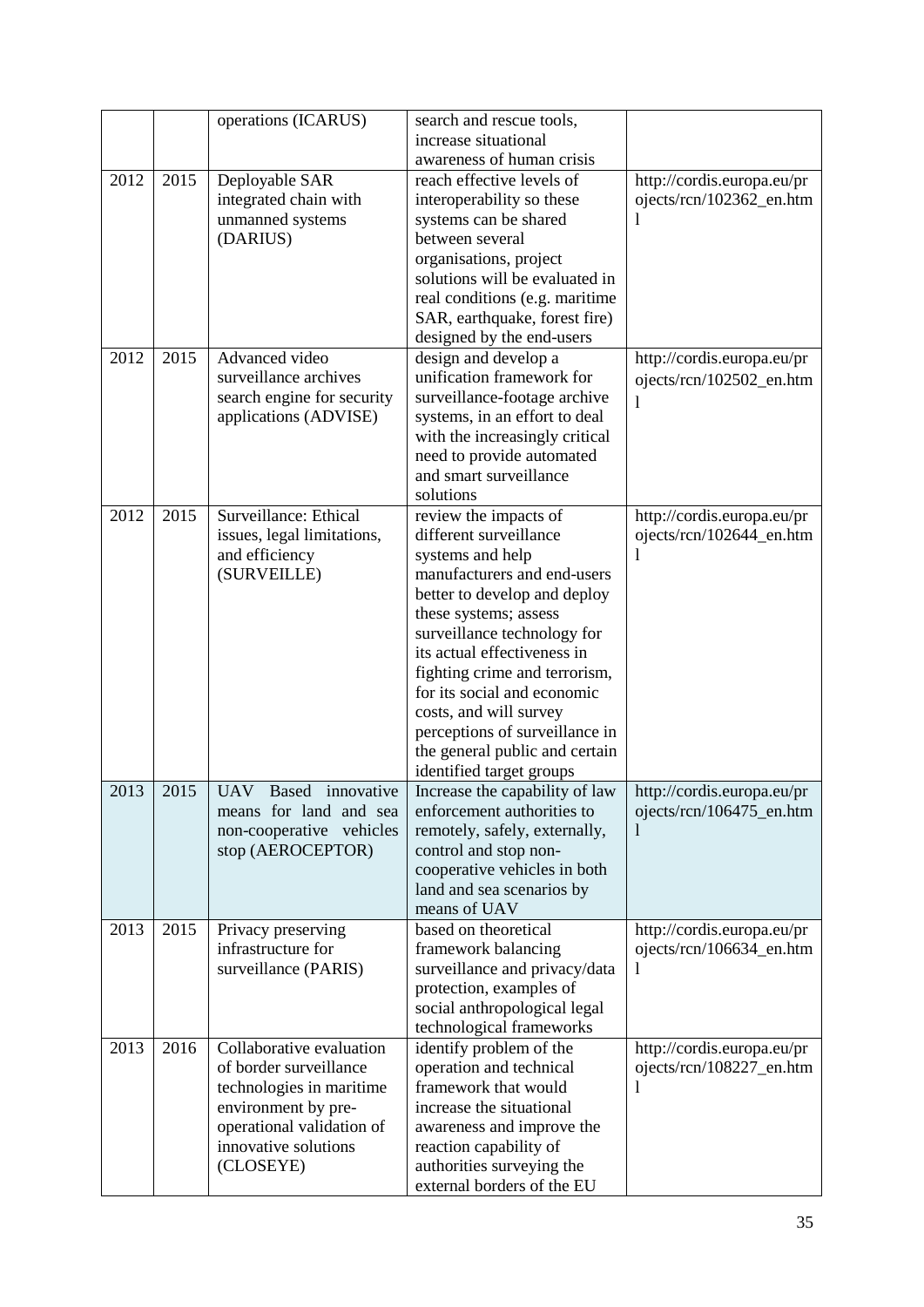|  |  |  |  |  |
|---|---|---|---|---|
|  |  | operations (ICARUS) | search and rescue tools, increase situational awareness of human crisis |  |
| 2012 | 2015 | Deployable SAR integrated chain with unmanned systems (DARIUS) | reach effective levels of interoperability so these systems can be shared between several organisations, project solutions will be evaluated in real conditions (e.g. maritime SAR, earthquake, forest fire) designed by the end-users | http://cordis.europa.eu/projects/rcn/102362_en.html |
| 2012 | 2015 | Advanced video surveillance archives search engine for security applications (ADVISE) | design and develop a unification framework for surveillance-footage archive systems, in an effort to deal with the increasingly critical need to provide automated and smart surveillance solutions | http://cordis.europa.eu/projects/rcn/102502_en.html |
| 2012 | 2015 | Surveillance: Ethical issues, legal limitations, and efficiency (SURVEILLE) | review the impacts of different surveillance systems and help manufacturers and end-users better to develop and deploy these systems; assess surveillance technology for its actual effectiveness in fighting crime and terrorism, for its social and economic costs, and will survey perceptions of surveillance in the general public and certain identified target groups | http://cordis.europa.eu/projects/rcn/102644_en.html |
| 2013 | 2015 | UAV Based innovative means for land and sea non-cooperative vehicles stop (AEROCEPTOR) | Increase the capability of law enforcement authorities to remotely, safely, externally, control and stop non-cooperative vehicles in both land and sea scenarios by means of UAV | http://cordis.europa.eu/projects/rcn/106475_en.html |
| 2013 | 2015 | Privacy preserving infrastructure for surveillance (PARIS) | based on theoretical framework balancing surveillance and privacy/data protection, examples of social anthropological legal technological frameworks | http://cordis.europa.eu/projects/rcn/106634_en.html |
| 2013 | 2016 | Collaborative evaluation of border surveillance technologies in maritime environment by pre-operational validation of innovative solutions (CLOSEYE) | identify problem of the operation and technical framework that would increase the situational awareness and improve the reaction capability of authorities surveying the external borders of the EU | http://cordis.europa.eu/projects/rcn/108227_en.html |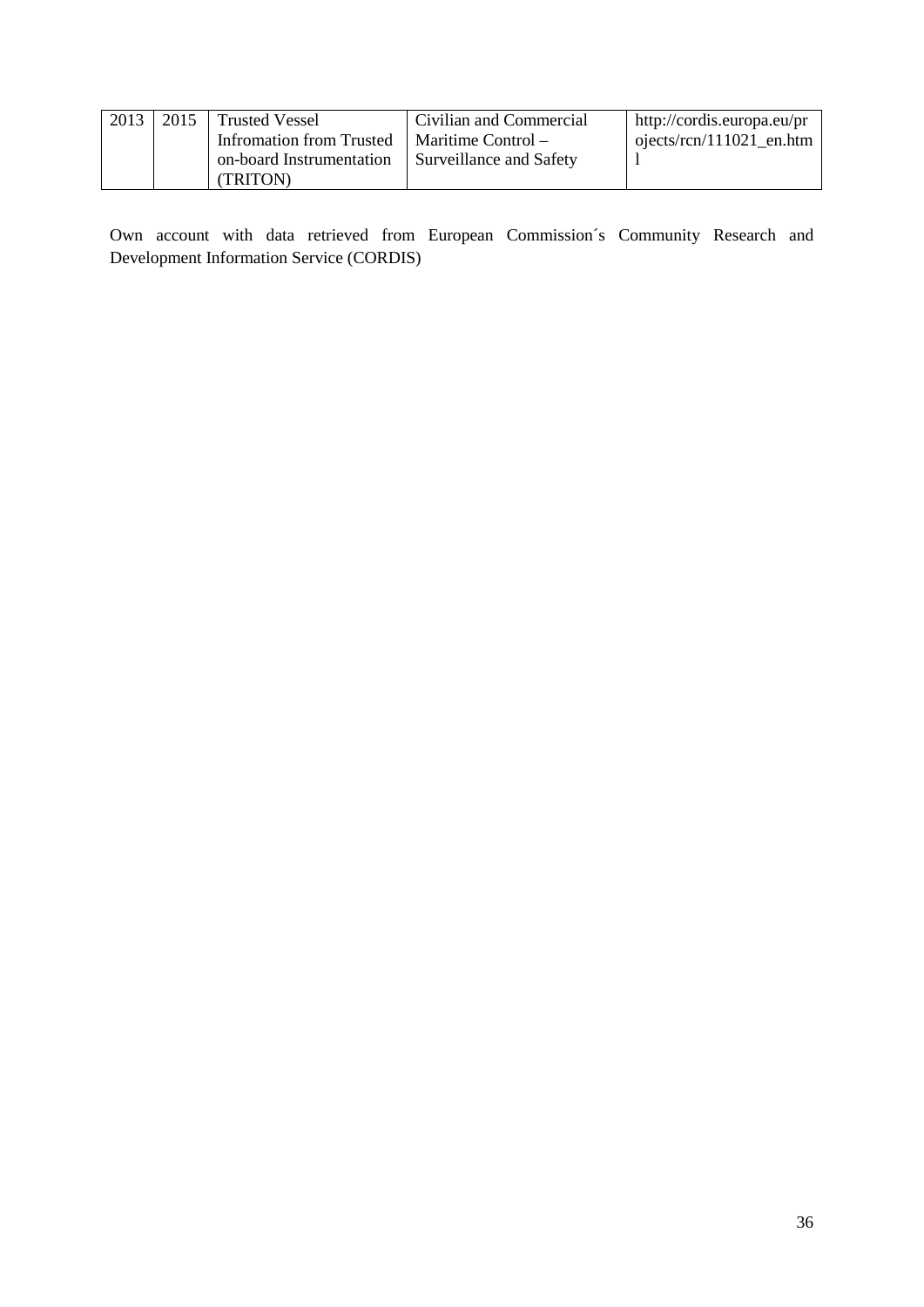| | | | | |
|---|---|---|---|---|
| 2013 | 2015 | Trusted Vessel Infromation from Trusted on-board Instrumentation (TRITON) | Civilian and Commercial Maritime Control – Surveillance and Safety | http://cordis.europa.eu/projects/rcn/111021_en.html |

Own account with data retrieved from European Commission´s Community Research and Development Information Service (CORDIS)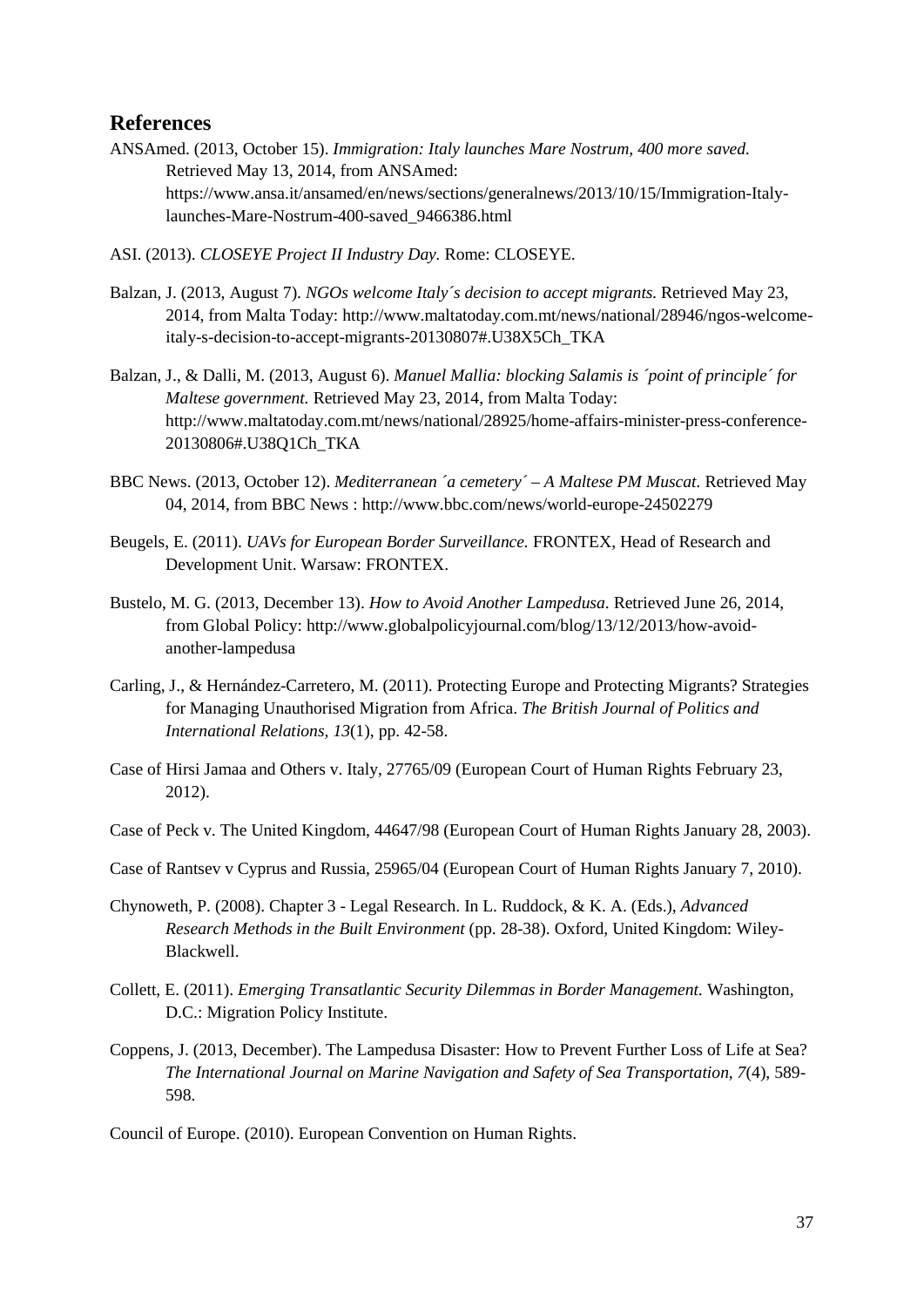## References

ANSAmed. (2013, October 15). *Immigration: Italy launches Mare Nostrum, 400 more saved.* Retrieved May 13, 2014, from ANSAmed: https://www.ansa.it/ansamed/en/news/sections/generalnews/2013/10/15/Immigration-Italy-launches-Mare-Nostrum-400-saved_9466386.html

ASI. (2013). *CLOSEYE Project II Industry Day.* Rome: CLOSEYE.

Balzan, J. (2013, August 7). *NGOs welcome Italy´s decision to accept migrants.* Retrieved May 23, 2014, from Malta Today: http://www.maltatoday.com.mt/news/national/28946/ngos-welcome-italy-s-decision-to-accept-migrants-20130807#.U38X5Ch_TKA

Balzan, J., & Dalli, M. (2013, August 6). *Manuel Mallia: blocking Salamis is ´point of principle´ for Maltese government.* Retrieved May 23, 2014, from Malta Today: http://www.maltatoday.com.mt/news/national/28925/home-affairs-minister-press-conference-20130806#.U38Q1Ch_TKA

BBC News. (2013, October 12). *Mediterranean ´a cemetery´ – A Maltese PM Muscat.* Retrieved May 04, 2014, from BBC News : http://www.bbc.com/news/world-europe-24502279

Beugels, E. (2011). *UAVs for European Border Surveillance.* FRONTEX, Head of Research and Development Unit. Warsaw: FRONTEX.

Bustelo, M. G. (2013, December 13). *How to Avoid Another Lampedusa*. Retrieved June 26, 2014, from Global Policy: http://www.globalpolicyjournal.com/blog/13/12/2013/how-avoid-another-lampedusa

Carling, J., & Hernández-Carretero, M. (2011). Protecting Europe and Protecting Migrants? Strategies for Managing Unauthorised Migration from Africa. *The British Journal of Politics and International Relations, 13*(1), pp. 42-58.

Case of Hirsi Jamaa and Others v. Italy, 27765/09 (European Court of Human Rights February 23, 2012).

Case of Peck v. The United Kingdom, 44647/98 (European Court of Human Rights January 28, 2003).

Case of Rantsev v Cyprus and Russia, 25965/04 (European Court of Human Rights January 7, 2010).

Chynoweth, P. (2008). Chapter 3 - Legal Research. In L. Ruddock, & K. A. (Eds.), *Advanced Research Methods in the Built Environment* (pp. 28-38). Oxford, United Kingdom: Wiley-Blackwell.

Collett, E. (2011). *Emerging Transatlantic Security Dilemmas in Border Management.* Washington, D.C.: Migration Policy Institute.

Coppens, J. (2013, December). The Lampedusa Disaster: How to Prevent Further Loss of Life at Sea? *The International Journal on Marine Navigation and Safety of Sea Transportation, 7*(4), 589-598.

Council of Europe. (2010). European Convention on Human Rights.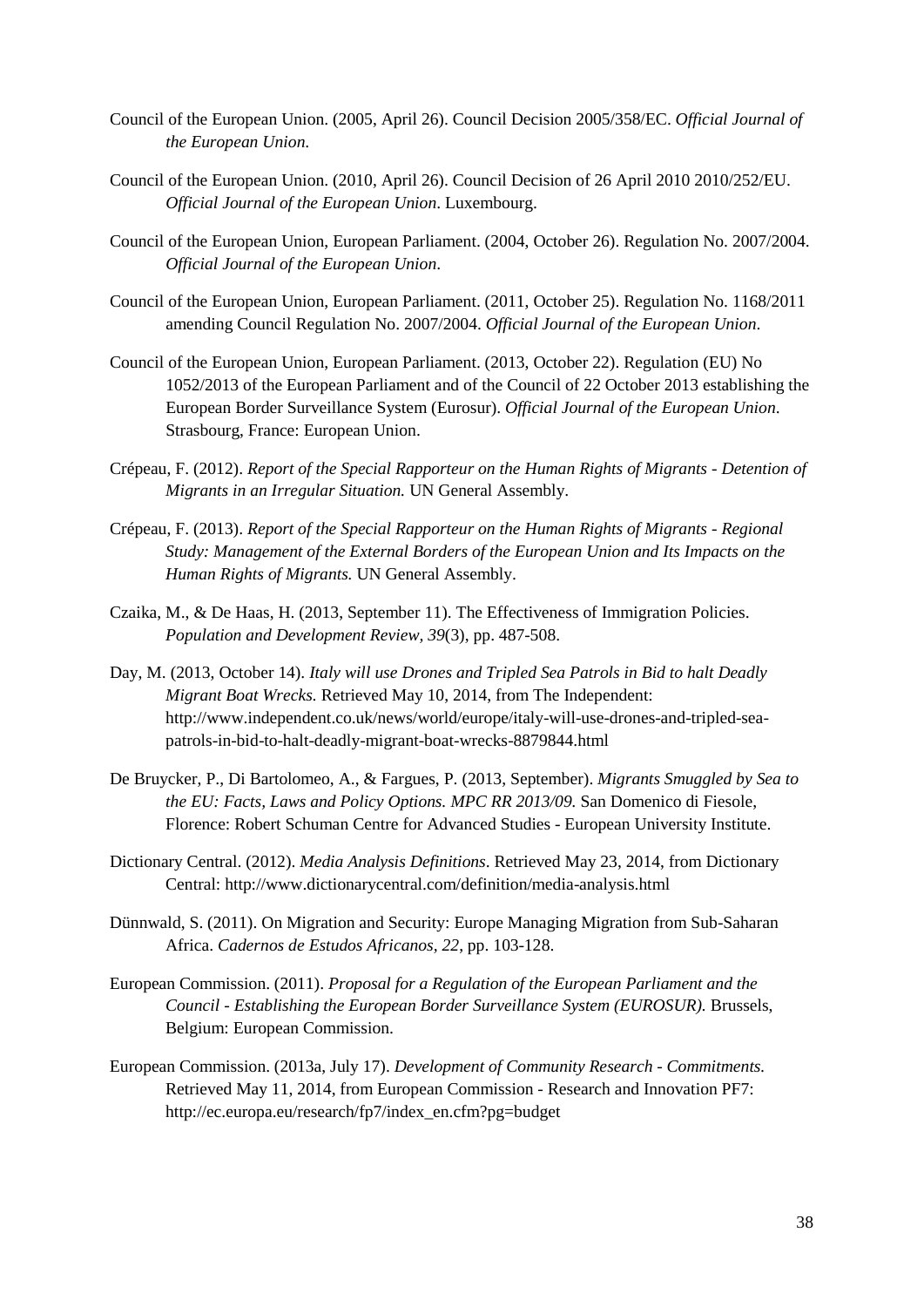Council of the European Union. (2005, April 26). Council Decision 2005/358/EC. *Official Journal of the European Union*.

Council of the European Union. (2010, April 26). Council Decision of 26 April 2010 2010/252/EU. *Official Journal of the European Union*. Luxembourg.

Council of the European Union, European Parliament. (2004, October 26). Regulation No. 2007/2004. *Official Journal of the European Union*.

Council of the European Union, European Parliament. (2011, October 25). Regulation No. 1168/2011 amending Council Regulation No. 2007/2004. *Official Journal of the European Union*.

Council of the European Union, European Parliament. (2013, October 22). Regulation (EU) No 1052/2013 of the European Parliament and of the Council of 22 October 2013 establishing the European Border Surveillance System (Eurosur). *Official Journal of the European Union*. Strasbourg, France: European Union.

Crépeau, F. (2012). *Report of the Special Rapporteur on the Human Rights of Migrants - Detention of Migrants in an Irregular Situation.* UN General Assembly.

Crépeau, F. (2013). *Report of the Special Rapporteur on the Human Rights of Migrants - Regional Study: Management of the External Borders of the European Union and Its Impacts on the Human Rights of Migrants.* UN General Assembly.

Czaika, M., & De Haas, H. (2013, September 11). The Effectiveness of Immigration Policies. *Population and Development Review, 39*(3), pp. 487-508.

Day, M. (2013, October 14). *Italy will use Drones and Tripled Sea Patrols in Bid to halt Deadly Migrant Boat Wrecks.* Retrieved May 10, 2014, from The Independent: http://www.independent.co.uk/news/world/europe/italy-will-use-drones-and-tripled-sea-patrols-in-bid-to-halt-deadly-migrant-boat-wrecks-8879844.html

De Bruycker, P., Di Bartolomeo, A., & Fargues, P. (2013, September). *Migrants Smuggled by Sea to the EU: Facts, Laws and Policy Options. MPC RR 2013/09.* San Domenico di Fiesole, Florence: Robert Schuman Centre for Advanced Studies - European University Institute.

Dictionary Central. (2012). *Media Analysis Definitions*. Retrieved May 23, 2014, from Dictionary Central: http://www.dictionarycentral.com/definition/media-analysis.html

Dünnwald, S. (2011). On Migration and Security: Europe Managing Migration from Sub-Saharan Africa. *Cadernos de Estudos Africanos, 22*, pp. 103-128.

European Commission. (2011). *Proposal for a Regulation of the European Parliament and the Council - Establishing the European Border Surveillance System (EUROSUR).* Brussels, Belgium: European Commission.

European Commission. (2013a, July 17). *Development of Community Research - Commitments.* Retrieved May 11, 2014, from European Commission - Research and Innovation PF7: http://ec.europa.eu/research/fp7/index_en.cfm?pg=budget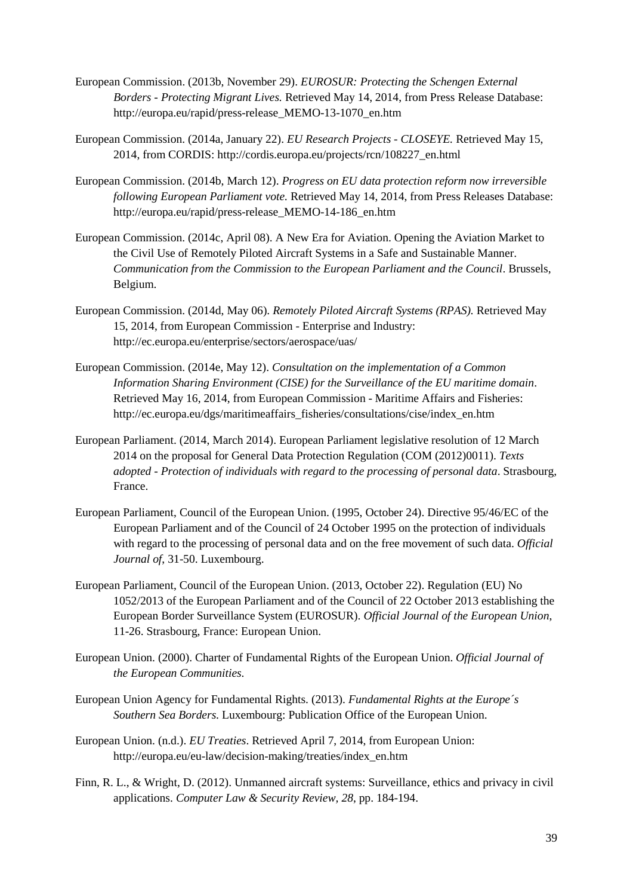European Commission. (2013b, November 29). *EUROSUR: Protecting the Schengen External Borders - Protecting Migrant Lives.* Retrieved May 14, 2014, from Press Release Database: http://europa.eu/rapid/press-release_MEMO-13-1070_en.htm

European Commission. (2014a, January 22). *EU Research Projects - CLOSEYE.* Retrieved May 15, 2014, from CORDIS: http://cordis.europa.eu/projects/rcn/108227_en.html

European Commission. (2014b, March 12). *Progress on EU data protection reform now irreversible following European Parliament vote.* Retrieved May 14, 2014, from Press Releases Database: http://europa.eu/rapid/press-release_MEMO-14-186_en.htm

European Commission. (2014c, April 08). A New Era for Aviation. Opening the Aviation Market to the Civil Use of Remotely Piloted Aircraft Systems in a Safe and Sustainable Manner. *Communication from the Commission to the European Parliament and the Council*. Brussels, Belgium.

European Commission. (2014d, May 06). *Remotely Piloted Aircraft Systems (RPAS).* Retrieved May 15, 2014, from European Commission - Enterprise and Industry: http://ec.europa.eu/enterprise/sectors/aerospace/uas/

European Commission. (2014e, May 12). *Consultation on the implementation of a Common Information Sharing Environment (CISE) for the Surveillance of the EU maritime domain*. Retrieved May 16, 2014, from European Commission - Maritime Affairs and Fisheries: http://ec.europa.eu/dgs/maritimeaffairs_fisheries/consultations/cise/index_en.htm

European Parliament. (2014, March 2014). European Parliament legislative resolution of 12 March 2014 on the proposal for General Data Protection Regulation (COM (2012)0011). *Texts adopted - Protection of individuals with regard to the processing of personal data*. Strasbourg, France.

European Parliament, Council of the European Union. (1995, October 24). Directive 95/46/EC of the European Parliament and of the Council of 24 October 1995 on the protection of individuals with regard to the processing of personal data and on the free movement of such data. *Official Journal of*, 31-50. Luxembourg.

European Parliament, Council of the European Union. (2013, October 22). Regulation (EU) No 1052/2013 of the European Parliament and of the Council of 22 October 2013 establishing the European Border Surveillance System (EUROSUR). *Official Journal of the European Union*, 11-26. Strasbourg, France: European Union.

European Union. (2000). Charter of Fundamental Rights of the European Union. *Official Journal of the European Communities*.

European Union Agency for Fundamental Rights. (2013). *Fundamental Rights at the Europe´s Southern Sea Borders.* Luxembourg: Publication Office of the European Union.

European Union. (n.d.). *EU Treaties*. Retrieved April 7, 2014, from European Union: http://europa.eu/eu-law/decision-making/treaties/index_en.htm

Finn, R. L., & Wright, D. (2012). Unmanned aircraft systems: Surveillance, ethics and privacy in civil applications. *Computer Law & Security Review, 28*, pp. 184-194.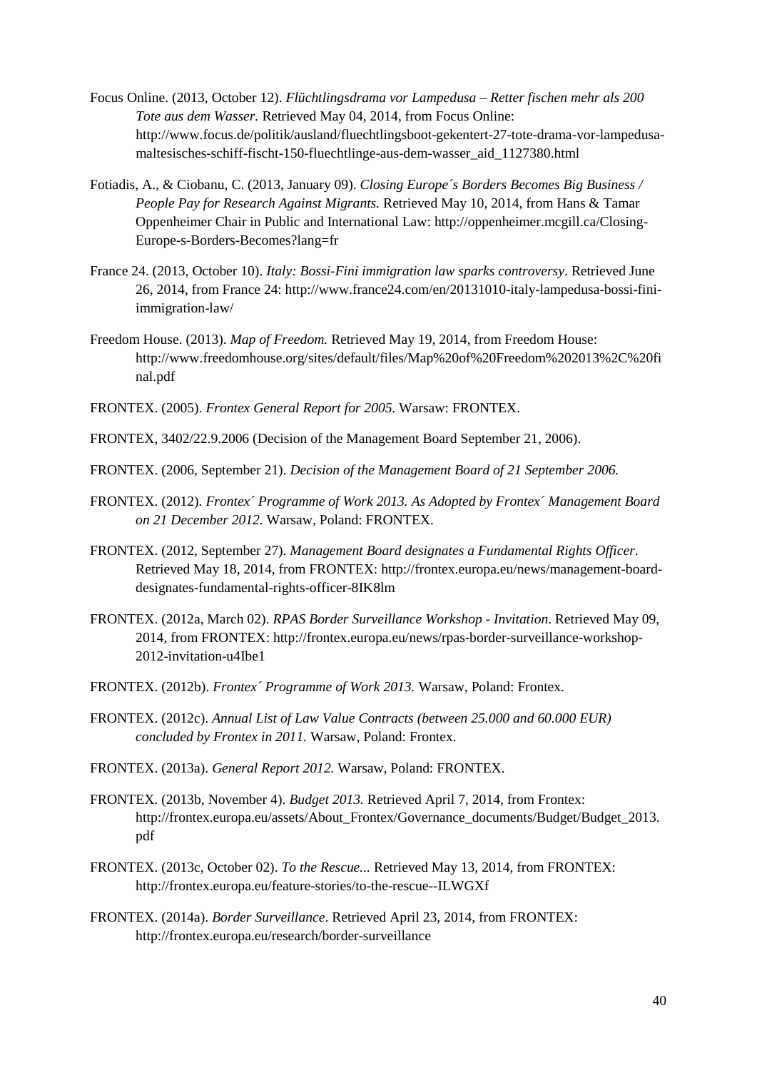Focus Online. (2013, October 12). *Flüchtlingsdrama vor Lampedusa – Retter fischen mehr als 200 Tote aus dem Wasser*. Retrieved May 04, 2014, from Focus Online: http://www.focus.de/politik/ausland/fluechtlingsboot-gekentert-27-tote-drama-vor-lampedusa-maltesisches-schiff-fischt-150-fluechtlinge-aus-dem-wasser_aid_1127380.html

Fotiadis, A., & Ciobanu, C. (2013, January 09). *Closing Europe´s Borders Becomes Big Business / People Pay for Research Against Migrants.* Retrieved May 10, 2014, from Hans & Tamar Oppenheimer Chair in Public and International Law: http://oppenheimer.mcgill.ca/Closing-Europe-s-Borders-Becomes?lang=fr

France 24. (2013, October 10). *Italy: Bossi-Fini immigration law sparks controversy*. Retrieved June 26, 2014, from France 24: http://www.france24.com/en/20131010-italy-lampedusa-bossi-fini-immigration-law/

Freedom House. (2013). *Map of Freedom.* Retrieved May 19, 2014, from Freedom House: http://www.freedomhouse.org/sites/default/files/Map%20of%20Freedom%202013%2C%20final.pdf

FRONTEX. (2005). *Frontex General Report for 2005*. Warsaw: FRONTEX.

FRONTEX, 3402/22.9.2006 (Decision of the Management Board September 21, 2006).

FRONTEX. (2006, September 21). *Decision of the Management Board of 21 September 2006.*

FRONTEX. (2012). *Frontex´ Programme of Work 2013. As Adopted by Frontex´ Management Board on 21 December 2012*. Warsaw, Poland: FRONTEX.

FRONTEX. (2012, September 27). *Management Board designates a Fundamental Rights Officer*. Retrieved May 18, 2014, from FRONTEX: http://frontex.europa.eu/news/management-board-designates-fundamental-rights-officer-8IK8lm

FRONTEX. (2012a, March 02). *RPAS Border Surveillance Workshop - Invitation*. Retrieved May 09, 2014, from FRONTEX: http://frontex.europa.eu/news/rpas-border-surveillance-workshop-2012-invitation-u4Ibe1

FRONTEX. (2012b). *Frontex´ Programme of Work 2013.* Warsaw, Poland: Frontex.

FRONTEX. (2012c). *Annual List of Law Value Contracts (between 25.000 and 60.000 EUR) concluded by Frontex in 2011.* Warsaw, Poland: Frontex.

FRONTEX. (2013a). *General Report 2012.* Warsaw, Poland: FRONTEX.

FRONTEX. (2013b, November 4). *Budget 2013.* Retrieved April 7, 2014, from Frontex: http://frontex.europa.eu/assets/About_Frontex/Governance_documents/Budget/Budget_2013.pdf

FRONTEX. (2013c, October 02). *To the Rescue...* Retrieved May 13, 2014, from FRONTEX: http://frontex.europa.eu/feature-stories/to-the-rescue--ILWGXf

FRONTEX. (2014a). *Border Surveillance*. Retrieved April 23, 2014, from FRONTEX: http://frontex.europa.eu/research/border-surveillance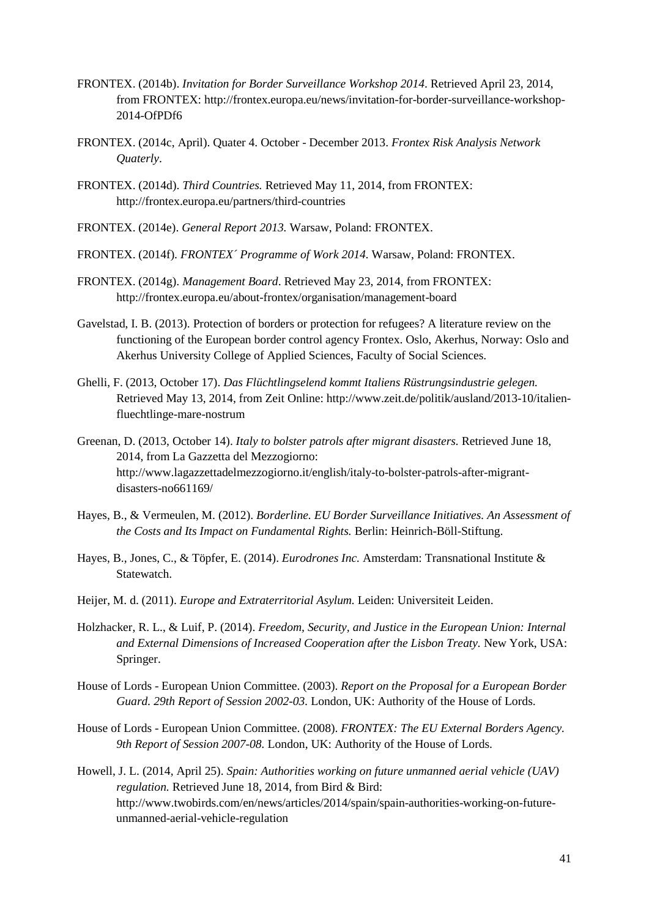FRONTEX. (2014b). *Invitation for Border Surveillance Workshop 2014*. Retrieved April 23, 2014, from FRONTEX: http://frontex.europa.eu/news/invitation-for-border-surveillance-workshop-2014-OfPDf6

FRONTEX. (2014c, April). Quater 4. October - December 2013. *Frontex Risk Analysis Network Quaterly*.

FRONTEX. (2014d). *Third Countries.* Retrieved May 11, 2014, from FRONTEX: http://frontex.europa.eu/partners/third-countries

FRONTEX. (2014e). *General Report 2013.* Warsaw, Poland: FRONTEX.

FRONTEX. (2014f). *FRONTEX´ Programme of Work 2014.* Warsaw, Poland: FRONTEX.

FRONTEX. (2014g). *Management Board*. Retrieved May 23, 2014, from FRONTEX: http://frontex.europa.eu/about-frontex/organisation/management-board

Gavelstad, I. B. (2013). Protection of borders or protection for refugees? A literature review on the functioning of the European border control agency Frontex. Oslo, Akerhus, Norway: Oslo and Akerhus University College of Applied Sciences, Faculty of Social Sciences.

Ghelli, F. (2013, October 17). *Das Flüchtlingselend kommt Italiens Rüstrungsindustrie gelegen.* Retrieved May 13, 2014, from Zeit Online: http://www.zeit.de/politik/ausland/2013-10/italien-fluechtlinge-mare-nostrum

Greenan, D. (2013, October 14). *Italy to bolster patrols after migrant disasters.* Retrieved June 18, 2014, from La Gazzetta del Mezzogiorno: http://www.lagazzettadelmezzogiorno.it/english/italy-to-bolster-patrols-after-migrant-disasters-no661169/

Hayes, B., & Vermeulen, M. (2012). *Borderline. EU Border Surveillance Initiatives. An Assessment of the Costs and Its Impact on Fundamental Rights.* Berlin: Heinrich-Böll-Stiftung.

Hayes, B., Jones, C., & Töpfer, E. (2014). *Eurodrones Inc.* Amsterdam: Transnational Institute & Statewatch.

Heijer, M. d. (2011). *Europe and Extraterritorial Asylum.* Leiden: Universiteit Leiden.

Holzhacker, R. L., & Luif, P. (2014). *Freedom, Security, and Justice in the European Union: Internal and External Dimensions of Increased Cooperation after the Lisbon Treaty.* New York, USA: Springer.

House of Lords - European Union Committee. (2003). *Report on the Proposal for a European Border Guard. 29th Report of Session 2002-03.* London, UK: Authority of the House of Lords.

House of Lords - European Union Committee. (2008). *FRONTEX: The EU External Borders Agency. 9th Report of Session 2007-08.* London, UK: Authority of the House of Lords.

Howell, J. L. (2014, April 25). *Spain: Authorities working on future unmanned aerial vehicle (UAV) regulation.* Retrieved June 18, 2014, from Bird & Bird: http://www.twobirds.com/en/news/articles/2014/spain/spain-authorities-working-on-future-unmanned-aerial-vehicle-regulation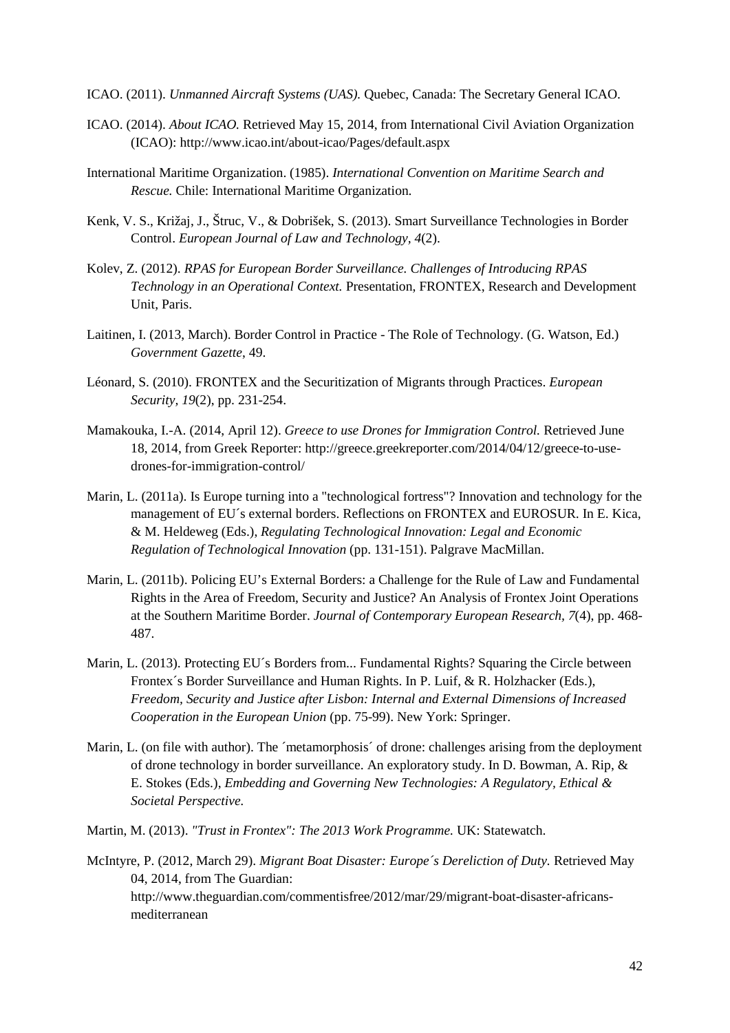ICAO. (2011). *Unmanned Aircraft Systems (UAS).* Quebec, Canada: The Secretary General ICAO.

ICAO. (2014). *About ICAO.* Retrieved May 15, 2014, from International Civil Aviation Organization (ICAO): http://www.icao.int/about-icao/Pages/default.aspx

International Maritime Organization. (1985). *International Convention on Maritime Search and Rescue.* Chile: International Maritime Organization.

Kenk, V. S., Križaj, J., Štruc, V., & Dobrišek, S. (2013). Smart Surveillance Technologies in Border Control. *European Journal of Law and Technology, 4*(2).

Kolev, Z. (2012). *RPAS for European Border Surveillance. Challenges of Introducing RPAS Technology in an Operational Context.* Presentation, FRONTEX, Research and Development Unit, Paris.

Laitinen, I. (2013, March). Border Control in Practice - The Role of Technology. (G. Watson, Ed.) *Government Gazette*, 49.

Léonard, S. (2010). FRONTEX and the Securitization of Migrants through Practices. *European Security, 19*(2), pp. 231-254.

Mamakouka, I.-A. (2014, April 12). *Greece to use Drones for Immigration Control.* Retrieved June 18, 2014, from Greek Reporter: http://greece.greekreporter.com/2014/04/12/greece-to-use-drones-for-immigration-control/

Marin, L. (2011a). Is Europe turning into a "technological fortress"? Innovation and technology for the management of EU´s external borders. Reflections on FRONTEX and EUROSUR. In E. Kica, & M. Heldeweg (Eds.), *Regulating Technological Innovation: Legal and Economic Regulation of Technological Innovation* (pp. 131-151). Palgrave MacMillan.

Marin, L. (2011b). Policing EU's External Borders: a Challenge for the Rule of Law and Fundamental Rights in the Area of Freedom, Security and Justice? An Analysis of Frontex Joint Operations at the Southern Maritime Border. *Journal of Contemporary European Research, 7*(4), pp. 468-487.

Marin, L. (2013). Protecting EU´s Borders from... Fundamental Rights? Squaring the Circle between Frontex´s Border Surveillance and Human Rights. In P. Luif, & R. Holzhacker (Eds.), *Freedom, Security and Justice after Lisbon: Internal and External Dimensions of Increased Cooperation in the European Union* (pp. 75-99). New York: Springer.

Marin, L. (on file with author). The ´metamorphosis´ of drone: challenges arising from the deployment of drone technology in border surveillance. An exploratory study. In D. Bowman, A. Rip, & E. Stokes (Eds.), *Embedding and Governing New Technologies: A Regulatory, Ethical & Societal Perspective.*

Martin, M. (2013). *"Trust in Frontex": The 2013 Work Programme.* UK: Statewatch.

McIntyre, P. (2012, March 29). *Migrant Boat Disaster: Europe´s Dereliction of Duty.* Retrieved May 04, 2014, from The Guardian: http://www.theguardian.com/commentisfree/2012/mar/29/migrant-boat-disaster-africans-mediterranean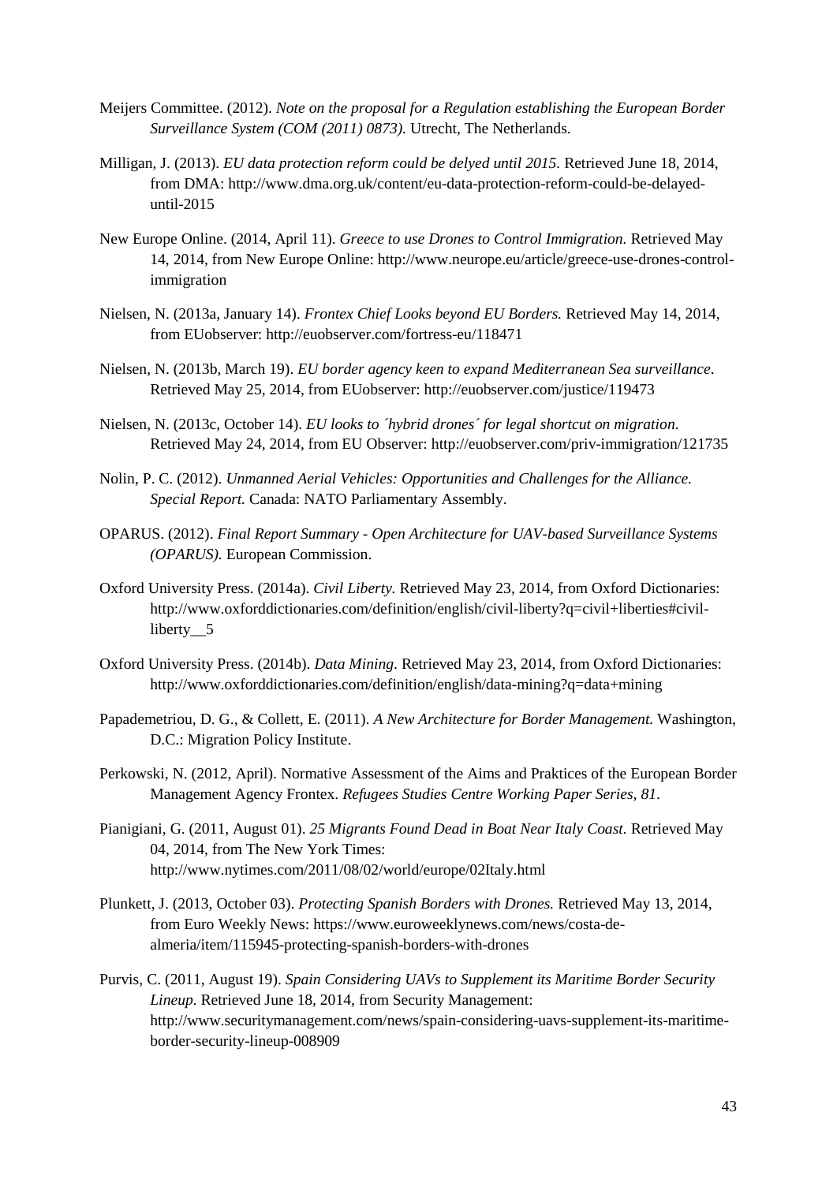Meijers Committee. (2012). *Note on the proposal for a Regulation establishing the European Border Surveillance System (COM (2011) 0873).* Utrecht, The Netherlands.

Milligan, J. (2013). *EU data protection reform could be delyed until 2015*. Retrieved June 18, 2014, from DMA: http://www.dma.org.uk/content/eu-data-protection-reform-could-be-delayed-until-2015

New Europe Online. (2014, April 11). *Greece to use Drones to Control Immigration.* Retrieved May 14, 2014, from New Europe Online: http://www.neurope.eu/article/greece-use-drones-control-immigration

Nielsen, N. (2013a, January 14). *Frontex Chief Looks beyond EU Borders.* Retrieved May 14, 2014, from EUobserver: http://euobserver.com/fortress-eu/118471

Nielsen, N. (2013b, March 19). *EU border agency keen to expand Mediterranean Sea surveillance*. Retrieved May 25, 2014, from EUobserver: http://euobserver.com/justice/119473

Nielsen, N. (2013c, October 14). *EU looks to ´hybrid drones´ for legal shortcut on migration*. Retrieved May 24, 2014, from EU Observer: http://euobserver.com/priv-immigration/121735

Nolin, P. C. (2012). *Unmanned Aerial Vehicles: Opportunities and Challenges for the Alliance. Special Report.* Canada: NATO Parliamentary Assembly.

OPARUS. (2012). *Final Report Summary - Open Architecture for UAV-based Surveillance Systems (OPARUS).* European Commission.

Oxford University Press. (2014a). *Civil Liberty.* Retrieved May 23, 2014, from Oxford Dictionaries: http://www.oxforddictionaries.com/definition/english/civil-liberty?q=civil+liberties#civil-liberty__5

Oxford University Press. (2014b). *Data Mining*. Retrieved May 23, 2014, from Oxford Dictionaries: http://www.oxforddictionaries.com/definition/english/data-mining?q=data+mining

Papademetriou, D. G., & Collett, E. (2011). *A New Architecture for Border Management.* Washington, D.C.: Migration Policy Institute.

Perkowski, N. (2012, April). Normative Assessment of the Aims and Praktices of the European Border Management Agency Frontex. *Refugees Studies Centre Working Paper Series, 81*.

Pianigiani, G. (2011, August 01). *25 Migrants Found Dead in Boat Near Italy Coast*. Retrieved May 04, 2014, from The New York Times: http://www.nytimes.com/2011/08/02/world/europe/02Italy.html

Plunkett, J. (2013, October 03). *Protecting Spanish Borders with Drones.* Retrieved May 13, 2014, from Euro Weekly News: https://www.euroweeklynews.com/news/costa-de-almeria/item/115945-protecting-spanish-borders-with-drones

Purvis, C. (2011, August 19). *Spain Considering UAVs to Supplement its Maritime Border Security Lineup*. Retrieved June 18, 2014, from Security Management: http://www.securitymanagement.com/news/spain-considering-uavs-supplement-its-maritime-border-security-lineup-008909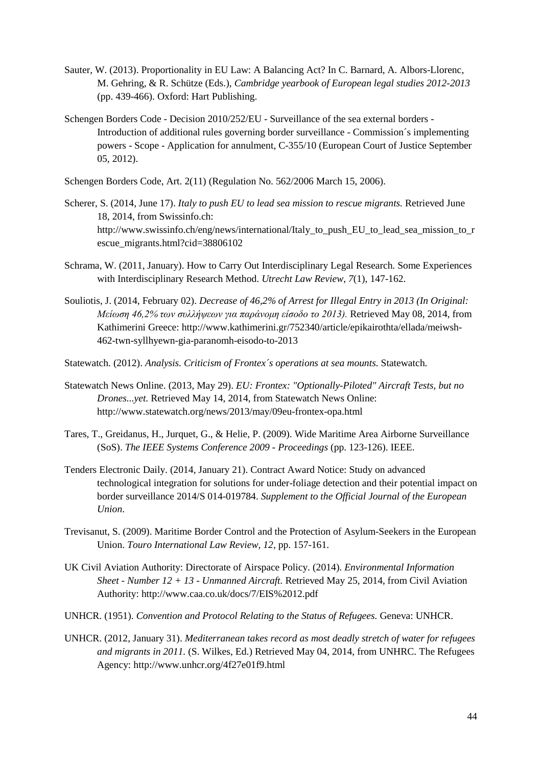Sauter, W. (2013). Proportionality in EU Law: A Balancing Act? In C. Barnard, A. Albors-Llorenc, M. Gehring, & R. Schütze (Eds.), *Cambridge yearbook of European legal studies 2012-2013* (pp. 439-466). Oxford: Hart Publishing.

Schengen Borders Code - Decision 2010/252/EU - Surveillance of the sea external borders - Introduction of additional rules governing border surveillance - Commission´s implementing powers - Scope - Application for annulment, C-355/10 (European Court of Justice September 05, 2012).

Schengen Borders Code, Art. 2(11) (Regulation No. 562/2006 March 15, 2006).

Scherer, S. (2014, June 17). *Italy to push EU to lead sea mission to rescue migrants.* Retrieved June 18, 2014, from Swissinfo.ch: http://www.swissinfo.ch/eng/news/international/Italy_to_push_EU_to_lead_sea_mission_to_rescue_migrants.html?cid=38806102

Schrama, W. (2011, January). How to Carry Out Interdisciplinary Legal Research. Some Experiences with Interdisciplinary Research Method. *Utrecht Law Review, 7*(1), 147-162.

Souliotis, J. (2014, February 02). *Decrease of 46,2% of Arrest for Illegal Entry in 2013 (In Original: Μείωση 46,2% των συλλήψεων για παράνομη είσοδο το 2013).* Retrieved May 08, 2014, from Kathimerini Greece: http://www.kathimerini.gr/752340/article/epikairothta/ellada/meiwsh-462-twn-syllhyewn-gia-paranomh-eisodo-to-2013

Statewatch. (2012). *Analysis. Criticism of Frontex´s operations at sea mounts.* Statewatch.

Statewatch News Online. (2013, May 29). *EU: Frontex: "Optionally-Piloted" Aircraft Tests, but no Drones...yet.* Retrieved May 14, 2014, from Statewatch News Online: http://www.statewatch.org/news/2013/may/09eu-frontex-opa.html

Tares, T., Greidanus, H., Jurquet, G., & Helie, P. (2009). Wide Maritime Area Airborne Surveillance (SoS). *The IEEE Systems Conference 2009 - Proceedings* (pp. 123-126). IEEE.

Tenders Electronic Daily. (2014, January 21). Contract Award Notice: Study on advanced technological integration for solutions for under-foliage detection and their potential impact on border surveillance 2014/S 014-019784. *Supplement to the Official Journal of the European Union*.

Trevisanut, S. (2009). Maritime Border Control and the Protection of Asylum-Seekers in the European Union. *Touro International Law Review, 12*, pp. 157-161.

UK Civil Aviation Authority: Directorate of Airspace Policy. (2014). *Environmental Information Sheet - Number 12 + 13 - Unmanned Aircraft.* Retrieved May 25, 2014, from Civil Aviation Authority: http://www.caa.co.uk/docs/7/EIS%2012.pdf

UNHCR. (1951). *Convention and Protocol Relating to the Status of Refugees.* Geneva: UNHCR.

UNHCR. (2012, January 31). *Mediterranean takes record as most deadly stretch of water for refugees and migrants in 2011.* (S. Wilkes, Ed.) Retrieved May 04, 2014, from UNHRC. The Refugees Agency: http://www.unhcr.org/4f27e01f9.html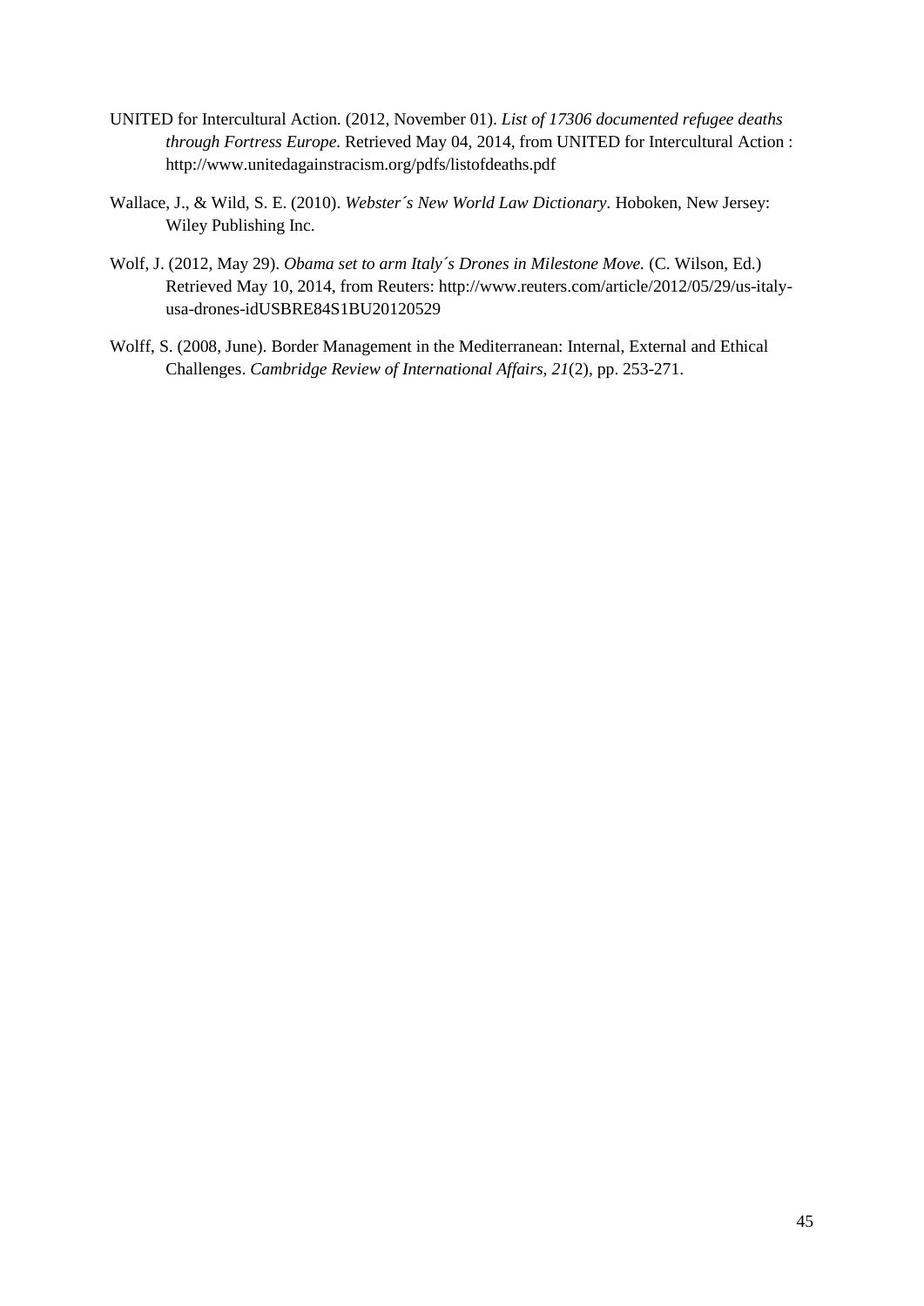UNITED for Intercultural Action. (2012, November 01). *List of 17306 documented refugee deaths through Fortress Europe.* Retrieved May 04, 2014, from UNITED for Intercultural Action : http://www.unitedagainstracism.org/pdfs/listofdeaths.pdf

Wallace, J., & Wild, S. E. (2010). *Webster´s New World Law Dictionary*. Hoboken, New Jersey: Wiley Publishing Inc.

Wolf, J. (2012, May 29). *Obama set to arm Italy´s Drones in Milestone Move.* (C. Wilson, Ed.) Retrieved May 10, 2014, from Reuters: http://www.reuters.com/article/2012/05/29/us-italy-usa-drones-idUSBRE84S1BU20120529

Wolff, S. (2008, June). Border Management in the Mediterranean: Internal, External and Ethical Challenges. *Cambridge Review of International Affairs, 21*(2), pp. 253-271.